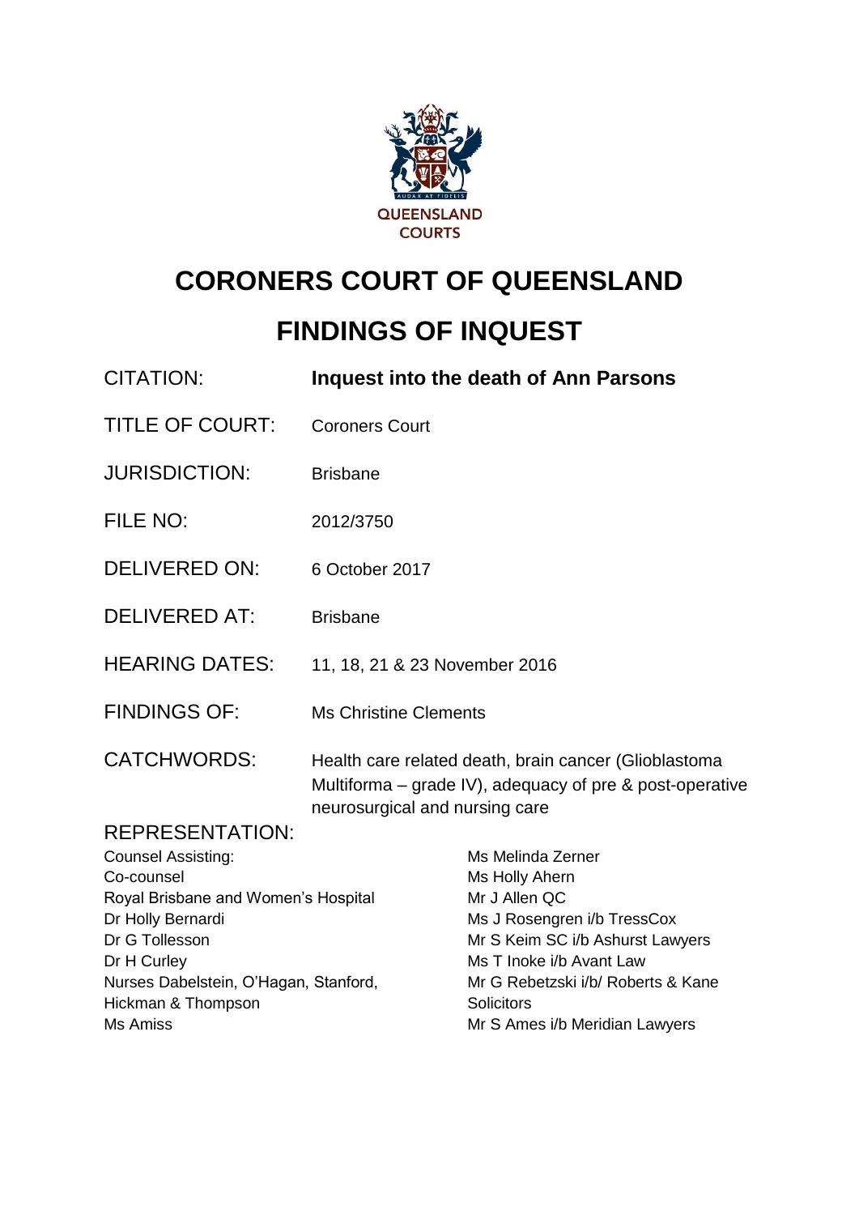QUEENSLAND COURTS

# CORONERS COURT OF QUEENSLAND

# FINDINGS OF INQUEST

| | |
|---|---|
| CITATION: | **Inquest into the death of Ann Parsons** |
| TITLE OF COURT: | Coroners Court |
| JURISDICTION: | Brisbane |
| FILE NO: | 2012/3750 |
| DELIVERED ON: | 6 October 2017 |
| DELIVERED AT: | Brisbane |
| HEARING DATES: | 11, 18, 21 & 23 November 2016 |
| FINDINGS OF: | Ms Christine Clements |
| CATCHWORDS: | Health care related death, brain cancer (Glioblastoma Multiforma – grade IV), adequacy of pre & post-operative neurosurgical and nursing care |

REPRESENTATION:

| | |
|---|---|
| Counsel Assisting: | Ms Melinda Zerner |
| Co-counsel | Ms Holly Ahern |
| Royal Brisbane and Women's Hospital | Mr J Allen QC |
| Dr Holly Bernardi | Ms J Rosengren i/b TressCox |
| Dr G Tollesson | Mr S Keim SC i/b Ashurst Lawyers |
| Dr H Curley | Ms T Inoke i/b Avant Law |
| Nurses Dabelstein, O'Hagan, Stanford, Hickman & Thompson | Mr G Rebetzski i/b/ Roberts & Kane Solicitors |
| Ms Amiss | Mr S Ames i/b Meridian Lawyers |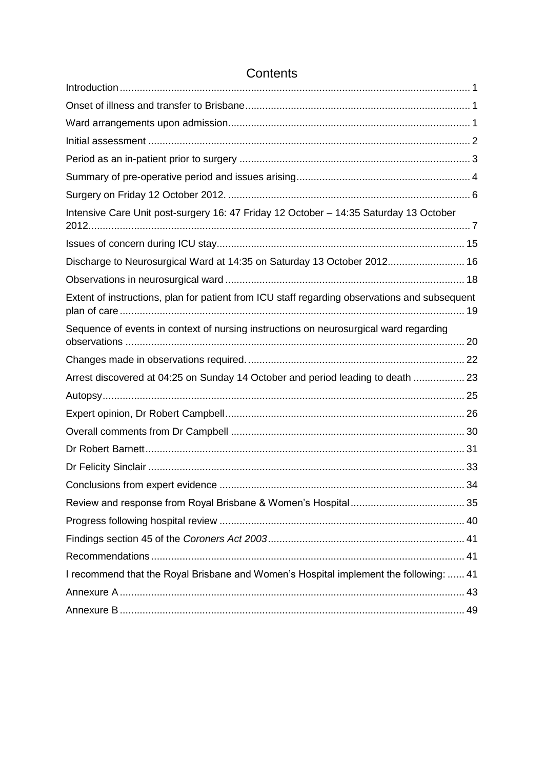# Contents

Introduction ........................................................................................................................ 1

Onset of illness and transfer to Brisbane ............................................................................ 1

Ward arrangements upon admission .................................................................................. 1

Initial assessment ............................................................................................................... 2

Period as an in-patient prior to surgery ............................................................................... 3

Summary of pre-operative period and issues arising ........................................................... 4

Surgery on Friday 12 October 2012. .................................................................................... 6

Intensive Care Unit post-surgery 16: 47 Friday 12 October – 14:35 Saturday 13 October 2012 ....................................................................................................................................... 7

Issues of concern during ICU stay ...................................................................................... 15

Discharge to Neurosurgical Ward at 14:35 on Saturday 13 October 2012 .......................... 16

Observations in neurosurgical ward ................................................................................... 18

Extent of instructions, plan for patient from ICU staff regarding observations and subsequent plan of care ......................................................................................................................... 19

Sequence of events in context of nursing instructions on neurosurgical ward regarding observations ....................................................................................................................... 20

Changes made in observations required. ........................................................................... 22

Arrest discovered at 04:25 on Sunday 14 October and period leading to death .................. 23

Autopsy .............................................................................................................................. 25

Expert opinion, Dr Robert Campbell ................................................................................... 26

Overall comments from Dr Campbell ................................................................................. 30

Dr Robert Barnett ............................................................................................................... 31

Dr Felicity Sinclair .............................................................................................................. 33

Conclusions from expert evidence ..................................................................................... 34

Review and response from Royal Brisbane & Women's Hospital ....................................... 35

Progress following hospital review ..................................................................................... 40

Findings section 45 of the *Coroners Act 2003* .................................................................... 41

Recommendations ............................................................................................................. 41

I recommend that the Royal Brisbane and Women's Hospital implement the following: ...... 41

Annexure A ......................................................................................................................... 43

Annexure B ......................................................................................................................... 49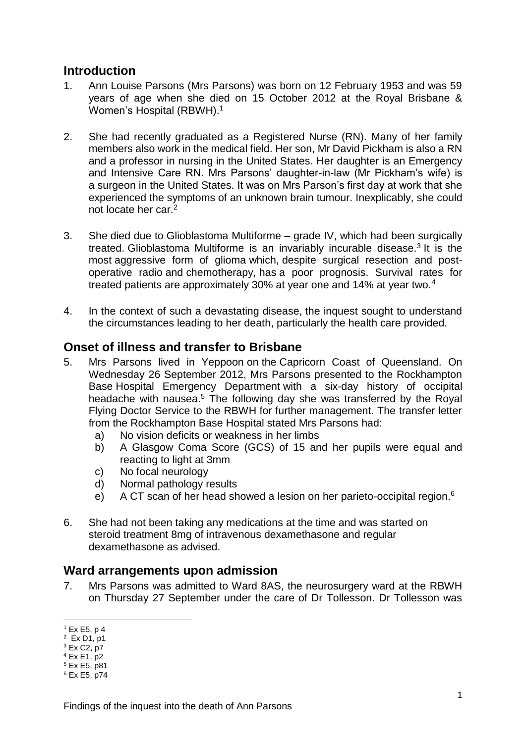## Introduction

1. Ann Louise Parsons (Mrs Parsons) was born on 12 February 1953 and was 59 years of age when she died on 15 October 2012 at the Royal Brisbane & Women's Hospital (RBWH).[1]

2. She had recently graduated as a Registered Nurse (RN). Many of her family members also work in the medical field. Her son, Mr David Pickham is also a RN and a professor in nursing in the United States. Her daughter is an Emergency and Intensive Care RN. Mrs Parsons' daughter-in-law (Mr Pickham's wife) is a surgeon in the United States. It was on Mrs Parson's first day at work that she experienced the symptoms of an unknown brain tumour. Inexplicably, she could not locate her car.[2]

3. She died due to Glioblastoma Multiforme – grade IV, which had been surgically treated. Glioblastoma Multiforme is an invariably incurable disease.[3] It is the most aggressive form of glioma which, despite surgical resection and post-operative radio and chemotherapy, has a poor prognosis. Survival rates for treated patients are approximately 30% at year one and 14% at year two.[4]

4. In the context of such a devastating disease, the inquest sought to understand the circumstances leading to her death, particularly the health care provided.

## Onset of illness and transfer to Brisbane

5. Mrs Parsons lived in Yeppoon on the Capricorn Coast of Queensland. On Wednesday 26 September 2012, Mrs Parsons presented to the Rockhampton Base Hospital Emergency Department with a six-day history of occipital headache with nausea.[5] The following day she was transferred by the Royal Flying Doctor Service to the RBWH for further management. The transfer letter from the Rockhampton Base Hospital stated Mrs Parsons had:
   a) No vision deficits or weakness in her limbs
   b) A Glasgow Coma Score (GCS) of 15 and her pupils were equal and reacting to light at 3mm
   c) No focal neurology
   d) Normal pathology results
   e) A CT scan of her head showed a lesion on her parieto-occipital region.[6]

6. She had not been taking any medications at the time and was started on steroid treatment 8mg of intravenous dexamethasone and regular dexamethasone as advised.

## Ward arrangements upon admission

7. Mrs Parsons was admitted to Ward 8AS, the neurosurgery ward at the RBWH on Thursday 27 September under the care of Dr Tollesson. Dr Tollesson was

---

[1] Ex E5, p 4
[2] Ex D1, p1
[3] Ex C2, p7
[4] Ex E1, p2
[5] Ex E5, p81
[6] Ex E5, p74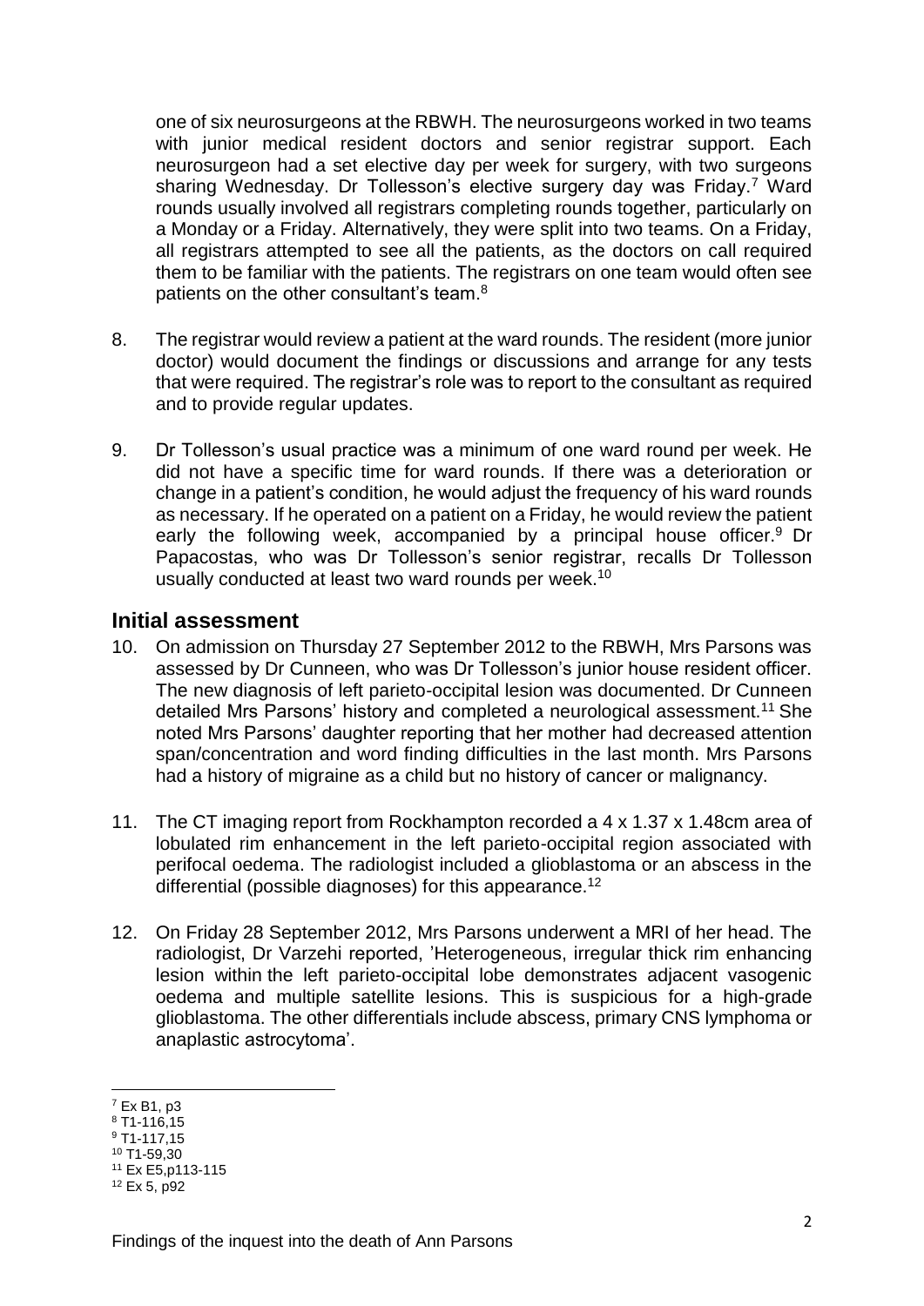one of six neurosurgeons at the RBWH. The neurosurgeons worked in two teams with junior medical resident doctors and senior registrar support. Each neurosurgeon had a set elective day per week for surgery, with two surgeons sharing Wednesday. Dr Tollesson's elective surgery day was Friday.[7] Ward rounds usually involved all registrars completing rounds together, particularly on a Monday or a Friday. Alternatively, they were split into two teams. On a Friday, all registrars attempted to see all the patients, as the doctors on call required them to be familiar with the patients. The registrars on one team would often see patients on the other consultant's team.[8]

8. The registrar would review a patient at the ward rounds. The resident (more junior doctor) would document the findings or discussions and arrange for any tests that were required. The registrar's role was to report to the consultant as required and to provide regular updates.

9. Dr Tollesson's usual practice was a minimum of one ward round per week. He did not have a specific time for ward rounds. If there was a deterioration or change in a patient's condition, he would adjust the frequency of his ward rounds as necessary. If he operated on a patient on a Friday, he would review the patient early the following week, accompanied by a principal house officer.[9] Dr Papacostas, who was Dr Tollesson's senior registrar, recalls Dr Tollesson usually conducted at least two ward rounds per week.[10]

## Initial assessment

10. On admission on Thursday 27 September 2012 to the RBWH, Mrs Parsons was assessed by Dr Cunneen, who was Dr Tollesson's junior house resident officer. The new diagnosis of left parieto-occipital lesion was documented. Dr Cunneen detailed Mrs Parsons' history and completed a neurological assessment.[11] She noted Mrs Parsons' daughter reporting that her mother had decreased attention span/concentration and word finding difficulties in the last month. Mrs Parsons had a history of migraine as a child but no history of cancer or malignancy.

11. The CT imaging report from Rockhampton recorded a 4 x 1.37 x 1.48cm area of lobulated rim enhancement in the left parieto-occipital region associated with perifocal oedema. The radiologist included a glioblastoma or an abscess in the differential (possible diagnoses) for this appearance.[12]

12. On Friday 28 September 2012, Mrs Parsons underwent a MRI of her head. The radiologist, Dr Varzehi reported, 'Heterogeneous, irregular thick rim enhancing lesion within the left parieto-occipital lobe demonstrates adjacent vasogenic oedema and multiple satellite lesions. This is suspicious for a high-grade glioblastoma. The other differentials include abscess, primary CNS lymphoma or anaplastic astrocytoma'.

---

[7] Ex B1, p3
[8] T1-116,15
[9] T1-117,15
[10] T1-59,30
[11] Ex E5,p113-115
[12] Ex 5, p92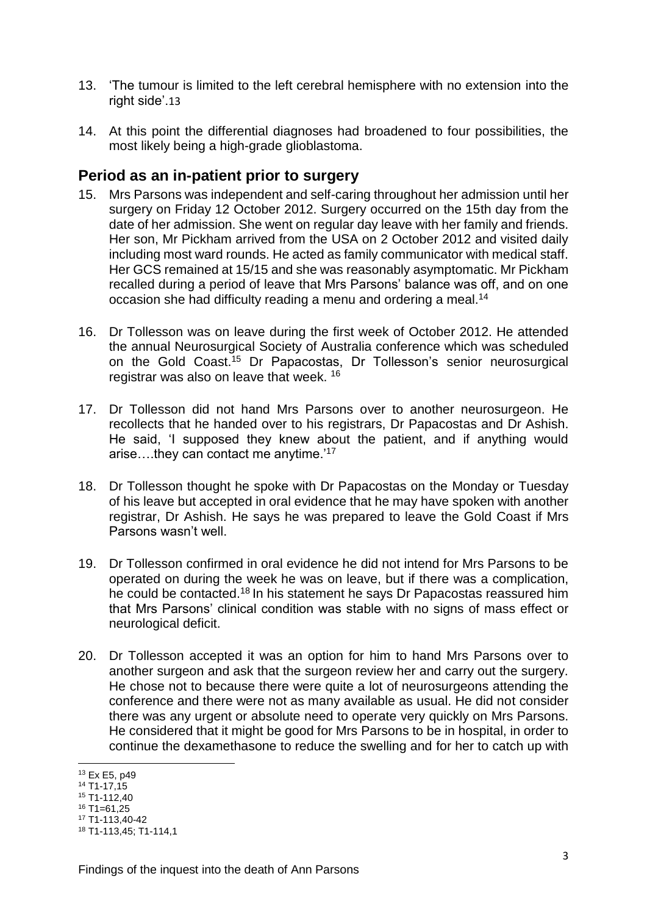13. 'The tumour is limited to the left cerebral hemisphere with no extension into the right side'.[13]

14. At this point the differential diagnoses had broadened to four possibilities, the most likely being a high-grade glioblastoma.

## Period as an in-patient prior to surgery

15. Mrs Parsons was independent and self-caring throughout her admission until her surgery on Friday 12 October 2012. Surgery occurred on the 15th day from the date of her admission. She went on regular day leave with her family and friends. Her son, Mr Pickham arrived from the USA on 2 October 2012 and visited daily including most ward rounds. He acted as family communicator with medical staff. Her GCS remained at 15/15 and she was reasonably asymptomatic. Mr Pickham recalled during a period of leave that Mrs Parsons' balance was off, and on one occasion she had difficulty reading a menu and ordering a meal.[14]

16. Dr Tollesson was on leave during the first week of October 2012. He attended the annual Neurosurgical Society of Australia conference which was scheduled on the Gold Coast.[15] Dr Papacostas, Dr Tollesson's senior neurosurgical registrar was also on leave that week.[16]

17. Dr Tollesson did not hand Mrs Parsons over to another neurosurgeon. He recollects that he handed over to his registrars, Dr Papacostas and Dr Ashish. He said, 'I supposed they knew about the patient, and if anything would arise….they can contact me anytime.'[17]

18. Dr Tollesson thought he spoke with Dr Papacostas on the Monday or Tuesday of his leave but accepted in oral evidence that he may have spoken with another registrar, Dr Ashish. He says he was prepared to leave the Gold Coast if Mrs Parsons wasn't well.

19. Dr Tollesson confirmed in oral evidence he did not intend for Mrs Parsons to be operated on during the week he was on leave, but if there was a complication, he could be contacted.[18] In his statement he says Dr Papacostas reassured him that Mrs Parsons' clinical condition was stable with no signs of mass effect or neurological deficit.

20. Dr Tollesson accepted it was an option for him to hand Mrs Parsons over to another surgeon and ask that the surgeon review her and carry out the surgery. He chose not to because there were quite a lot of neurosurgeons attending the conference and there were not as many available as usual. He did not consider there was any urgent or absolute need to operate very quickly on Mrs Parsons. He considered that it might be good for Mrs Parsons to be in hospital, in order to continue the dexamethasone to reduce the swelling and for her to catch up with

---

[13] Ex E5, p49
[14] T1-17,15
[15] T1-112,40
[16] T1=61,25
[17] T1-113,40-42
[18] T1-113,45; T1-114,1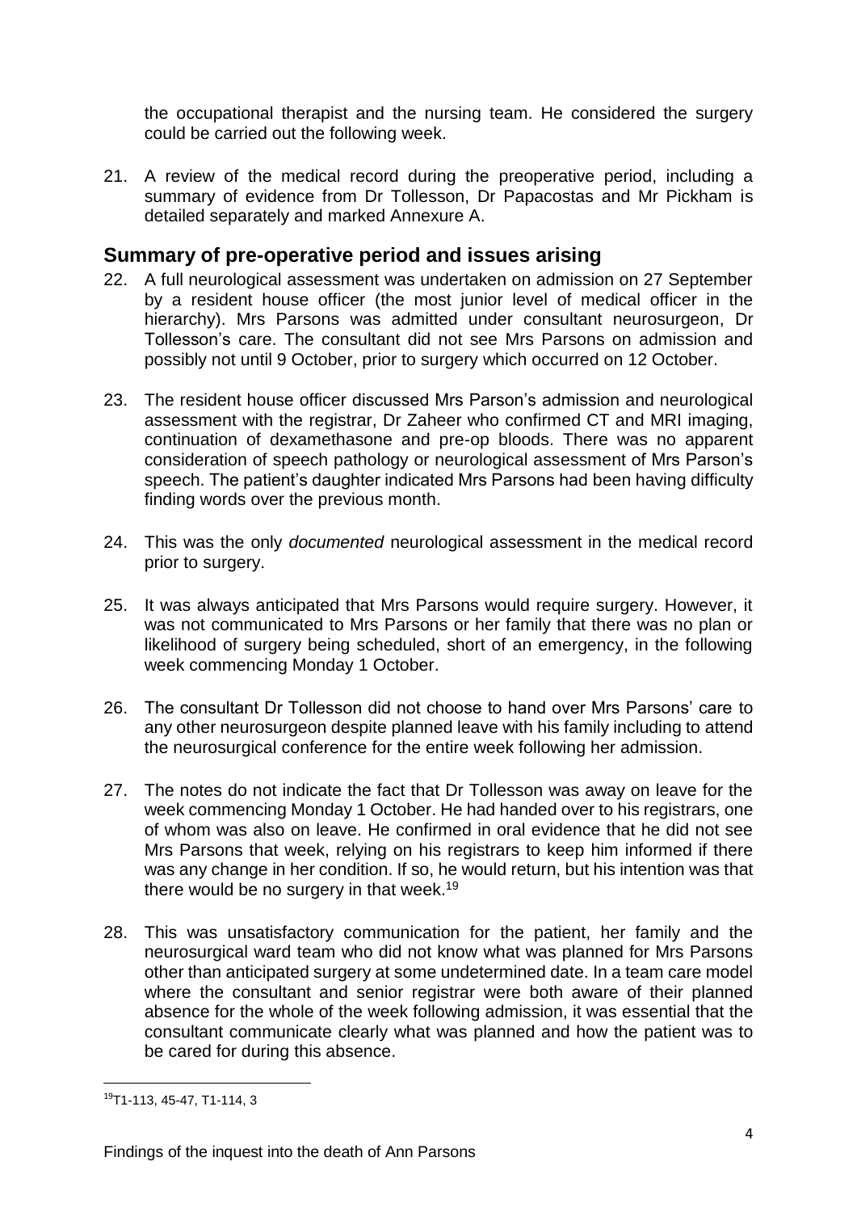the occupational therapist and the nursing team. He considered the surgery could be carried out the following week.

21. A review of the medical record during the preoperative period, including a summary of evidence from Dr Tollesson, Dr Papacostas and Mr Pickham is detailed separately and marked Annexure A.

## Summary of pre-operative period and issues arising

22. A full neurological assessment was undertaken on admission on 27 September by a resident house officer (the most junior level of medical officer in the hierarchy). Mrs Parsons was admitted under consultant neurosurgeon, Dr Tollesson's care. The consultant did not see Mrs Parsons on admission and possibly not until 9 October, prior to surgery which occurred on 12 October.

23. The resident house officer discussed Mrs Parson's admission and neurological assessment with the registrar, Dr Zaheer who confirmed CT and MRI imaging, continuation of dexamethasone and pre-op bloods. There was no apparent consideration of speech pathology or neurological assessment of Mrs Parson's speech. The patient's daughter indicated Mrs Parsons had been having difficulty finding words over the previous month.

24. This was the only *documented* neurological assessment in the medical record prior to surgery.

25. It was always anticipated that Mrs Parsons would require surgery. However, it was not communicated to Mrs Parsons or her family that there was no plan or likelihood of surgery being scheduled, short of an emergency, in the following week commencing Monday 1 October.

26. The consultant Dr Tollesson did not choose to hand over Mrs Parsons' care to any other neurosurgeon despite planned leave with his family including to attend the neurosurgical conference for the entire week following her admission.

27. The notes do not indicate the fact that Dr Tollesson was away on leave for the week commencing Monday 1 October. He had handed over to his registrars, one of whom was also on leave. He confirmed in oral evidence that he did not see Mrs Parsons that week, relying on his registrars to keep him informed if there was any change in her condition. If so, he would return, but his intention was that there would be no surgery in that week.[19]

28. This was unsatisfactory communication for the patient, her family and the neurosurgical ward team who did not know what was planned for Mrs Parsons other than anticipated surgery at some undetermined date. In a team care model where the consultant and senior registrar were both aware of their planned absence for the whole of the week following admission, it was essential that the consultant communicate clearly what was planned and how the patient was to be cared for during this absence.

[19] T1-113, 45-47, T1-114, 3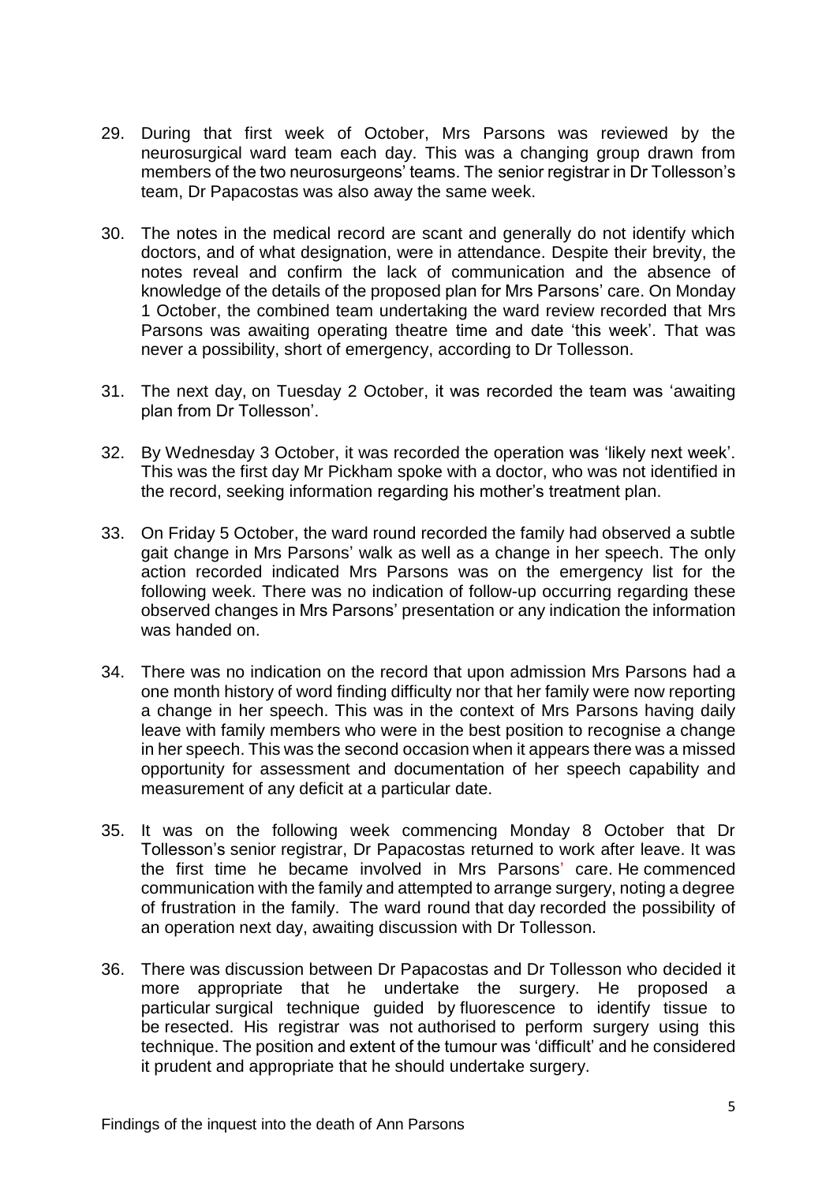29. During that first week of October, Mrs Parsons was reviewed by the neurosurgical ward team each day. This was a changing group drawn from members of the two neurosurgeons' teams. The senior registrar in Dr Tollesson's team, Dr Papacostas was also away the same week.

30. The notes in the medical record are scant and generally do not identify which doctors, and of what designation, were in attendance. Despite their brevity, the notes reveal and confirm the lack of communication and the absence of knowledge of the details of the proposed plan for Mrs Parsons' care. On Monday 1 October, the combined team undertaking the ward review recorded that Mrs Parsons was awaiting operating theatre time and date 'this week'. That was never a possibility, short of emergency, according to Dr Tollesson.

31. The next day, on Tuesday 2 October, it was recorded the team was 'awaiting plan from Dr Tollesson'.

32. By Wednesday 3 October, it was recorded the operation was 'likely next week'. This was the first day Mr Pickham spoke with a doctor, who was not identified in the record, seeking information regarding his mother's treatment plan.

33. On Friday 5 October, the ward round recorded the family had observed a subtle gait change in Mrs Parsons' walk as well as a change in her speech. The only action recorded indicated Mrs Parsons was on the emergency list for the following week. There was no indication of follow-up occurring regarding these observed changes in Mrs Parsons' presentation or any indication the information was handed on.

34. There was no indication on the record that upon admission Mrs Parsons had a one month history of word finding difficulty nor that her family were now reporting a change in her speech. This was in the context of Mrs Parsons having daily leave with family members who were in the best position to recognise a change in her speech. This was the second occasion when it appears there was a missed opportunity for assessment and documentation of her speech capability and measurement of any deficit at a particular date.

35. It was on the following week commencing Monday 8 October that Dr Tollesson's senior registrar, Dr Papacostas returned to work after leave. It was the first time he became involved in Mrs Parsons' care. He commenced communication with the family and attempted to arrange surgery, noting a degree of frustration in the family. The ward round that day recorded the possibility of an operation next day, awaiting discussion with Dr Tollesson.

36. There was discussion between Dr Papacostas and Dr Tollesson who decided it more appropriate that he undertake the surgery. He proposed a particular surgical technique guided by fluorescence to identify tissue to be resected. His registrar was not authorised to perform surgery using this technique. The position and extent of the tumour was 'difficult' and he considered it prudent and appropriate that he should undertake surgery.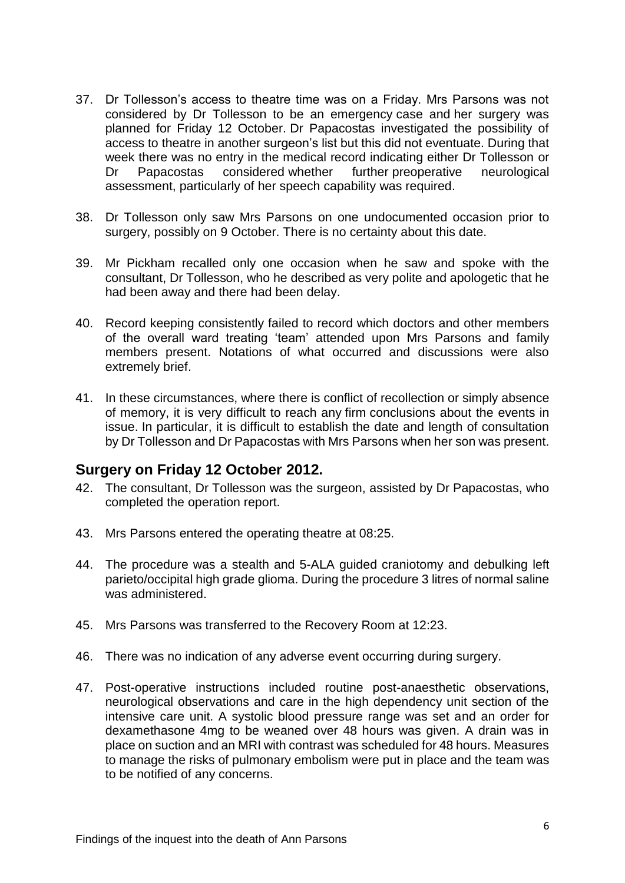37. Dr Tollesson's access to theatre time was on a Friday. Mrs Parsons was not considered by Dr Tollesson to be an emergency case and her surgery was planned for Friday 12 October. Dr Papacostas investigated the possibility of access to theatre in another surgeon's list but this did not eventuate. During that week there was no entry in the medical record indicating either Dr Tollesson or Dr Papacostas considered whether further preoperative neurological assessment, particularly of her speech capability was required.

38. Dr Tollesson only saw Mrs Parsons on one undocumented occasion prior to surgery, possibly on 9 October. There is no certainty about this date.

39. Mr Pickham recalled only one occasion when he saw and spoke with the consultant, Dr Tollesson, who he described as very polite and apologetic that he had been away and there had been delay.

40. Record keeping consistently failed to record which doctors and other members of the overall ward treating 'team' attended upon Mrs Parsons and family members present. Notations of what occurred and discussions were also extremely brief.

41. In these circumstances, where there is conflict of recollection or simply absence of memory, it is very difficult to reach any firm conclusions about the events in issue. In particular, it is difficult to establish the date and length of consultation by Dr Tollesson and Dr Papacostas with Mrs Parsons when her son was present.

## Surgery on Friday 12 October 2012.

42. The consultant, Dr Tollesson was the surgeon, assisted by Dr Papacostas, who completed the operation report.

43. Mrs Parsons entered the operating theatre at 08:25.

44. The procedure was a stealth and 5-ALA guided craniotomy and debulking left parieto/occipital high grade glioma. During the procedure 3 litres of normal saline was administered.

45. Mrs Parsons was transferred to the Recovery Room at 12:23.

46. There was no indication of any adverse event occurring during surgery.

47. Post-operative instructions included routine post-anaesthetic observations, neurological observations and care in the high dependency unit section of the intensive care unit. A systolic blood pressure range was set and an order for dexamethasone 4mg to be weaned over 48 hours was given. A drain was in place on suction and an MRI with contrast was scheduled for 48 hours. Measures to manage the risks of pulmonary embolism were put in place and the team was to be notified of any concerns.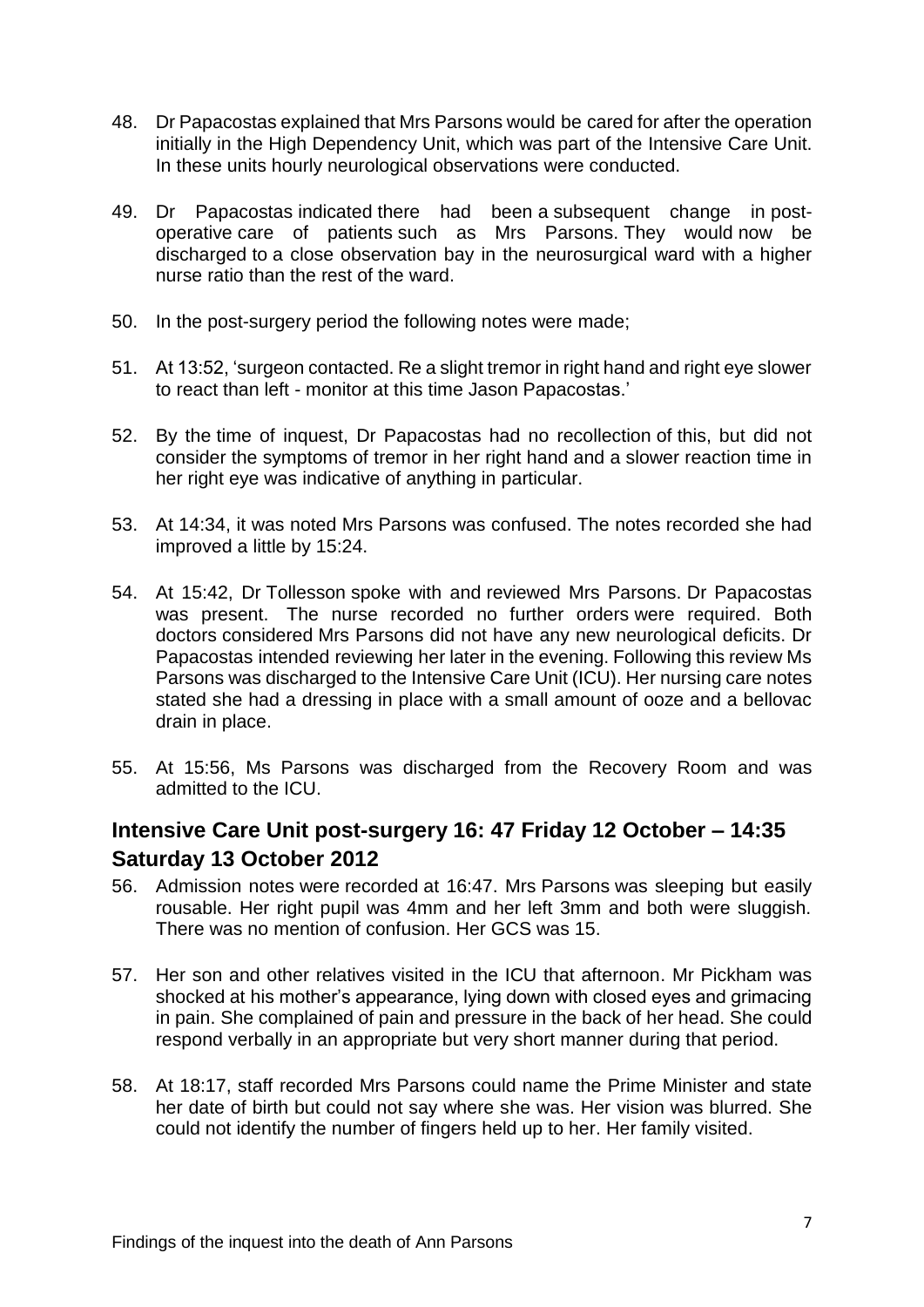48. Dr Papacostas explained that Mrs Parsons would be cared for after the operation initially in the High Dependency Unit, which was part of the Intensive Care Unit. In these units hourly neurological observations were conducted.

49. Dr Papacostas indicated there had been a subsequent change in post-operative care of patients such as Mrs Parsons. They would now be discharged to a close observation bay in the neurosurgical ward with a higher nurse ratio than the rest of the ward.

50. In the post-surgery period the following notes were made;

51. At 13:52, 'surgeon contacted. Re a slight tremor in right hand and right eye slower to react than left - monitor at this time Jason Papacostas.'

52. By the time of inquest, Dr Papacostas had no recollection of this, but did not consider the symptoms of tremor in her right hand and a slower reaction time in her right eye was indicative of anything in particular.

53. At 14:34, it was noted Mrs Parsons was confused. The notes recorded she had improved a little by 15:24.

54. At 15:42, Dr Tollesson spoke with and reviewed Mrs Parsons. Dr Papacostas was present. The nurse recorded no further orders were required. Both doctors considered Mrs Parsons did not have any new neurological deficits. Dr Papacostas intended reviewing her later in the evening. Following this review Ms Parsons was discharged to the Intensive Care Unit (ICU). Her nursing care notes stated she had a dressing in place with a small amount of ooze and a bellovac drain in place.

55. At 15:56, Ms Parsons was discharged from the Recovery Room and was admitted to the ICU.

## Intensive Care Unit post-surgery 16: 47 Friday 12 October – 14:35 Saturday 13 October 2012

56. Admission notes were recorded at 16:47. Mrs Parsons was sleeping but easily rousable. Her right pupil was 4mm and her left 3mm and both were sluggish. There was no mention of confusion. Her GCS was 15.

57. Her son and other relatives visited in the ICU that afternoon. Mr Pickham was shocked at his mother's appearance, lying down with closed eyes and grimacing in pain. She complained of pain and pressure in the back of her head. She could respond verbally in an appropriate but very short manner during that period.

58. At 18:17, staff recorded Mrs Parsons could name the Prime Minister and state her date of birth but could not say where she was. Her vision was blurred. She could not identify the number of fingers held up to her. Her family visited.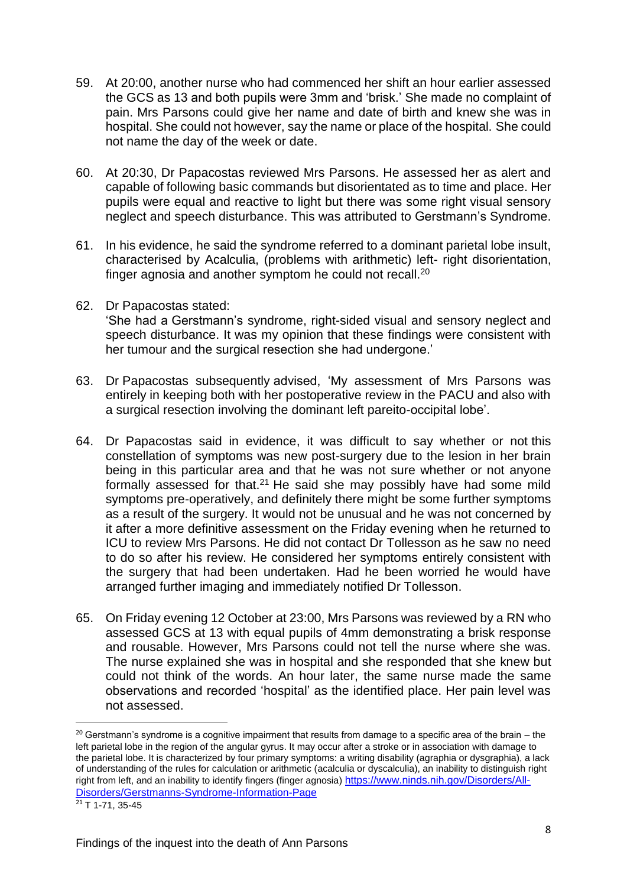59. At 20:00, another nurse who had commenced her shift an hour earlier assessed the GCS as 13 and both pupils were 3mm and 'brisk.' She made no complaint of pain. Mrs Parsons could give her name and date of birth and knew she was in hospital. She could not however, say the name or place of the hospital. She could not name the day of the week or date.

60. At 20:30, Dr Papacostas reviewed Mrs Parsons. He assessed her as alert and capable of following basic commands but disorientated as to time and place. Her pupils were equal and reactive to light but there was some right visual sensory neglect and speech disturbance. This was attributed to Gerstmann's Syndrome.

61. In his evidence, he said the syndrome referred to a dominant parietal lobe insult, characterised by Acalculia, (problems with arithmetic) left- right disorientation, finger agnosia and another symptom he could not recall.[20]

62. Dr Papacostas stated:
'She had a Gerstmann's syndrome, right-sided visual and sensory neglect and speech disturbance. It was my opinion that these findings were consistent with her tumour and the surgical resection she had undergone.'

63. Dr Papacostas subsequently advised, 'My assessment of Mrs Parsons was entirely in keeping both with her postoperative review in the PACU and also with a surgical resection involving the dominant left pareito-occipital lobe'.

64. Dr Papacostas said in evidence, it was difficult to say whether or not this constellation of symptoms was new post-surgery due to the lesion in her brain being in this particular area and that he was not sure whether or not anyone formally assessed for that.[21] He said she may possibly have had some mild symptoms pre-operatively, and definitely there might be some further symptoms as a result of the surgery. It would not be unusual and he was not concerned by it after a more definitive assessment on the Friday evening when he returned to ICU to review Mrs Parsons. He did not contact Dr Tollesson as he saw no need to do so after his review. He considered her symptoms entirely consistent with the surgery that had been undertaken. Had he been worried he would have arranged further imaging and immediately notified Dr Tollesson.

65. On Friday evening 12 October at 23:00, Mrs Parsons was reviewed by a RN who assessed GCS at 13 with equal pupils of 4mm demonstrating a brisk response and rousable. However, Mrs Parsons could not tell the nurse where she was. The nurse explained she was in hospital and she responded that she knew but could not think of the words. An hour later, the same nurse made the same observations and recorded 'hospital' as the identified place. Her pain level was not assessed.

---

[20] Gerstmann's syndrome is a cognitive impairment that results from damage to a specific area of the brain – the left parietal lobe in the region of the angular gyrus. It may occur after a stroke or in association with damage to the parietal lobe. It is characterized by four primary symptoms: a writing disability (agraphia or dysgraphia), a lack of understanding of the rules for calculation or arithmetic (acalculia or dyscalculia), an inability to distinguish right right from left, and an inability to identify fingers (finger agnosia) https://www.ninds.nih.gov/Disorders/All-Disorders/Gerstmanns-Syndrome-Information-Page

[21] T 1-71, 35-45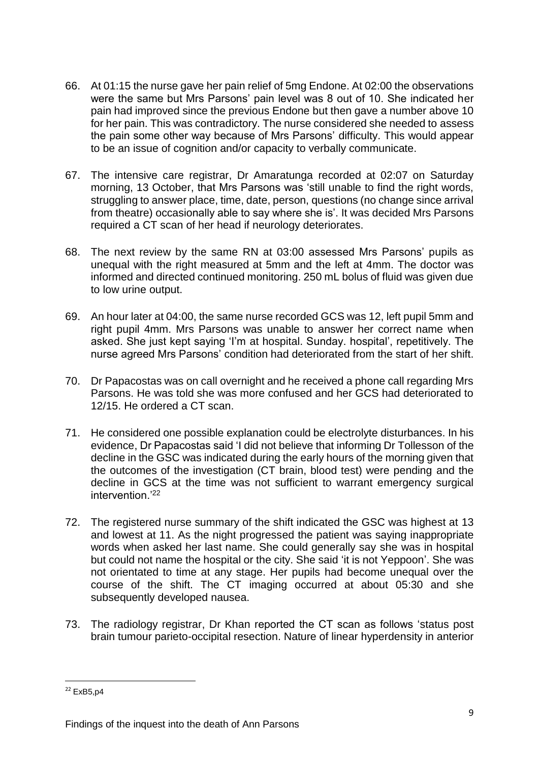66. At 01:15 the nurse gave her pain relief of 5mg Endone. At 02:00 the observations were the same but Mrs Parsons' pain level was 8 out of 10. She indicated her pain had improved since the previous Endone but then gave a number above 10 for her pain. This was contradictory. The nurse considered she needed to assess the pain some other way because of Mrs Parsons' difficulty. This would appear to be an issue of cognition and/or capacity to verbally communicate.

67. The intensive care registrar, Dr Amaratunga recorded at 02:07 on Saturday morning, 13 October, that Mrs Parsons was 'still unable to find the right words, struggling to answer place, time, date, person, questions (no change since arrival from theatre) occasionally able to say where she is'. It was decided Mrs Parsons required a CT scan of her head if neurology deteriorates.

68. The next review by the same RN at 03:00 assessed Mrs Parsons' pupils as unequal with the right measured at 5mm and the left at 4mm. The doctor was informed and directed continued monitoring. 250 mL bolus of fluid was given due to low urine output.

69. An hour later at 04:00, the same nurse recorded GCS was 12, left pupil 5mm and right pupil 4mm. Mrs Parsons was unable to answer her correct name when asked. She just kept saying 'I'm at hospital. Sunday. hospital', repetitively. The nurse agreed Mrs Parsons' condition had deteriorated from the start of her shift.

70. Dr Papacostas was on call overnight and he received a phone call regarding Mrs Parsons. He was told she was more confused and her GCS had deteriorated to 12/15. He ordered a CT scan.

71. He considered one possible explanation could be electrolyte disturbances. In his evidence, Dr Papacostas said 'I did not believe that informing Dr Tollesson of the decline in the GSC was indicated during the early hours of the morning given that the outcomes of the investigation (CT brain, blood test) were pending and the decline in GCS at the time was not sufficient to warrant emergency surgical intervention.'[22]

72. The registered nurse summary of the shift indicated the GSC was highest at 13 and lowest at 11. As the night progressed the patient was saying inappropriate words when asked her last name. She could generally say she was in hospital but could not name the hospital or the city. She said 'it is not Yeppoon'. She was not orientated to time at any stage. Her pupils had become unequal over the course of the shift. The CT imaging occurred at about 05:30 and she subsequently developed nausea.

73. The radiology registrar, Dr Khan reported the CT scan as follows 'status post brain tumour parieto-occipital resection. Nature of linear hyperdensity in anterior

---

[22] ExB5,p4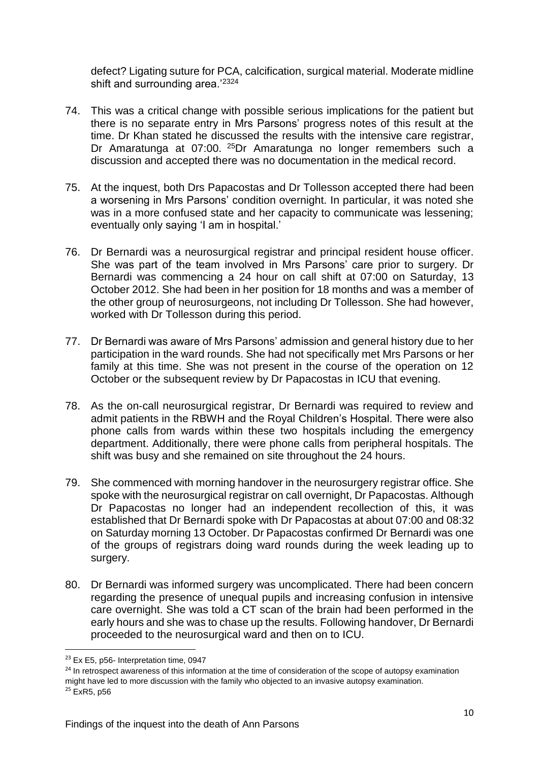defect? Ligating suture for PCA, calcification, surgical material. Moderate midline shift and surrounding area.'[23][24]

74. This was a critical change with possible serious implications for the patient but there is no separate entry in Mrs Parsons' progress notes of this result at the time. Dr Khan stated he discussed the results with the intensive care registrar, Dr Amaratunga at 07:00. [25]Dr Amaratunga no longer remembers such a discussion and accepted there was no documentation in the medical record.

75. At the inquest, both Drs Papacostas and Dr Tollesson accepted there had been a worsening in Mrs Parsons' condition overnight. In particular, it was noted she was in a more confused state and her capacity to communicate was lessening; eventually only saying 'I am in hospital.'

76. Dr Bernardi was a neurosurgical registrar and principal resident house officer. She was part of the team involved in Mrs Parsons' care prior to surgery. Dr Bernardi was commencing a 24 hour on call shift at 07:00 on Saturday, 13 October 2012. She had been in her position for 18 months and was a member of the other group of neurosurgeons, not including Dr Tollesson. She had however, worked with Dr Tollesson during this period.

77. Dr Bernardi was aware of Mrs Parsons' admission and general history due to her participation in the ward rounds. She had not specifically met Mrs Parsons or her family at this time. She was not present in the course of the operation on 12 October or the subsequent review by Dr Papacostas in ICU that evening.

78. As the on-call neurosurgical registrar, Dr Bernardi was required to review and admit patients in the RBWH and the Royal Children's Hospital. There were also phone calls from wards within these two hospitals including the emergency department. Additionally, there were phone calls from peripheral hospitals. The shift was busy and she remained on site throughout the 24 hours.

79. She commenced with morning handover in the neurosurgery registrar office. She spoke with the neurosurgical registrar on call overnight, Dr Papacostas. Although Dr Papacostas no longer had an independent recollection of this, it was established that Dr Bernardi spoke with Dr Papacostas at about 07:00 and 08:32 on Saturday morning 13 October. Dr Papacostas confirmed Dr Bernardi was one of the groups of registrars doing ward rounds during the week leading up to surgery.

80. Dr Bernardi was informed surgery was uncomplicated. There had been concern regarding the presence of unequal pupils and increasing confusion in intensive care overnight. She was told a CT scan of the brain had been performed in the early hours and she was to chase up the results. Following handover, Dr Bernardi proceeded to the neurosurgical ward and then on to ICU.

---

[23] Ex E5, p56- Interpretation time, 0947

[24] In retrospect awareness of this information at the time of consideration of the scope of autopsy examination might have led to more discussion with the family who objected to an invasive autopsy examination.

[25] ExR5, p56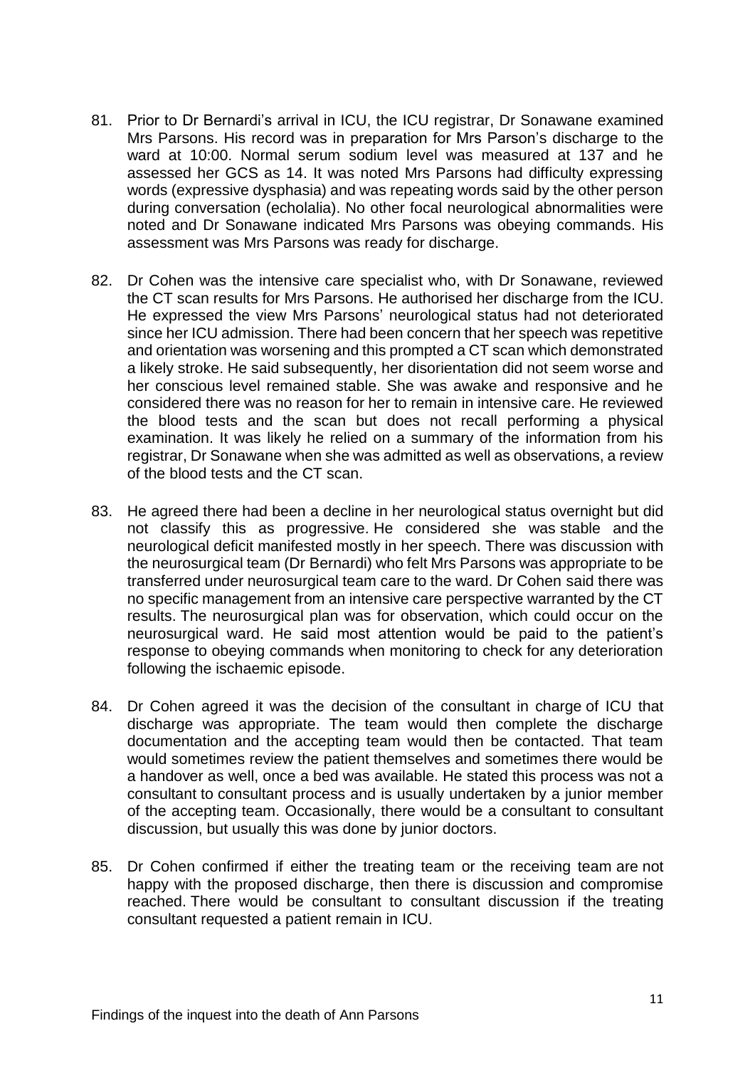81. Prior to Dr Bernardi's arrival in ICU, the ICU registrar, Dr Sonawane examined Mrs Parsons. His record was in preparation for Mrs Parson's discharge to the ward at 10:00. Normal serum sodium level was measured at 137 and he assessed her GCS as 14. It was noted Mrs Parsons had difficulty expressing words (expressive dysphasia) and was repeating words said by the other person during conversation (echolalia). No other focal neurological abnormalities were noted and Dr Sonawane indicated Mrs Parsons was obeying commands. His assessment was Mrs Parsons was ready for discharge.

82. Dr Cohen was the intensive care specialist who, with Dr Sonawane, reviewed the CT scan results for Mrs Parsons. He authorised her discharge from the ICU. He expressed the view Mrs Parsons' neurological status had not deteriorated since her ICU admission. There had been concern that her speech was repetitive and orientation was worsening and this prompted a CT scan which demonstrated a likely stroke. He said subsequently, her disorientation did not seem worse and her conscious level remained stable. She was awake and responsive and he considered there was no reason for her to remain in intensive care. He reviewed the blood tests and the scan but does not recall performing a physical examination. It was likely he relied on a summary of the information from his registrar, Dr Sonawane when she was admitted as well as observations, a review of the blood tests and the CT scan.

83. He agreed there had been a decline in her neurological status overnight but did not classify this as progressive. He considered she was stable and the neurological deficit manifested mostly in her speech. There was discussion with the neurosurgical team (Dr Bernardi) who felt Mrs Parsons was appropriate to be transferred under neurosurgical team care to the ward. Dr Cohen said there was no specific management from an intensive care perspective warranted by the CT results. The neurosurgical plan was for observation, which could occur on the neurosurgical ward. He said most attention would be paid to the patient's response to obeying commands when monitoring to check for any deterioration following the ischaemic episode.

84. Dr Cohen agreed it was the decision of the consultant in charge of ICU that discharge was appropriate. The team would then complete the discharge documentation and the accepting team would then be contacted. That team would sometimes review the patient themselves and sometimes there would be a handover as well, once a bed was available. He stated this process was not a consultant to consultant process and is usually undertaken by a junior member of the accepting team. Occasionally, there would be a consultant to consultant discussion, but usually this was done by junior doctors.

85. Dr Cohen confirmed if either the treating team or the receiving team are not happy with the proposed discharge, then there is discussion and compromise reached. There would be consultant to consultant discussion if the treating consultant requested a patient remain in ICU.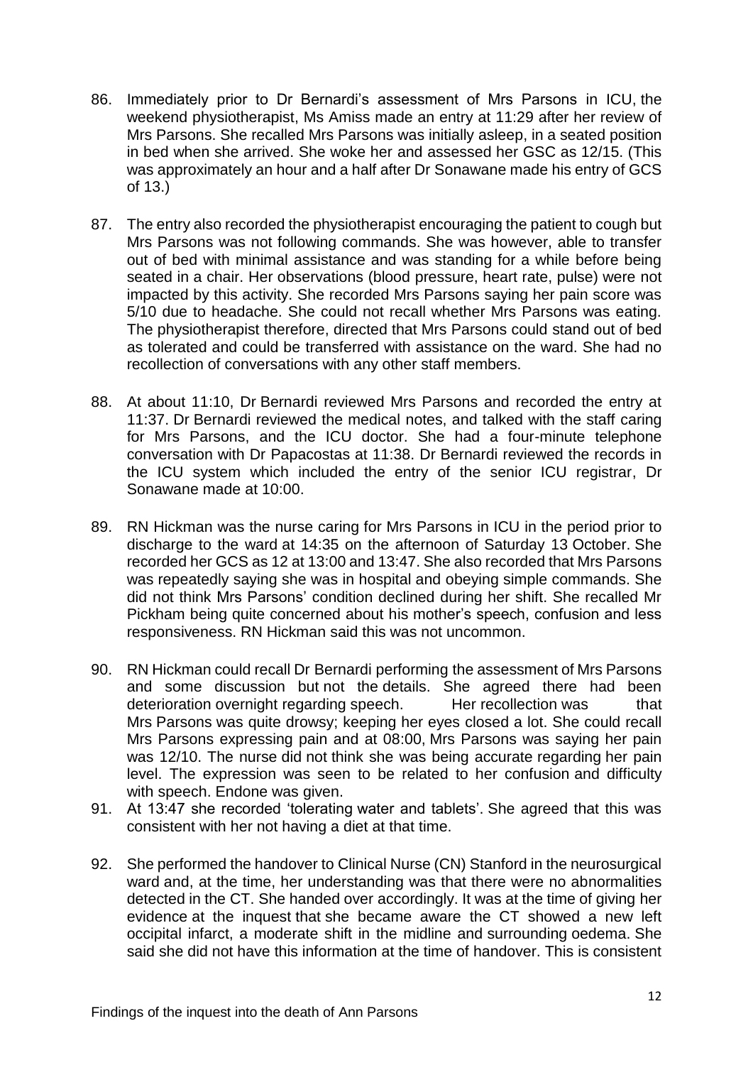86. Immediately prior to Dr Bernardi's assessment of Mrs Parsons in ICU, the weekend physiotherapist, Ms Amiss made an entry at 11:29 after her review of Mrs Parsons. She recalled Mrs Parsons was initially asleep, in a seated position in bed when she arrived. She woke her and assessed her GSC as 12/15. (This was approximately an hour and a half after Dr Sonawane made his entry of GCS of 13.)

87. The entry also recorded the physiotherapist encouraging the patient to cough but Mrs Parsons was not following commands. She was however, able to transfer out of bed with minimal assistance and was standing for a while before being seated in a chair. Her observations (blood pressure, heart rate, pulse) were not impacted by this activity. She recorded Mrs Parsons saying her pain score was 5/10 due to headache. She could not recall whether Mrs Parsons was eating. The physiotherapist therefore, directed that Mrs Parsons could stand out of bed as tolerated and could be transferred with assistance on the ward. She had no recollection of conversations with any other staff members.

88. At about 11:10, Dr Bernardi reviewed Mrs Parsons and recorded the entry at 11:37. Dr Bernardi reviewed the medical notes, and talked with the staff caring for Mrs Parsons, and the ICU doctor. She had a four-minute telephone conversation with Dr Papacostas at 11:38. Dr Bernardi reviewed the records in the ICU system which included the entry of the senior ICU registrar, Dr Sonawane made at 10:00.

89. RN Hickman was the nurse caring for Mrs Parsons in ICU in the period prior to discharge to the ward at 14:35 on the afternoon of Saturday 13 October. She recorded her GCS as 12 at 13:00 and 13:47. She also recorded that Mrs Parsons was repeatedly saying she was in hospital and obeying simple commands. She did not think Mrs Parsons' condition declined during her shift. She recalled Mr Pickham being quite concerned about his mother's speech, confusion and less responsiveness. RN Hickman said this was not uncommon.

90. RN Hickman could recall Dr Bernardi performing the assessment of Mrs Parsons and some discussion but not the details. She agreed there had been deterioration overnight regarding speech. Her recollection was that Mrs Parsons was quite drowsy; keeping her eyes closed a lot. She could recall Mrs Parsons expressing pain and at 08:00, Mrs Parsons was saying her pain was 12/10. The nurse did not think she was being accurate regarding her pain level. The expression was seen to be related to her confusion and difficulty with speech. Endone was given.

91. At 13:47 she recorded 'tolerating water and tablets'. She agreed that this was consistent with her not having a diet at that time.

92. She performed the handover to Clinical Nurse (CN) Stanford in the neurosurgical ward and, at the time, her understanding was that there were no abnormalities detected in the CT. She handed over accordingly. It was at the time of giving her evidence at the inquest that she became aware the CT showed a new left occipital infarct, a moderate shift in the midline and surrounding oedema. She said she did not have this information at the time of handover. This is consistent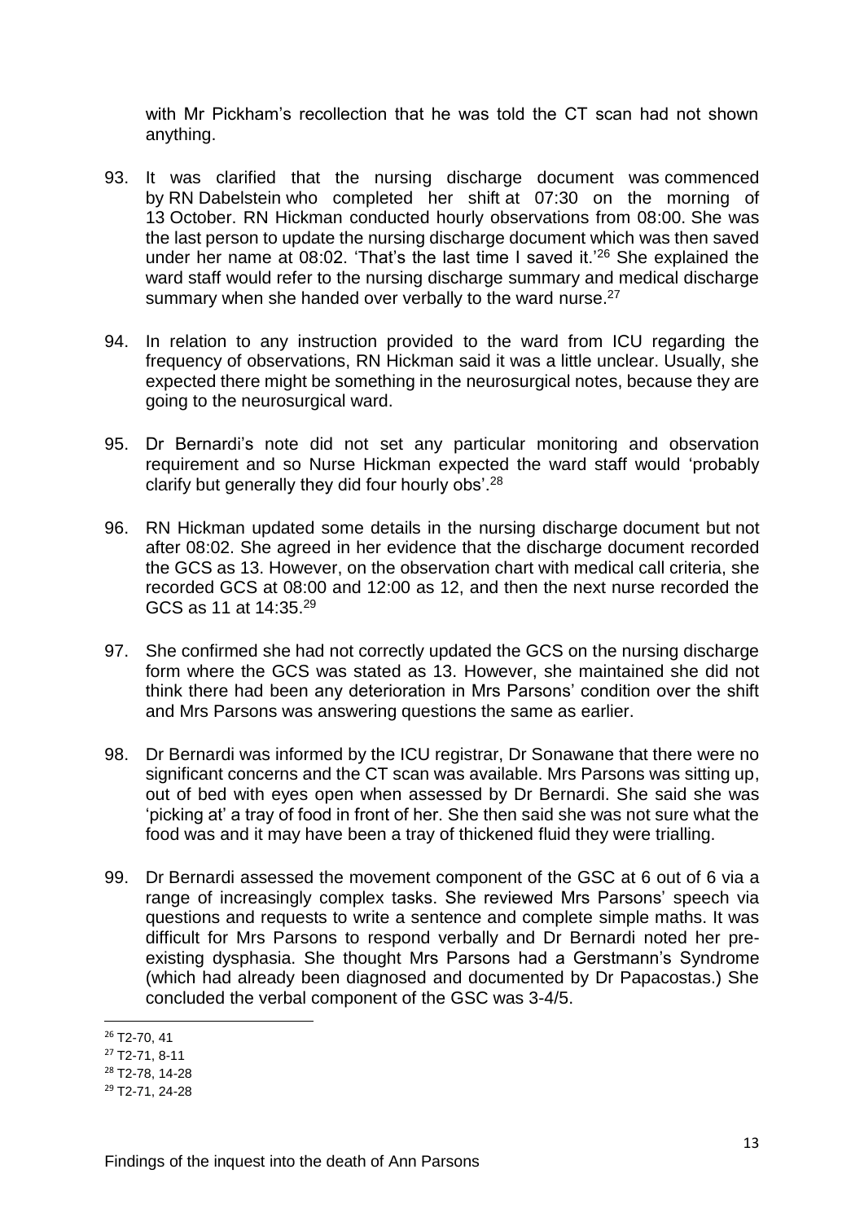with Mr Pickham's recollection that he was told the CT scan had not shown anything.

93. It was clarified that the nursing discharge document was commenced by RN Dabelstein who completed her shift at 07:30 on the morning of 13 October. RN Hickman conducted hourly observations from 08:00. She was the last person to update the nursing discharge document which was then saved under her name at 08:02. 'That's the last time I saved it.'[26] She explained the ward staff would refer to the nursing discharge summary and medical discharge summary when she handed over verbally to the ward nurse.[27]

94. In relation to any instruction provided to the ward from ICU regarding the frequency of observations, RN Hickman said it was a little unclear. Usually, she expected there might be something in the neurosurgical notes, because they are going to the neurosurgical ward.

95. Dr Bernardi's note did not set any particular monitoring and observation requirement and so Nurse Hickman expected the ward staff would 'probably clarify but generally they did four hourly obs'.[28]

96. RN Hickman updated some details in the nursing discharge document but not after 08:02. She agreed in her evidence that the discharge document recorded the GCS as 13. However, on the observation chart with medical call criteria, she recorded GCS at 08:00 and 12:00 as 12, and then the next nurse recorded the GCS as 11 at 14:35.[29]

97. She confirmed she had not correctly updated the GCS on the nursing discharge form where the GCS was stated as 13. However, she maintained she did not think there had been any deterioration in Mrs Parsons' condition over the shift and Mrs Parsons was answering questions the same as earlier.

98. Dr Bernardi was informed by the ICU registrar, Dr Sonawane that there were no significant concerns and the CT scan was available. Mrs Parsons was sitting up, out of bed with eyes open when assessed by Dr Bernardi. She said she was 'picking at' a tray of food in front of her. She then said she was not sure what the food was and it may have been a tray of thickened fluid they were trialling.

99. Dr Bernardi assessed the movement component of the GSC at 6 out of 6 via a range of increasingly complex tasks. She reviewed Mrs Parsons' speech via questions and requests to write a sentence and complete simple maths. It was difficult for Mrs Parsons to respond verbally and Dr Bernardi noted her pre-existing dysphasia. She thought Mrs Parsons had a Gerstmann's Syndrome (which had already been diagnosed and documented by Dr Papacostas.) She concluded the verbal component of the GSC was 3-4/5.

[26] T2-70, 41
[27] T2-71, 8-11
[28] T2-78, 14-28
[29] T2-71, 24-28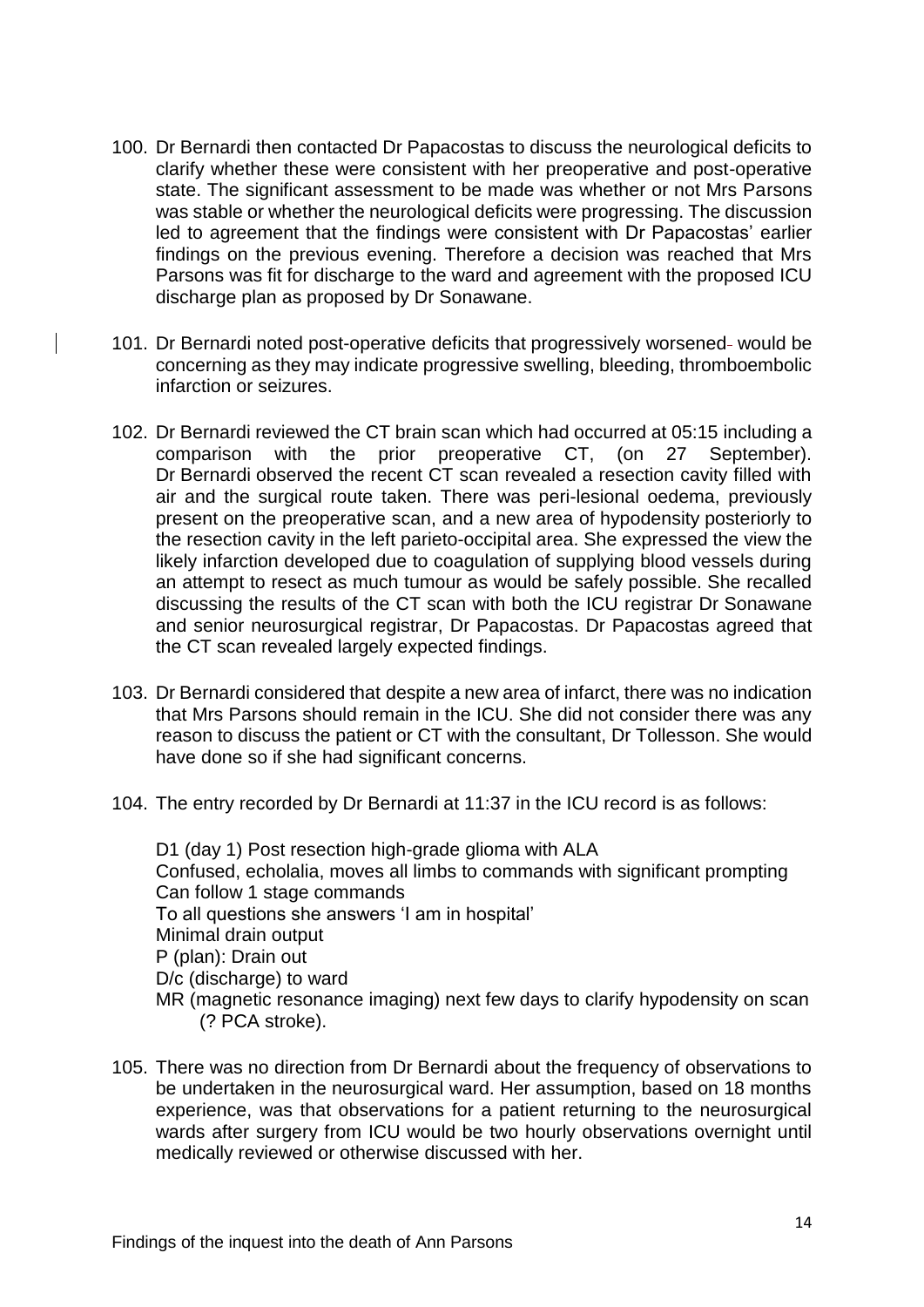100. Dr Bernardi then contacted Dr Papacostas to discuss the neurological deficits to clarify whether these were consistent with her preoperative and post-operative state. The significant assessment to be made was whether or not Mrs Parsons was stable or whether the neurological deficits were progressing. The discussion led to agreement that the findings were consistent with Dr Papacostas' earlier findings on the previous evening. Therefore a decision was reached that Mrs Parsons was fit for discharge to the ward and agreement with the proposed ICU discharge plan as proposed by Dr Sonawane.

101. Dr Bernardi noted post-operative deficits that progressively worsened would be concerning as they may indicate progressive swelling, bleeding, thromboembolic infarction or seizures.

102. Dr Bernardi reviewed the CT brain scan which had occurred at 05:15 including a comparison with the prior preoperative CT, (on 27 September). Dr Bernardi observed the recent CT scan revealed a resection cavity filled with air and the surgical route taken. There was peri-lesional oedema, previously present on the preoperative scan, and a new area of hypodensity posteriorly to the resection cavity in the left parieto-occipital area. She expressed the view the likely infarction developed due to coagulation of supplying blood vessels during an attempt to resect as much tumour as would be safely possible. She recalled discussing the results of the CT scan with both the ICU registrar Dr Sonawane and senior neurosurgical registrar, Dr Papacostas. Dr Papacostas agreed that the CT scan revealed largely expected findings.

103. Dr Bernardi considered that despite a new area of infarct, there was no indication that Mrs Parsons should remain in the ICU. She did not consider there was any reason to discuss the patient or CT with the consultant, Dr Tollesson. She would have done so if she had significant concerns.

104. The entry recorded by Dr Bernardi at 11:37 in the ICU record is as follows:

    D1 (day 1) Post resection high-grade glioma with ALA
    Confused, echolalia, moves all limbs to commands with significant prompting
    Can follow 1 stage commands
    To all questions she answers 'I am in hospital'
    Minimal drain output
    P (plan): Drain out
    D/c (discharge) to ward
    MR (magnetic resonance imaging) next few days to clarify hypodensity on scan (? PCA stroke).

105. There was no direction from Dr Bernardi about the frequency of observations to be undertaken in the neurosurgical ward. Her assumption, based on 18 months experience, was that observations for a patient returning to the neurosurgical wards after surgery from ICU would be two hourly observations overnight until medically reviewed or otherwise discussed with her.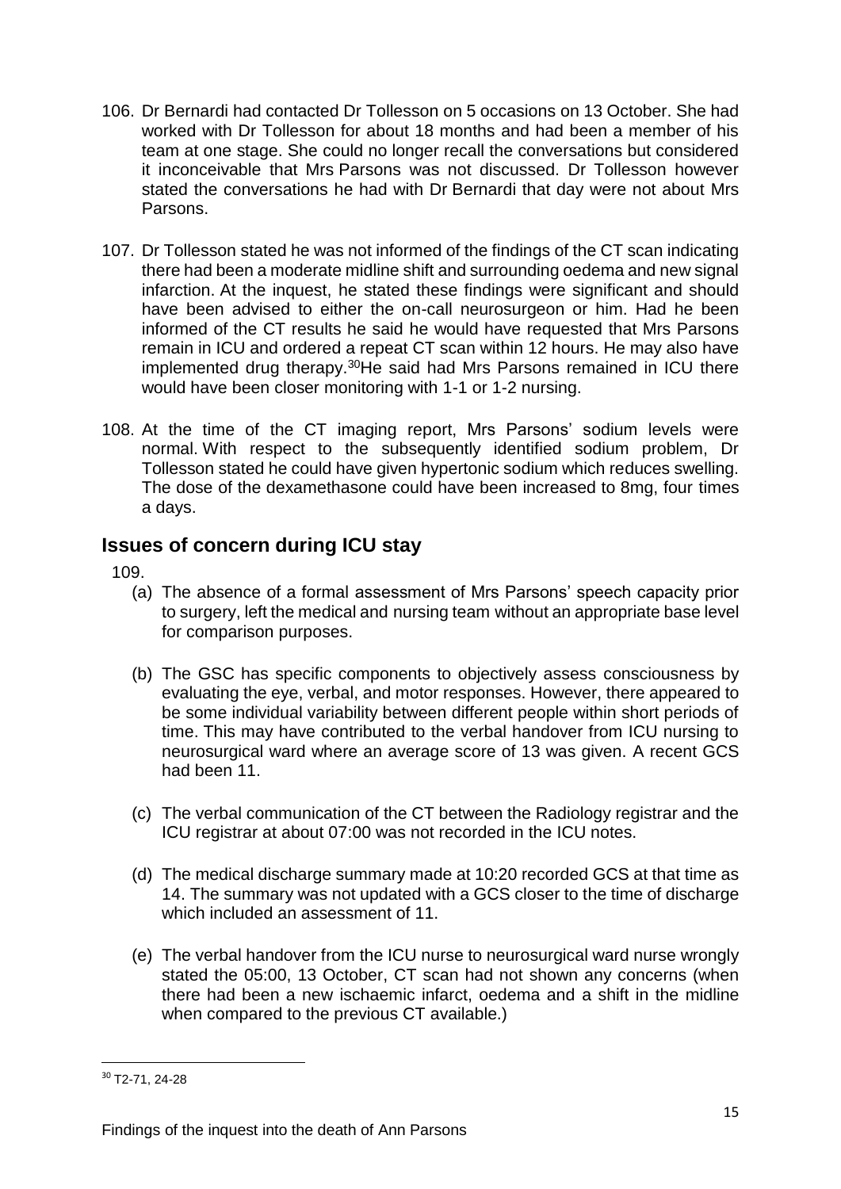106. Dr Bernardi had contacted Dr Tollesson on 5 occasions on 13 October. She had worked with Dr Tollesson for about 18 months and had been a member of his team at one stage. She could no longer recall the conversations but considered it inconceivable that Mrs Parsons was not discussed. Dr Tollesson however stated the conversations he had with Dr Bernardi that day were not about Mrs Parsons.

107. Dr Tollesson stated he was not informed of the findings of the CT scan indicating there had been a moderate midline shift and surrounding oedema and new signal infarction. At the inquest, he stated these findings were significant and should have been advised to either the on-call neurosurgeon or him. Had he been informed of the CT results he said he would have requested that Mrs Parsons remain in ICU and ordered a repeat CT scan within 12 hours. He may also have implemented drug therapy.[30]He said had Mrs Parsons remained in ICU there would have been closer monitoring with 1-1 or 1-2 nursing.

108. At the time of the CT imaging report, Mrs Parsons' sodium levels were normal. With respect to the subsequently identified sodium problem, Dr Tollesson stated he could have given hypertonic sodium which reduces swelling. The dose of the dexamethasone could have been increased to 8mg, four times a days.

## Issues of concern during ICU stay

109.

(a) The absence of a formal assessment of Mrs Parsons' speech capacity prior to surgery, left the medical and nursing team without an appropriate base level for comparison purposes.

(b) The GSC has specific components to objectively assess consciousness by evaluating the eye, verbal, and motor responses. However, there appeared to be some individual variability between different people within short periods of time. This may have contributed to the verbal handover from ICU nursing to neurosurgical ward where an average score of 13 was given. A recent GCS had been 11.

(c) The verbal communication of the CT between the Radiology registrar and the ICU registrar at about 07:00 was not recorded in the ICU notes.

(d) The medical discharge summary made at 10:20 recorded GCS at that time as 14. The summary was not updated with a GCS closer to the time of discharge which included an assessment of 11.

(e) The verbal handover from the ICU nurse to neurosurgical ward nurse wrongly stated the 05:00, 13 October, CT scan had not shown any concerns (when there had been a new ischaemic infarct, oedema and a shift in the midline when compared to the previous CT available.)

---

[30] T2-71, 24-28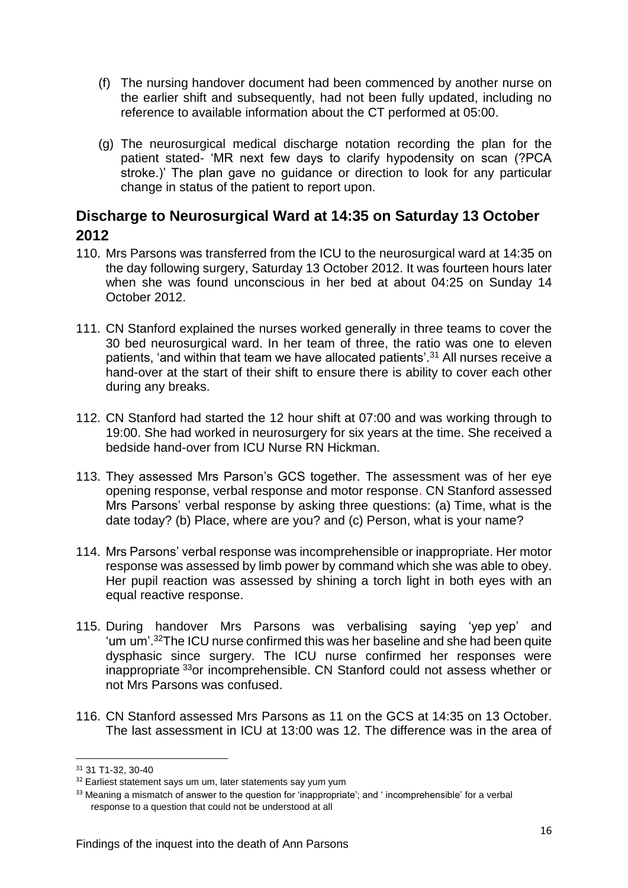(f) The nursing handover document had been commenced by another nurse on the earlier shift and subsequently, had not been fully updated, including no reference to available information about the CT performed at 05:00.

(g) The neurosurgical medical discharge notation recording the plan for the patient stated- 'MR next few days to clarify hypodensity on scan (?PCA stroke.)' The plan gave no guidance or direction to look for any particular change in status of the patient to report upon.

## Discharge to Neurosurgical Ward at 14:35 on Saturday 13 October 2012

110. Mrs Parsons was transferred from the ICU to the neurosurgical ward at 14:35 on the day following surgery, Saturday 13 October 2012. It was fourteen hours later when she was found unconscious in her bed at about 04:25 on Sunday 14 October 2012.

111. CN Stanford explained the nurses worked generally in three teams to cover the 30 bed neurosurgical ward. In her team of three, the ratio was one to eleven patients, 'and within that team we have allocated patients'.[31] All nurses receive a hand-over at the start of their shift to ensure there is ability to cover each other during any breaks.

112. CN Stanford had started the 12 hour shift at 07:00 and was working through to 19:00. She had worked in neurosurgery for six years at the time. She received a bedside hand-over from ICU Nurse RN Hickman.

113. They assessed Mrs Parson's GCS together. The assessment was of her eye opening response, verbal response and motor response. CN Stanford assessed Mrs Parsons' verbal response by asking three questions: (a) Time, what is the date today? (b) Place, where are you? and (c) Person, what is your name?

114. Mrs Parsons' verbal response was incomprehensible or inappropriate. Her motor response was assessed by limb power by command which she was able to obey. Her pupil reaction was assessed by shining a torch light in both eyes with an equal reactive response.

115. During handover Mrs Parsons was verbalising saying 'yep yep' and 'um um'.[32] The ICU nurse confirmed this was her baseline and she had been quite dysphasic since surgery. The ICU nurse confirmed her responses were inappropriate [33] or incomprehensible. CN Stanford could not assess whether or not Mrs Parsons was confused.

116. CN Stanford assessed Mrs Parsons as 11 on the GCS at 14:35 on 13 October. The last assessment in ICU at 13:00 was 12. The difference was in the area of

---

[31] 31 T1-32, 30-40

[32] Earliest statement says um um, later statements say yum yum

[33] Meaning a mismatch of answer to the question for 'inappropriate'; and ' incomprehensible' for a verbal response to a question that could not be understood at all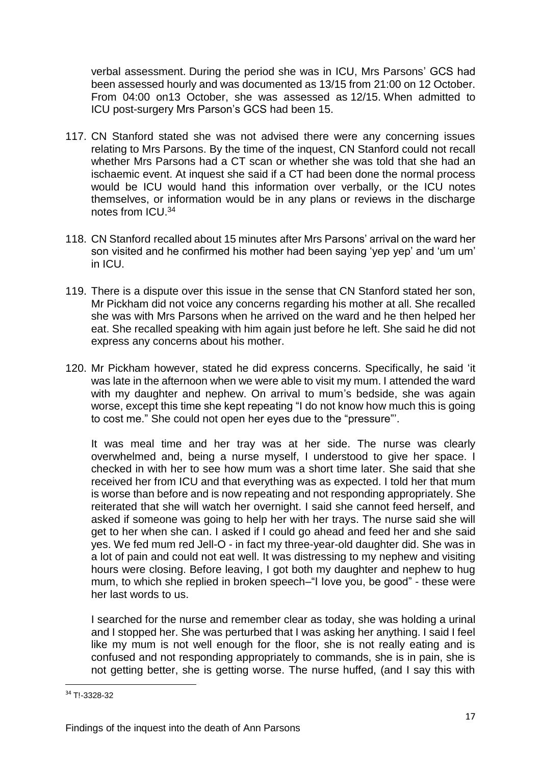verbal assessment. During the period she was in ICU, Mrs Parsons' GCS had been assessed hourly and was documented as 13/15 from 21:00 on 12 October. From 04:00 on13 October, she was assessed as 12/15. When admitted to ICU post-surgery Mrs Parson's GCS had been 15.

117. CN Stanford stated she was not advised there were any concerning issues relating to Mrs Parsons. By the time of the inquest, CN Stanford could not recall whether Mrs Parsons had a CT scan or whether she was told that she had an ischaemic event. At inquest she said if a CT had been done the normal process would be ICU would hand this information over verbally, or the ICU notes themselves, or information would be in any plans or reviews in the discharge notes from ICU.[34]

118. CN Stanford recalled about 15 minutes after Mrs Parsons' arrival on the ward her son visited and he confirmed his mother had been saying 'yep yep' and 'um um' in ICU.

119. There is a dispute over this issue in the sense that CN Stanford stated her son, Mr Pickham did not voice any concerns regarding his mother at all. She recalled she was with Mrs Parsons when he arrived on the ward and he then helped her eat. She recalled speaking with him again just before he left. She said he did not express any concerns about his mother.

120. Mr Pickham however, stated he did express concerns. Specifically, he said 'it was late in the afternoon when we were able to visit my mum. I attended the ward with my daughter and nephew. On arrival to mum's bedside, she was again worse, except this time she kept repeating "I do not know how much this is going to cost me." She could not open her eyes due to the "pressure"'.

    It was meal time and her tray was at her side. The nurse was clearly overwhelmed and, being a nurse myself, I understood to give her space. I checked in with her to see how mum was a short time later. She said that she received her from ICU and that everything was as expected. I told her that mum is worse than before and is now repeating and not responding appropriately. She reiterated that she will watch her overnight. I said she cannot feed herself, and asked if someone was going to help her with her trays. The nurse said she will get to her when she can. I asked if I could go ahead and feed her and she said yes. We fed mum red Jell-O - in fact my three-year-old daughter did. She was in a lot of pain and could not eat well. It was distressing to my nephew and visiting hours were closing. Before leaving, I got both my daughter and nephew to hug mum, to which she replied in broken speech–"I love you, be good" - these were her last words to us.

    I searched for the nurse and remember clear as today, she was holding a urinal and I stopped her. She was perturbed that I was asking her anything. I said I feel like my mum is not well enough for the floor, she is not really eating and is confused and not responding appropriately to commands, she is in pain, she is not getting better, she is getting worse. The nurse huffed, (and I say this with

[34] T!-3328-32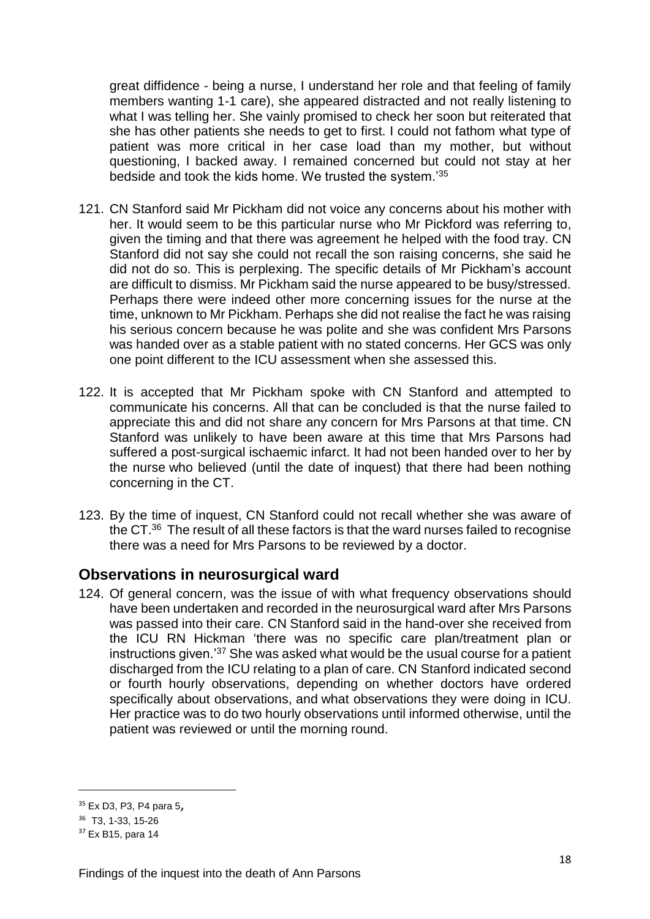great diffidence - being a nurse, I understand her role and that feeling of family members wanting 1-1 care), she appeared distracted and not really listening to what I was telling her. She vainly promised to check her soon but reiterated that she has other patients she needs to get to first. I could not fathom what type of patient was more critical in her case load than my mother, but without questioning, I backed away. I remained concerned but could not stay at her bedside and took the kids home. We trusted the system.'[35]

121. CN Stanford said Mr Pickham did not voice any concerns about his mother with her. It would seem to be this particular nurse who Mr Pickford was referring to, given the timing and that there was agreement he helped with the food tray. CN Stanford did not say she could not recall the son raising concerns, she said he did not do so. This is perplexing. The specific details of Mr Pickham's account are difficult to dismiss. Mr Pickham said the nurse appeared to be busy/stressed. Perhaps there were indeed other more concerning issues for the nurse at the time, unknown to Mr Pickham. Perhaps she did not realise the fact he was raising his serious concern because he was polite and she was confident Mrs Parsons was handed over as a stable patient with no stated concerns. Her GCS was only one point different to the ICU assessment when she assessed this.

122. It is accepted that Mr Pickham spoke with CN Stanford and attempted to communicate his concerns. All that can be concluded is that the nurse failed to appreciate this and did not share any concern for Mrs Parsons at that time. CN Stanford was unlikely to have been aware at this time that Mrs Parsons had suffered a post-surgical ischaemic infarct. It had not been handed over to her by the nurse who believed (until the date of inquest) that there had been nothing concerning in the CT.

123. By the time of inquest, CN Stanford could not recall whether she was aware of the CT.[36] The result of all these factors is that the ward nurses failed to recognise there was a need for Mrs Parsons to be reviewed by a doctor.

## Observations in neurosurgical ward

124. Of general concern, was the issue of with what frequency observations should have been undertaken and recorded in the neurosurgical ward after Mrs Parsons was passed into their care. CN Stanford said in the hand-over she received from the ICU RN Hickman 'there was no specific care plan/treatment plan or instructions given.'[37] She was asked what would be the usual course for a patient discharged from the ICU relating to a plan of care. CN Stanford indicated second or fourth hourly observations, depending on whether doctors have ordered specifically about observations, and what observations they were doing in ICU. Her practice was to do two hourly observations until informed otherwise, until the patient was reviewed or until the morning round.

---

[35] Ex D3, P3, P4 para 5,

[36] T3, 1-33, 15-26

[37] Ex B15, para 14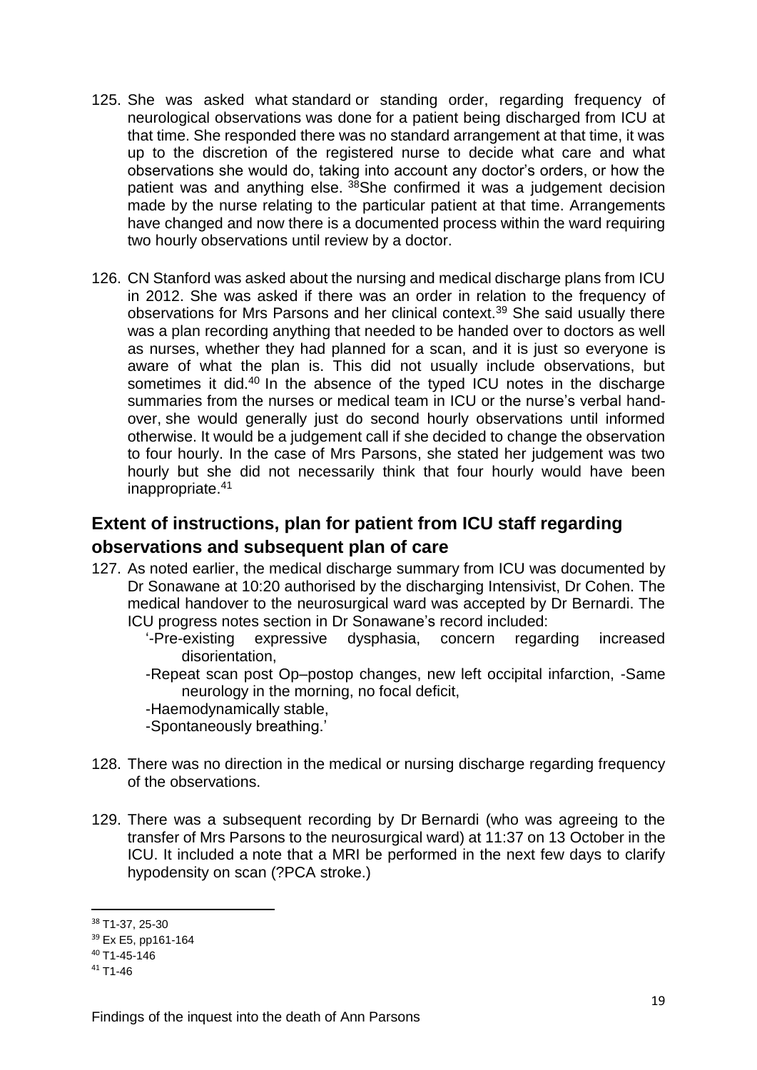125. She was asked what standard or standing order, regarding frequency of neurological observations was done for a patient being discharged from ICU at that time. She responded there was no standard arrangement at that time, it was up to the discretion of the registered nurse to decide what care and what observations she would do, taking into account any doctor's orders, or how the patient was and anything else. [38]She confirmed it was a judgement decision made by the nurse relating to the particular patient at that time. Arrangements have changed and now there is a documented process within the ward requiring two hourly observations until review by a doctor.

126. CN Stanford was asked about the nursing and medical discharge plans from ICU in 2012. She was asked if there was an order in relation to the frequency of observations for Mrs Parsons and her clinical context.[39] She said usually there was a plan recording anything that needed to be handed over to doctors as well as nurses, whether they had planned for a scan, and it is just so everyone is aware of what the plan is. This did not usually include observations, but sometimes it did.[40] In the absence of the typed ICU notes in the discharge summaries from the nurses or medical team in ICU or the nurse's verbal hand-over, she would generally just do second hourly observations until informed otherwise. It would be a judgement call if she decided to change the observation to four hourly. In the case of Mrs Parsons, she stated her judgement was two hourly but she did not necessarily think that four hourly would have been inappropriate.[41]

## Extent of instructions, plan for patient from ICU staff regarding observations and subsequent plan of care

127. As noted earlier, the medical discharge summary from ICU was documented by Dr Sonawane at 10:20 authorised by the discharging Intensivist, Dr Cohen. The medical handover to the neurosurgical ward was accepted by Dr Bernardi. The ICU progress notes section in Dr Sonawane's record included:

    '-Pre-existing expressive dysphasia, concern regarding increased disorientation,
    -Repeat scan post Op–postop changes, new left occipital infarction, -Same neurology in the morning, no focal deficit,
    -Haemodynamically stable,
    -Spontaneously breathing.'

128. There was no direction in the medical or nursing discharge regarding frequency of the observations.

129. There was a subsequent recording by Dr Bernardi (who was agreeing to the transfer of Mrs Parsons to the neurosurgical ward) at 11:37 on 13 October in the ICU. It included a note that a MRI be performed in the next few days to clarify hypodensity on scan (?PCA stroke.)

---

[38] T1-37, 25-30
[39] Ex E5, pp161-164
[40] T1-45-146
[41] T1-46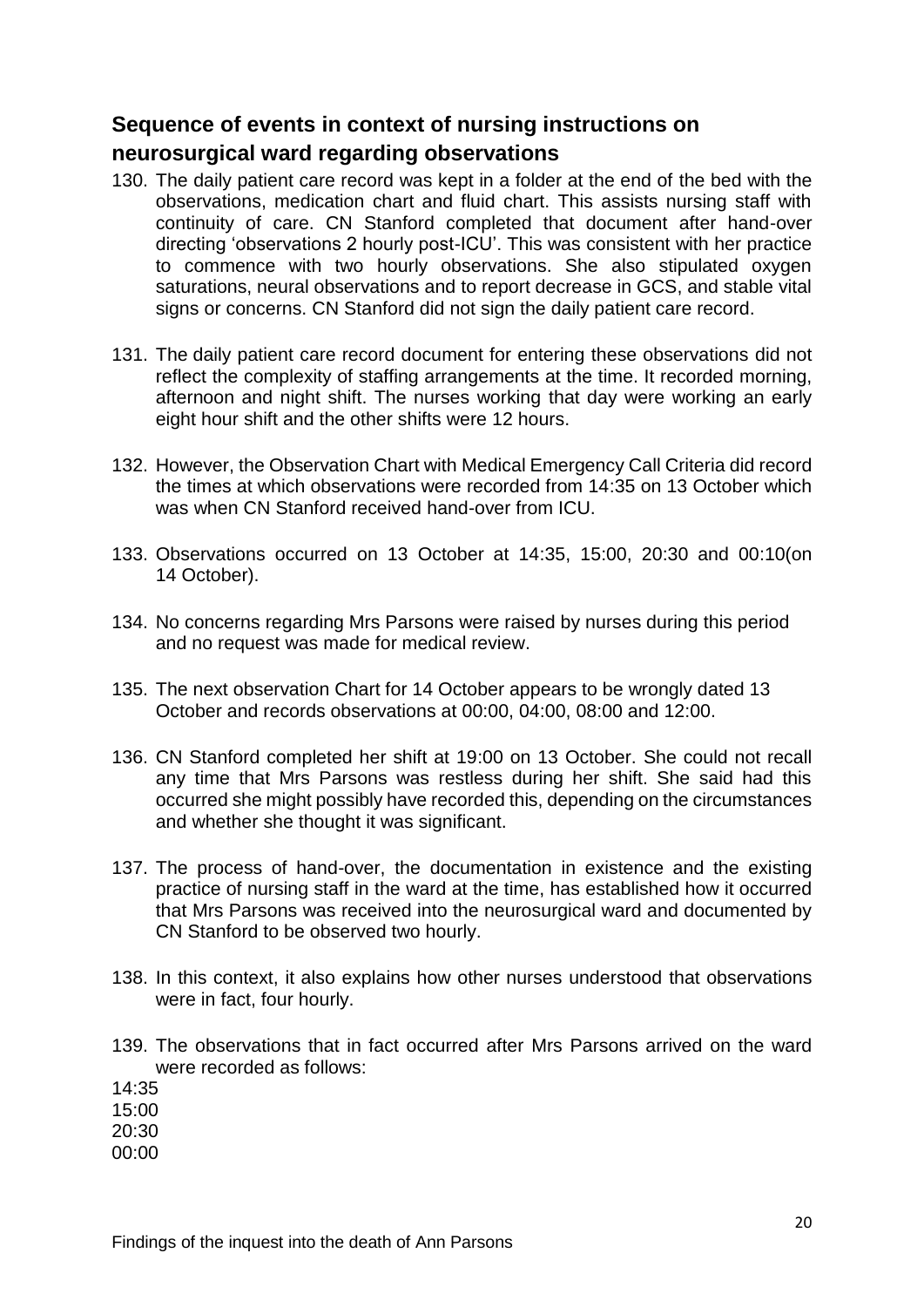## Sequence of events in context of nursing instructions on neurosurgical ward regarding observations

130. The daily patient care record was kept in a folder at the end of the bed with the observations, medication chart and fluid chart. This assists nursing staff with continuity of care. CN Stanford completed that document after hand-over directing 'observations 2 hourly post-ICU'. This was consistent with her practice to commence with two hourly observations. She also stipulated oxygen saturations, neural observations and to report decrease in GCS, and stable vital signs or concerns. CN Stanford did not sign the daily patient care record.

131. The daily patient care record document for entering these observations did not reflect the complexity of staffing arrangements at the time. It recorded morning, afternoon and night shift. The nurses working that day were working an early eight hour shift and the other shifts were 12 hours.

132. However, the Observation Chart with Medical Emergency Call Criteria did record the times at which observations were recorded from 14:35 on 13 October which was when CN Stanford received hand-over from ICU.

133. Observations occurred on 13 October at 14:35, 15:00, 20:30 and 00:10(on 14 October).

134. No concerns regarding Mrs Parsons were raised by nurses during this period and no request was made for medical review.

135. The next observation Chart for 14 October appears to be wrongly dated 13 October and records observations at 00:00, 04:00, 08:00 and 12:00.

136. CN Stanford completed her shift at 19:00 on 13 October. She could not recall any time that Mrs Parsons was restless during her shift. She said had this occurred she might possibly have recorded this, depending on the circumstances and whether she thought it was significant.

137. The process of hand-over, the documentation in existence and the existing practice of nursing staff in the ward at the time, has established how it occurred that Mrs Parsons was received into the neurosurgical ward and documented by CN Stanford to be observed two hourly.

138. In this context, it also explains how other nurses understood that observations were in fact, four hourly.

139. The observations that in fact occurred after Mrs Parsons arrived on the ward were recorded as follows:

14:35
15:00
20:30
00:00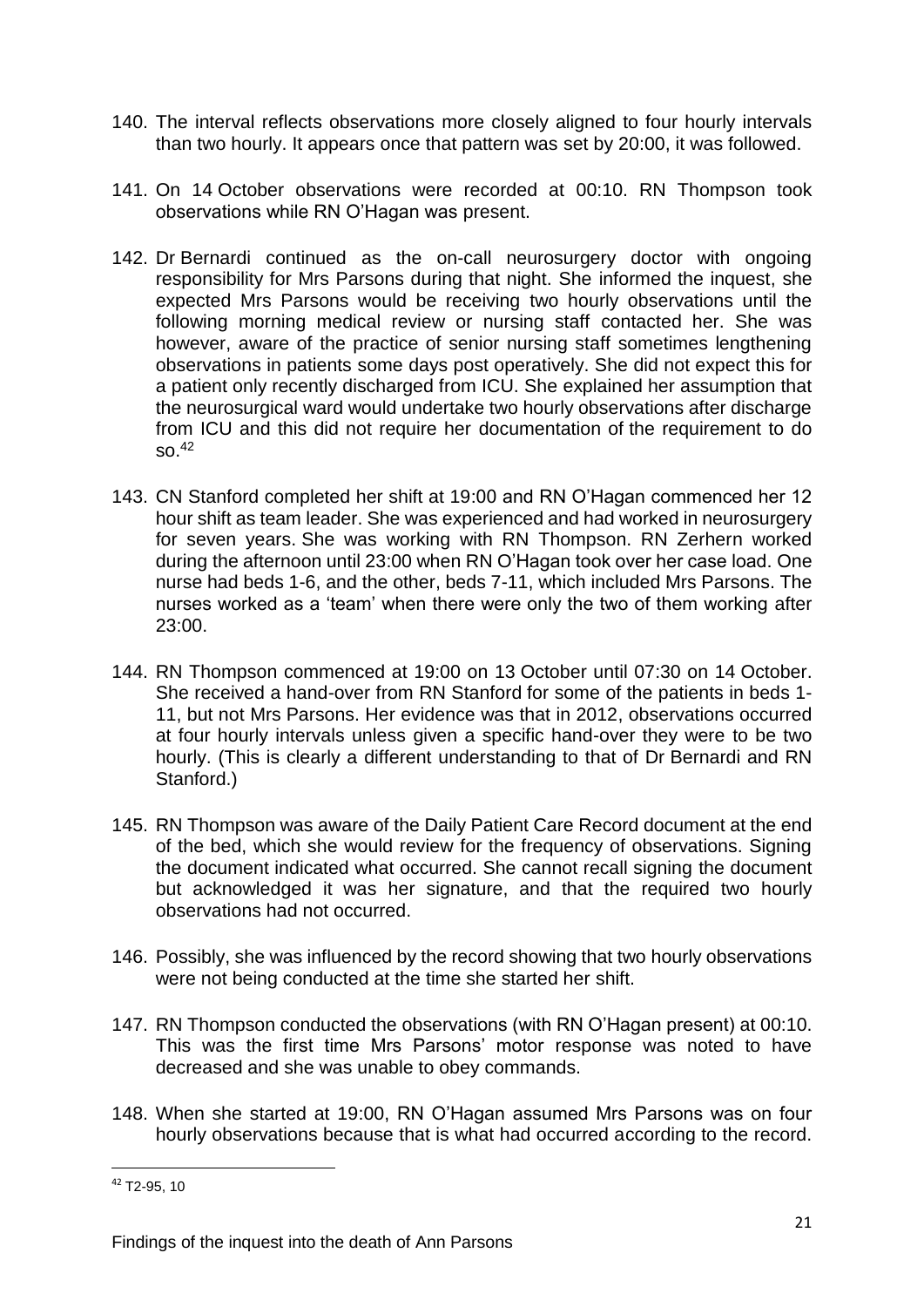140. The interval reflects observations more closely aligned to four hourly intervals than two hourly. It appears once that pattern was set by 20:00, it was followed.

141. On 14 October observations were recorded at 00:10. RN Thompson took observations while RN O'Hagan was present.

142. Dr Bernardi continued as the on-call neurosurgery doctor with ongoing responsibility for Mrs Parsons during that night. She informed the inquest, she expected Mrs Parsons would be receiving two hourly observations until the following morning medical review or nursing staff contacted her. She was however, aware of the practice of senior nursing staff sometimes lengthening observations in patients some days post operatively. She did not expect this for a patient only recently discharged from ICU. She explained her assumption that the neurosurgical ward would undertake two hourly observations after discharge from ICU and this did not require her documentation of the requirement to do so.[42]

143. CN Stanford completed her shift at 19:00 and RN O'Hagan commenced her 12 hour shift as team leader. She was experienced and had worked in neurosurgery for seven years. She was working with RN Thompson. RN Zerhern worked during the afternoon until 23:00 when RN O'Hagan took over her case load. One nurse had beds 1-6, and the other, beds 7-11, which included Mrs Parsons. The nurses worked as a 'team' when there were only the two of them working after 23:00.

144. RN Thompson commenced at 19:00 on 13 October until 07:30 on 14 October. She received a hand-over from RN Stanford for some of the patients in beds 1-11, but not Mrs Parsons. Her evidence was that in 2012, observations occurred at four hourly intervals unless given a specific hand-over they were to be two hourly. (This is clearly a different understanding to that of Dr Bernardi and RN Stanford.)

145. RN Thompson was aware of the Daily Patient Care Record document at the end of the bed, which she would review for the frequency of observations. Signing the document indicated what occurred. She cannot recall signing the document but acknowledged it was her signature, and that the required two hourly observations had not occurred.

146. Possibly, she was influenced by the record showing that two hourly observations were not being conducted at the time she started her shift.

147. RN Thompson conducted the observations (with RN O'Hagan present) at 00:10. This was the first time Mrs Parsons' motor response was noted to have decreased and she was unable to obey commands.

148. When she started at 19:00, RN O'Hagan assumed Mrs Parsons was on four hourly observations because that is what had occurred according to the record.

---

[42] T2-95, 10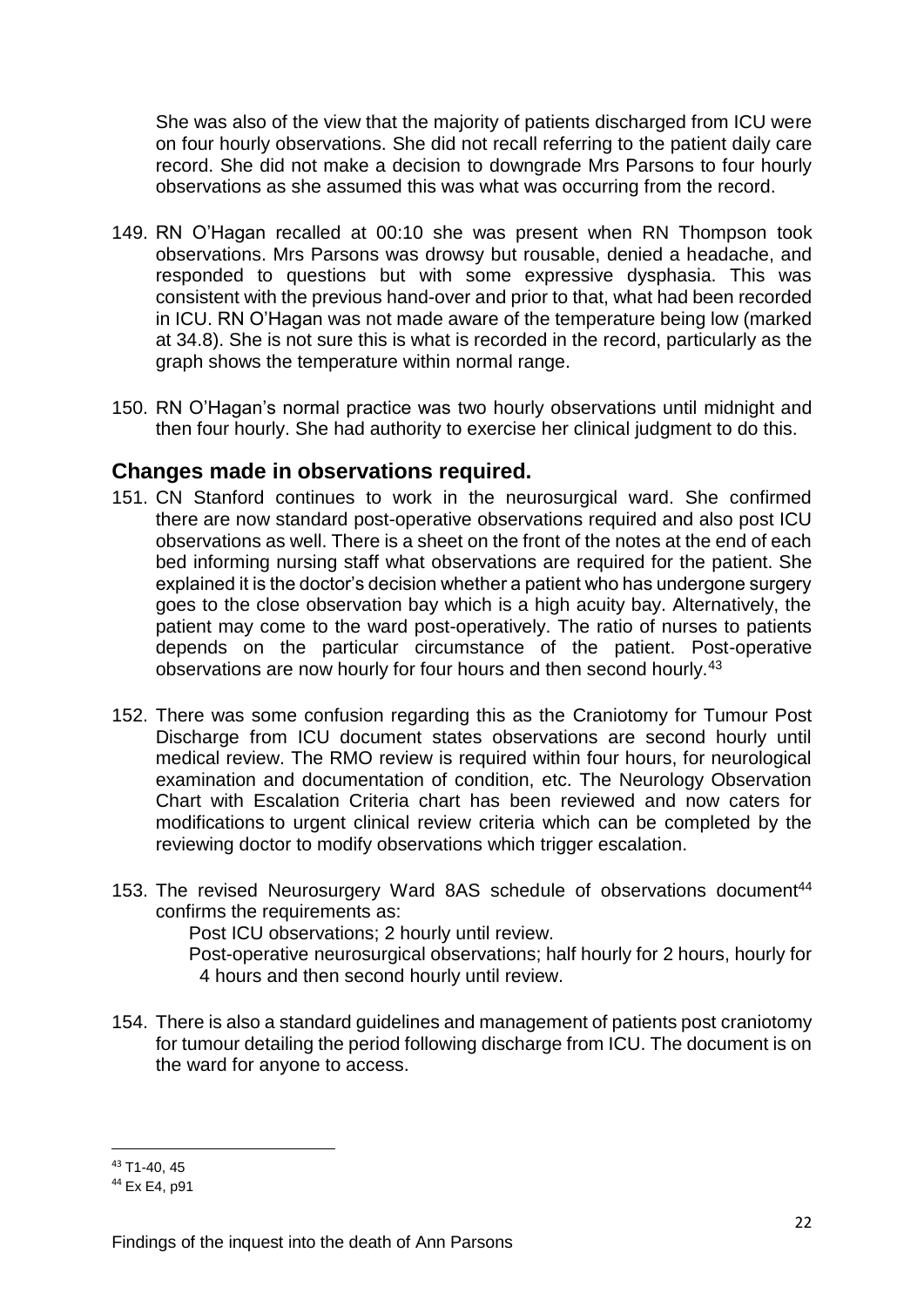She was also of the view that the majority of patients discharged from ICU were on four hourly observations. She did not recall referring to the patient daily care record. She did not make a decision to downgrade Mrs Parsons to four hourly observations as she assumed this was what was occurring from the record.

149. RN O'Hagan recalled at 00:10 she was present when RN Thompson took observations. Mrs Parsons was drowsy but rousable, denied a headache, and responded to questions but with some expressive dysphasia. This was consistent with the previous hand-over and prior to that, what had been recorded in ICU. RN O'Hagan was not made aware of the temperature being low (marked at 34.8). She is not sure this is what is recorded in the record, particularly as the graph shows the temperature within normal range.

150. RN O'Hagan's normal practice was two hourly observations until midnight and then four hourly. She had authority to exercise her clinical judgment to do this.

## Changes made in observations required.

151. CN Stanford continues to work in the neurosurgical ward. She confirmed there are now standard post-operative observations required and also post ICU observations as well. There is a sheet on the front of the notes at the end of each bed informing nursing staff what observations are required for the patient. She explained it is the doctor's decision whether a patient who has undergone surgery goes to the close observation bay which is a high acuity bay. Alternatively, the patient may come to the ward post-operatively. The ratio of nurses to patients depends on the particular circumstance of the patient. Post-operative observations are now hourly for four hours and then second hourly.[43]

152. There was some confusion regarding this as the Craniotomy for Tumour Post Discharge from ICU document states observations are second hourly until medical review. The RMO review is required within four hours, for neurological examination and documentation of condition, etc. The Neurology Observation Chart with Escalation Criteria chart has been reviewed and now caters for modifications to urgent clinical review criteria which can be completed by the reviewing doctor to modify observations which trigger escalation.

153. The revised Neurosurgery Ward 8AS schedule of observations document[44] confirms the requirements as:

    Post ICU observations; 2 hourly until review.

    Post-operative neurosurgical observations; half hourly for 2 hours, hourly for 4 hours and then second hourly until review.

154. There is also a standard guidelines and management of patients post craniotomy for tumour detailing the period following discharge from ICU. The document is on the ward for anyone to access.

---

[43] T1-40, 45

[44] Ex E4, p91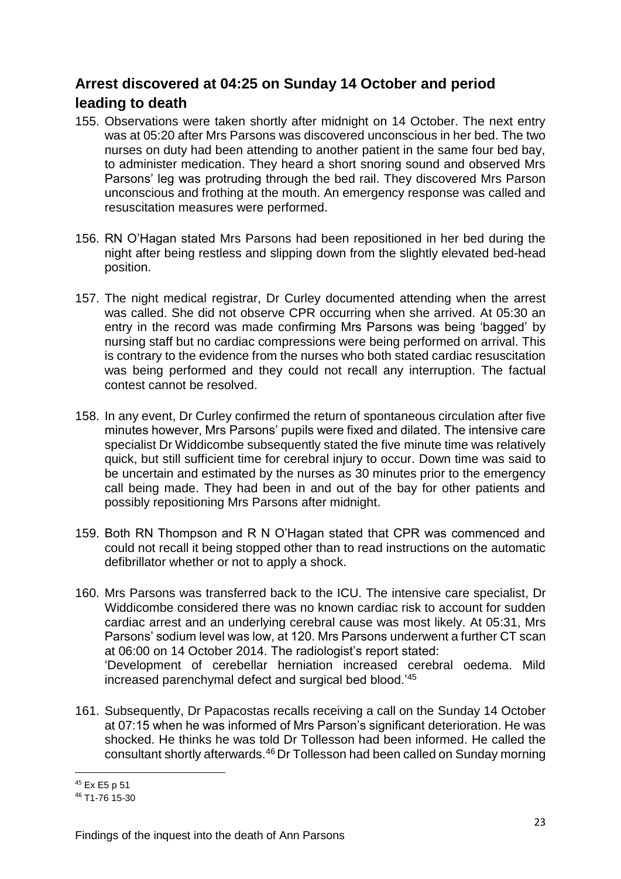## Arrest discovered at 04:25 on Sunday 14 October and period leading to death

155. Observations were taken shortly after midnight on 14 October. The next entry was at 05:20 after Mrs Parsons was discovered unconscious in her bed. The two nurses on duty had been attending to another patient in the same four bed bay, to administer medication. They heard a short snoring sound and observed Mrs Parsons' leg was protruding through the bed rail. They discovered Mrs Parson unconscious and frothing at the mouth. An emergency response was called and resuscitation measures were performed.

156. RN O'Hagan stated Mrs Parsons had been repositioned in her bed during the night after being restless and slipping down from the slightly elevated bed-head position.

157. The night medical registrar, Dr Curley documented attending when the arrest was called. She did not observe CPR occurring when she arrived. At 05:30 an entry in the record was made confirming Mrs Parsons was being 'bagged' by nursing staff but no cardiac compressions were being performed on arrival. This is contrary to the evidence from the nurses who both stated cardiac resuscitation was being performed and they could not recall any interruption. The factual contest cannot be resolved.

158. In any event, Dr Curley confirmed the return of spontaneous circulation after five minutes however, Mrs Parsons' pupils were fixed and dilated. The intensive care specialist Dr Widdicombe subsequently stated the five minute time was relatively quick, but still sufficient time for cerebral injury to occur. Down time was said to be uncertain and estimated by the nurses as 30 minutes prior to the emergency call being made. They had been in and out of the bay for other patients and possibly repositioning Mrs Parsons after midnight.

159. Both RN Thompson and R N O'Hagan stated that CPR was commenced and could not recall it being stopped other than to read instructions on the automatic defibrillator whether or not to apply a shock.

160. Mrs Parsons was transferred back to the ICU. The intensive care specialist, Dr Widdicombe considered there was no known cardiac risk to account for sudden cardiac arrest and an underlying cerebral cause was most likely. At 05:31, Mrs Parsons' sodium level was low, at 120. Mrs Parsons underwent a further CT scan at 06:00 on 14 October 2014. The radiologist's report stated:
'Development of cerebellar herniation increased cerebral oedema. Mild increased parenchymal defect and surgical bed blood.'[45]

161. Subsequently, Dr Papacostas recalls receiving a call on the Sunday 14 October at 07:15 when he was informed of Mrs Parson's significant deterioration. He was shocked. He thinks he was told Dr Tollesson had been informed. He called the consultant shortly afterwards.[46] Dr Tollesson had been called on Sunday morning

---

[45] Ex E5 p 51

[46] T1-76 15-30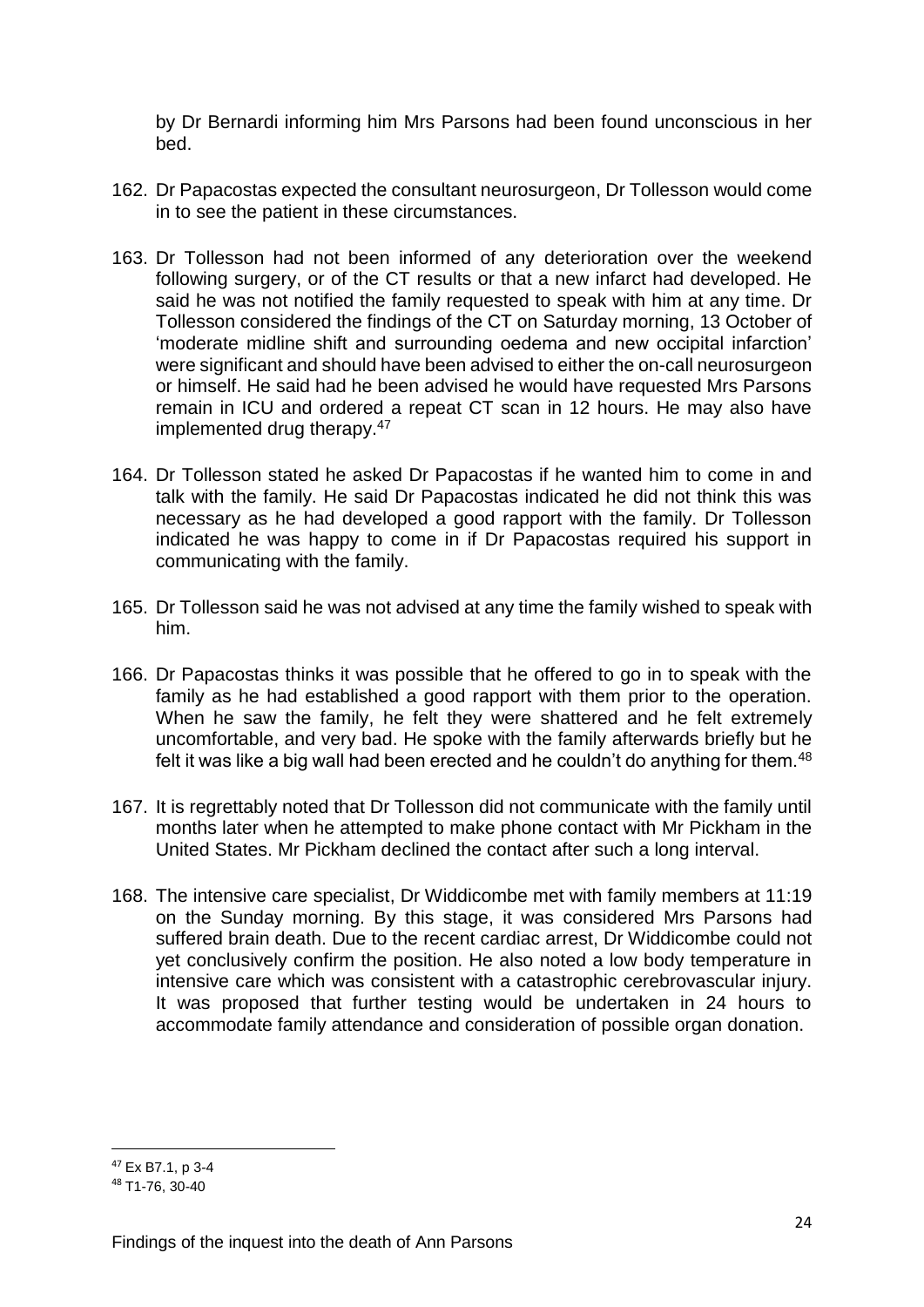by Dr Bernardi informing him Mrs Parsons had been found unconscious in her bed.

162. Dr Papacostas expected the consultant neurosurgeon, Dr Tollesson would come in to see the patient in these circumstances.

163. Dr Tollesson had not been informed of any deterioration over the weekend following surgery, or of the CT results or that a new infarct had developed. He said he was not notified the family requested to speak with him at any time. Dr Tollesson considered the findings of the CT on Saturday morning, 13 October of 'moderate midline shift and surrounding oedema and new occipital infarction' were significant and should have been advised to either the on-call neurosurgeon or himself. He said had he been advised he would have requested Mrs Parsons remain in ICU and ordered a repeat CT scan in 12 hours. He may also have implemented drug therapy.[47]

164. Dr Tollesson stated he asked Dr Papacostas if he wanted him to come in and talk with the family. He said Dr Papacostas indicated he did not think this was necessary as he had developed a good rapport with the family. Dr Tollesson indicated he was happy to come in if Dr Papacostas required his support in communicating with the family.

165. Dr Tollesson said he was not advised at any time the family wished to speak with him.

166. Dr Papacostas thinks it was possible that he offered to go in to speak with the family as he had established a good rapport with them prior to the operation. When he saw the family, he felt they were shattered and he felt extremely uncomfortable, and very bad. He spoke with the family afterwards briefly but he felt it was like a big wall had been erected and he couldn't do anything for them.[48]

167. It is regrettably noted that Dr Tollesson did not communicate with the family until months later when he attempted to make phone contact with Mr Pickham in the United States. Mr Pickham declined the contact after such a long interval.

168. The intensive care specialist, Dr Widdicombe met with family members at 11:19 on the Sunday morning. By this stage, it was considered Mrs Parsons had suffered brain death. Due to the recent cardiac arrest, Dr Widdicombe could not yet conclusively confirm the position. He also noted a low body temperature in intensive care which was consistent with a catastrophic cerebrovascular injury. It was proposed that further testing would be undertaken in 24 hours to accommodate family attendance and consideration of possible organ donation.

---

[47] Ex B7.1, p 3-4

[48] T1-76, 30-40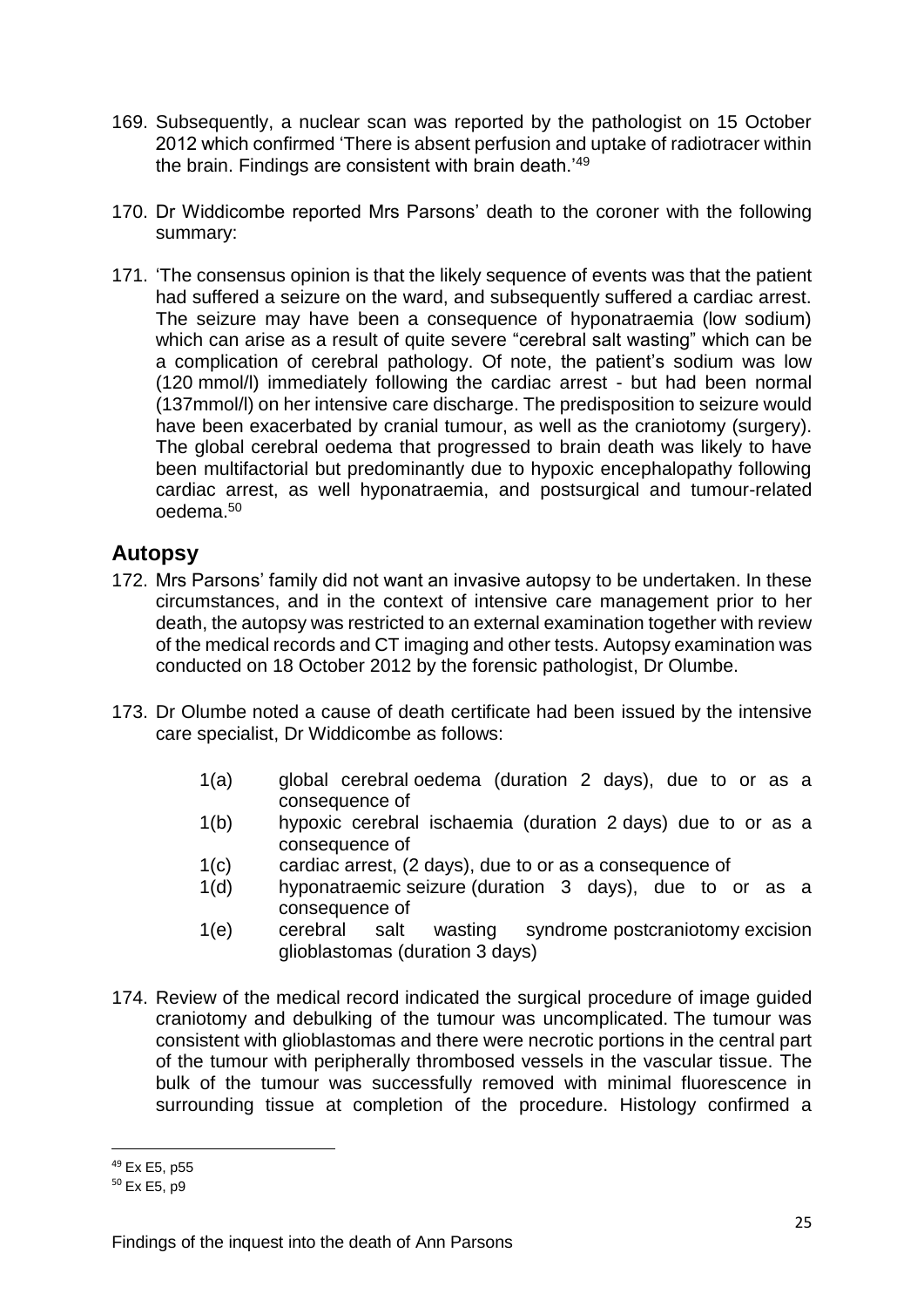169. Subsequently, a nuclear scan was reported by the pathologist on 15 October 2012 which confirmed 'There is absent perfusion and uptake of radiotracer within the brain. Findings are consistent with brain death.'[49]

170. Dr Widdicombe reported Mrs Parsons' death to the coroner with the following summary:

171. 'The consensus opinion is that the likely sequence of events was that the patient had suffered a seizure on the ward, and subsequently suffered a cardiac arrest. The seizure may have been a consequence of hyponatraemia (low sodium) which can arise as a result of quite severe "cerebral salt wasting" which can be a complication of cerebral pathology. Of note, the patient's sodium was low (120 mmol/l) immediately following the cardiac arrest - but had been normal (137mmol/l) on her intensive care discharge. The predisposition to seizure would have been exacerbated by cranial tumour, as well as the craniotomy (surgery). The global cerebral oedema that progressed to brain death was likely to have been multifactorial but predominantly due to hypoxic encephalopathy following cardiac arrest, as well hyponatraemia, and postsurgical and tumour-related oedema.[50]

## Autopsy

172. Mrs Parsons' family did not want an invasive autopsy to be undertaken. In these circumstances, and in the context of intensive care management prior to her death, the autopsy was restricted to an external examination together with review of the medical records and CT imaging and other tests. Autopsy examination was conducted on 18 October 2012 by the forensic pathologist, Dr Olumbe.

173. Dr Olumbe noted a cause of death certificate had been issued by the intensive care specialist, Dr Widdicombe as follows:

    1(a) global cerebral oedema (duration 2 days), due to or as a consequence of

    1(b) hypoxic cerebral ischaemia (duration 2 days) due to or as a consequence of

    1(c) cardiac arrest, (2 days), due to or as a consequence of

    1(d) hyponatraemic seizure (duration 3 days), due to or as a consequence of

    1(e) cerebral salt wasting syndrome postcraniotomy excision glioblastomas (duration 3 days)

174. Review of the medical record indicated the surgical procedure of image guided craniotomy and debulking of the tumour was uncomplicated. The tumour was consistent with glioblastomas and there were necrotic portions in the central part of the tumour with peripherally thrombosed vessels in the vascular tissue. The bulk of the tumour was successfully removed with minimal fluorescence in surrounding tissue at completion of the procedure. Histology confirmed a

---

[49] Ex E5, p55

[50] Ex E5, p9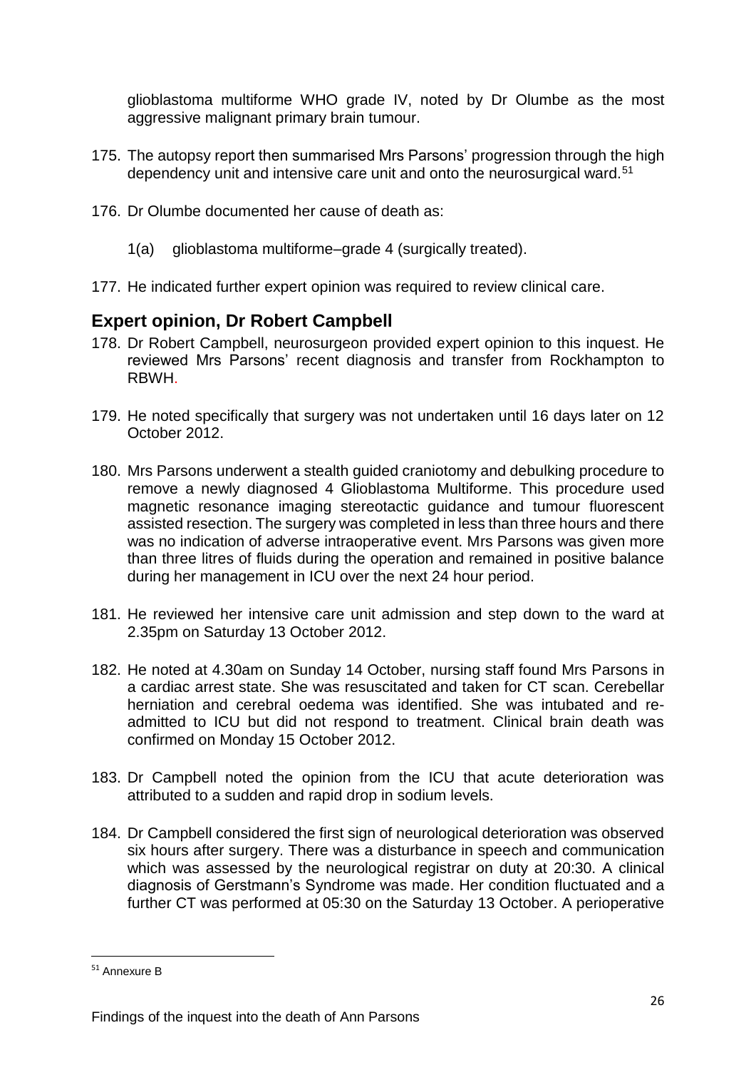glioblastoma multiforme WHO grade IV, noted by Dr Olumbe as the most aggressive malignant primary brain tumour.

175. The autopsy report then summarised Mrs Parsons' progression through the high dependency unit and intensive care unit and onto the neurosurgical ward.[51]

176. Dr Olumbe documented her cause of death as:

    1(a) glioblastoma multiforme–grade 4 (surgically treated).

177. He indicated further expert opinion was required to review clinical care.

## Expert opinion, Dr Robert Campbell

178. Dr Robert Campbell, neurosurgeon provided expert opinion to this inquest. He reviewed Mrs Parsons' recent diagnosis and transfer from Rockhampton to RBWH.

179. He noted specifically that surgery was not undertaken until 16 days later on 12 October 2012.

180. Mrs Parsons underwent a stealth guided craniotomy and debulking procedure to remove a newly diagnosed 4 Glioblastoma Multiforme. This procedure used magnetic resonance imaging stereotactic guidance and tumour fluorescent assisted resection. The surgery was completed in less than three hours and there was no indication of adverse intraoperative event. Mrs Parsons was given more than three litres of fluids during the operation and remained in positive balance during her management in ICU over the next 24 hour period.

181. He reviewed her intensive care unit admission and step down to the ward at 2.35pm on Saturday 13 October 2012.

182. He noted at 4.30am on Sunday 14 October, nursing staff found Mrs Parsons in a cardiac arrest state. She was resuscitated and taken for CT scan. Cerebellar herniation and cerebral oedema was identified. She was intubated and re-admitted to ICU but did not respond to treatment. Clinical brain death was confirmed on Monday 15 October 2012.

183. Dr Campbell noted the opinion from the ICU that acute deterioration was attributed to a sudden and rapid drop in sodium levels.

184. Dr Campbell considered the first sign of neurological deterioration was observed six hours after surgery. There was a disturbance in speech and communication which was assessed by the neurological registrar on duty at 20:30. A clinical diagnosis of Gerstmann's Syndrome was made. Her condition fluctuated and a further CT was performed at 05:30 on the Saturday 13 October. A perioperative

[51] Annexure B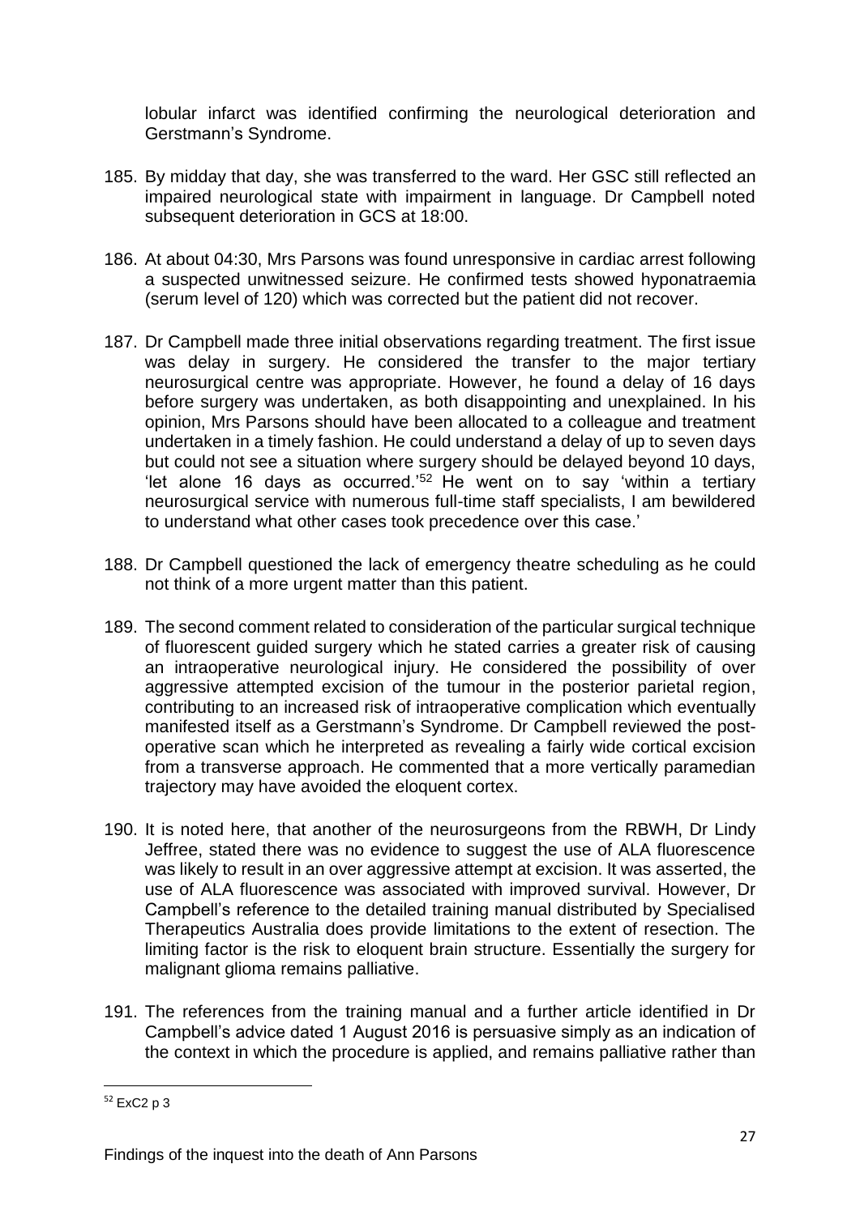lobular infarct was identified confirming the neurological deterioration and Gerstmann's Syndrome.

185. By midday that day, she was transferred to the ward. Her GSC still reflected an impaired neurological state with impairment in language. Dr Campbell noted subsequent deterioration in GCS at 18:00.

186. At about 04:30, Mrs Parsons was found unresponsive in cardiac arrest following a suspected unwitnessed seizure. He confirmed tests showed hyponatraemia (serum level of 120) which was corrected but the patient did not recover.

187. Dr Campbell made three initial observations regarding treatment. The first issue was delay in surgery. He considered the transfer to the major tertiary neurosurgical centre was appropriate. However, he found a delay of 16 days before surgery was undertaken, as both disappointing and unexplained. In his opinion, Mrs Parsons should have been allocated to a colleague and treatment undertaken in a timely fashion. He could understand a delay of up to seven days but could not see a situation where surgery should be delayed beyond 10 days, 'let alone 16 days as occurred.'[52] He went on to say 'within a tertiary neurosurgical service with numerous full-time staff specialists, I am bewildered to understand what other cases took precedence over this case.'

188. Dr Campbell questioned the lack of emergency theatre scheduling as he could not think of a more urgent matter than this patient.

189. The second comment related to consideration of the particular surgical technique of fluorescent guided surgery which he stated carries a greater risk of causing an intraoperative neurological injury. He considered the possibility of over aggressive attempted excision of the tumour in the posterior parietal region, contributing to an increased risk of intraoperative complication which eventually manifested itself as a Gerstmann's Syndrome. Dr Campbell reviewed the post-operative scan which he interpreted as revealing a fairly wide cortical excision from a transverse approach. He commented that a more vertically paramedian trajectory may have avoided the eloquent cortex.

190. It is noted here, that another of the neurosurgeons from the RBWH, Dr Lindy Jeffree, stated there was no evidence to suggest the use of ALA fluorescence was likely to result in an over aggressive attempt at excision. It was asserted, the use of ALA fluorescence was associated with improved survival. However, Dr Campbell's reference to the detailed training manual distributed by Specialised Therapeutics Australia does provide limitations to the extent of resection. The limiting factor is the risk to eloquent brain structure. Essentially the surgery for malignant glioma remains palliative.

191. The references from the training manual and a further article identified in Dr Campbell's advice dated 1 August 2016 is persuasive simply as an indication of the context in which the procedure is applied, and remains palliative rather than

[52] ExC2 p 3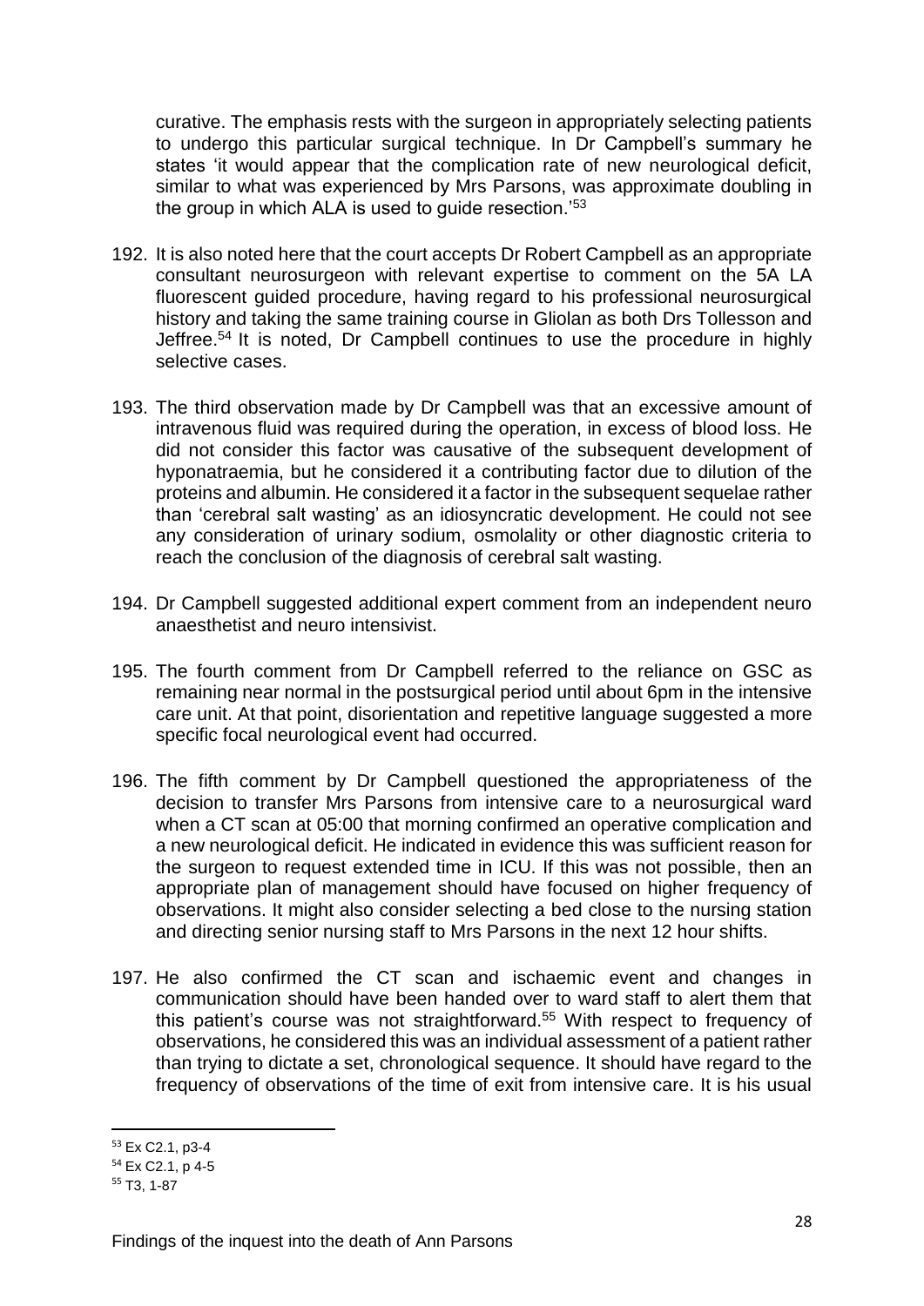curative. The emphasis rests with the surgeon in appropriately selecting patients to undergo this particular surgical technique. In Dr Campbell's summary he states 'it would appear that the complication rate of new neurological deficit, similar to what was experienced by Mrs Parsons, was approximate doubling in the group in which ALA is used to guide resection.'[53]

192. It is also noted here that the court accepts Dr Robert Campbell as an appropriate consultant neurosurgeon with relevant expertise to comment on the 5A LA fluorescent guided procedure, having regard to his professional neurosurgical history and taking the same training course in Gliolan as both Drs Tollesson and Jeffree.[54] It is noted, Dr Campbell continues to use the procedure in highly selective cases.

193. The third observation made by Dr Campbell was that an excessive amount of intravenous fluid was required during the operation, in excess of blood loss. He did not consider this factor was causative of the subsequent development of hyponatraemia, but he considered it a contributing factor due to dilution of the proteins and albumin. He considered it a factor in the subsequent sequelae rather than 'cerebral salt wasting' as an idiosyncratic development. He could not see any consideration of urinary sodium, osmolality or other diagnostic criteria to reach the conclusion of the diagnosis of cerebral salt wasting.

194. Dr Campbell suggested additional expert comment from an independent neuro anaesthetist and neuro intensivist.

195. The fourth comment from Dr Campbell referred to the reliance on GSC as remaining near normal in the postsurgical period until about 6pm in the intensive care unit. At that point, disorientation and repetitive language suggested a more specific focal neurological event had occurred.

196. The fifth comment by Dr Campbell questioned the appropriateness of the decision to transfer Mrs Parsons from intensive care to a neurosurgical ward when a CT scan at 05:00 that morning confirmed an operative complication and a new neurological deficit. He indicated in evidence this was sufficient reason for the surgeon to request extended time in ICU. If this was not possible, then an appropriate plan of management should have focused on higher frequency of observations. It might also consider selecting a bed close to the nursing station and directing senior nursing staff to Mrs Parsons in the next 12 hour shifts.

197. He also confirmed the CT scan and ischaemic event and changes in communication should have been handed over to ward staff to alert them that this patient's course was not straightforward.[55] With respect to frequency of observations, he considered this was an individual assessment of a patient rather than trying to dictate a set, chronological sequence. It should have regard to the frequency of observations of the time of exit from intensive care. It is his usual

---

[53] Ex C2.1, p3-4

[54] Ex C2.1, p 4-5

[55] T3, 1-87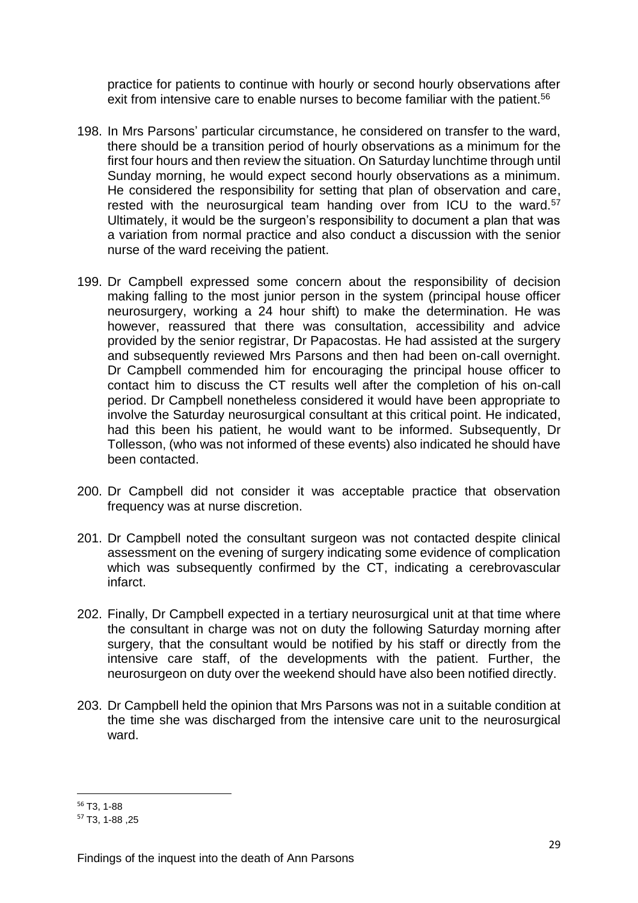practice for patients to continue with hourly or second hourly observations after exit from intensive care to enable nurses to become familiar with the patient.[56]

198. In Mrs Parsons' particular circumstance, he considered on transfer to the ward, there should be a transition period of hourly observations as a minimum for the first four hours and then review the situation. On Saturday lunchtime through until Sunday morning, he would expect second hourly observations as a minimum. He considered the responsibility for setting that plan of observation and care, rested with the neurosurgical team handing over from ICU to the ward.[57] Ultimately, it would be the surgeon's responsibility to document a plan that was a variation from normal practice and also conduct a discussion with the senior nurse of the ward receiving the patient.

199. Dr Campbell expressed some concern about the responsibility of decision making falling to the most junior person in the system (principal house officer neurosurgery, working a 24 hour shift) to make the determination. He was however, reassured that there was consultation, accessibility and advice provided by the senior registrar, Dr Papacostas. He had assisted at the surgery and subsequently reviewed Mrs Parsons and then had been on-call overnight. Dr Campbell commended him for encouraging the principal house officer to contact him to discuss the CT results well after the completion of his on-call period. Dr Campbell nonetheless considered it would have been appropriate to involve the Saturday neurosurgical consultant at this critical point. He indicated, had this been his patient, he would want to be informed. Subsequently, Dr Tollesson, (who was not informed of these events) also indicated he should have been contacted.

200. Dr Campbell did not consider it was acceptable practice that observation frequency was at nurse discretion.

201. Dr Campbell noted the consultant surgeon was not contacted despite clinical assessment on the evening of surgery indicating some evidence of complication which was subsequently confirmed by the CT, indicating a cerebrovascular infarct.

202. Finally, Dr Campbell expected in a tertiary neurosurgical unit at that time where the consultant in charge was not on duty the following Saturday morning after surgery, that the consultant would be notified by his staff or directly from the intensive care staff, of the developments with the patient. Further, the neurosurgeon on duty over the weekend should have also been notified directly.

203. Dr Campbell held the opinion that Mrs Parsons was not in a suitable condition at the time she was discharged from the intensive care unit to the neurosurgical ward.

---

[56] T3, 1-88

[57] T3, 1-88 ,25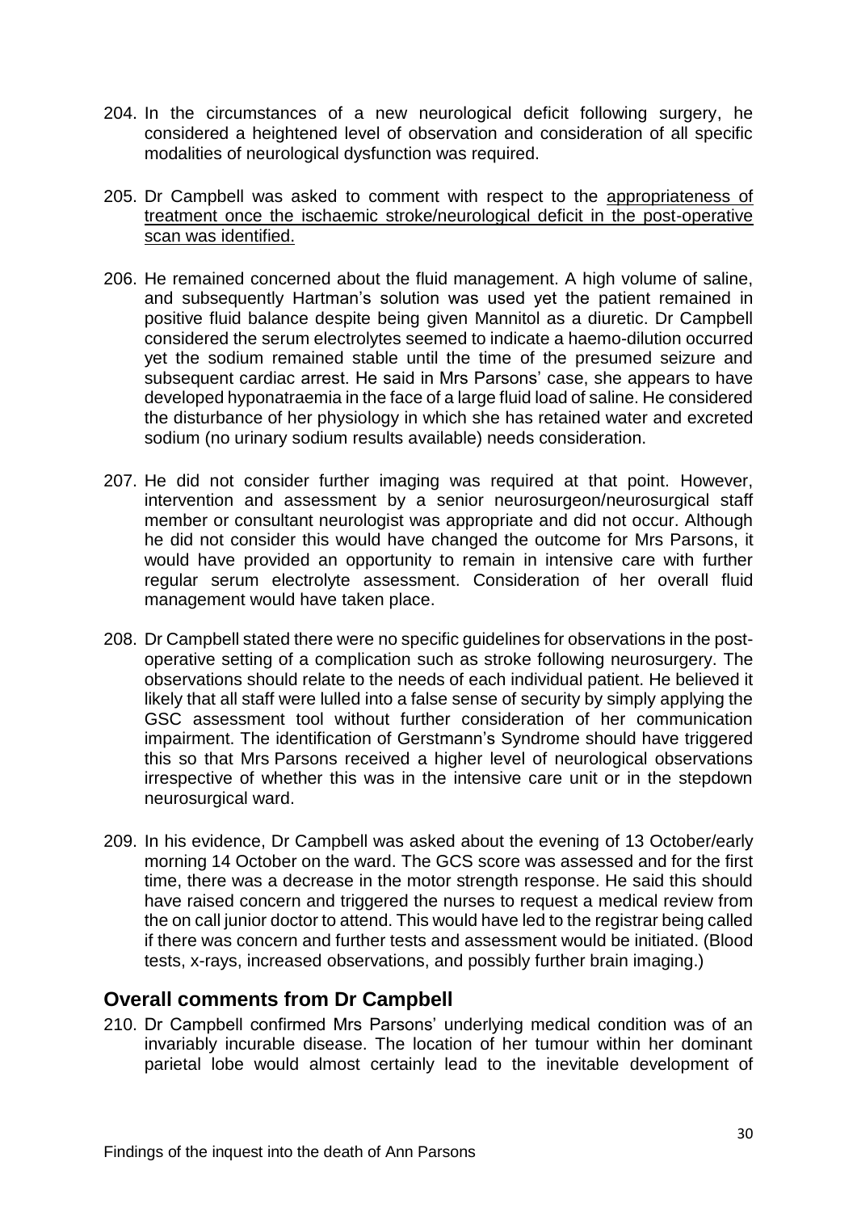204. In the circumstances of a new neurological deficit following surgery, he considered a heightened level of observation and consideration of all specific modalities of neurological dysfunction was required.

205. Dr Campbell was asked to comment with respect to the appropriateness of treatment once the ischaemic stroke/neurological deficit in the post-operative scan was identified.

206. He remained concerned about the fluid management. A high volume of saline, and subsequently Hartman's solution was used yet the patient remained in positive fluid balance despite being given Mannitol as a diuretic. Dr Campbell considered the serum electrolytes seemed to indicate a haemo-dilution occurred yet the sodium remained stable until the time of the presumed seizure and subsequent cardiac arrest. He said in Mrs Parsons' case, she appears to have developed hyponatraemia in the face of a large fluid load of saline. He considered the disturbance of her physiology in which she has retained water and excreted sodium (no urinary sodium results available) needs consideration.

207. He did not consider further imaging was required at that point. However, intervention and assessment by a senior neurosurgeon/neurosurgical staff member or consultant neurologist was appropriate and did not occur. Although he did not consider this would have changed the outcome for Mrs Parsons, it would have provided an opportunity to remain in intensive care with further regular serum electrolyte assessment. Consideration of her overall fluid management would have taken place.

208. Dr Campbell stated there were no specific guidelines for observations in the post-operative setting of a complication such as stroke following neurosurgery. The observations should relate to the needs of each individual patient. He believed it likely that all staff were lulled into a false sense of security by simply applying the GSC assessment tool without further consideration of her communication impairment. The identification of Gerstmann's Syndrome should have triggered this so that Mrs Parsons received a higher level of neurological observations irrespective of whether this was in the intensive care unit or in the stepdown neurosurgical ward.

209. In his evidence, Dr Campbell was asked about the evening of 13 October/early morning 14 October on the ward. The GCS score was assessed and for the first time, there was a decrease in the motor strength response. He said this should have raised concern and triggered the nurses to request a medical review from the on call junior doctor to attend. This would have led to the registrar being called if there was concern and further tests and assessment would be initiated. (Blood tests, x-rays, increased observations, and possibly further brain imaging.)

## Overall comments from Dr Campbell

210. Dr Campbell confirmed Mrs Parsons' underlying medical condition was of an invariably incurable disease. The location of her tumour within her dominant parietal lobe would almost certainly lead to the inevitable development of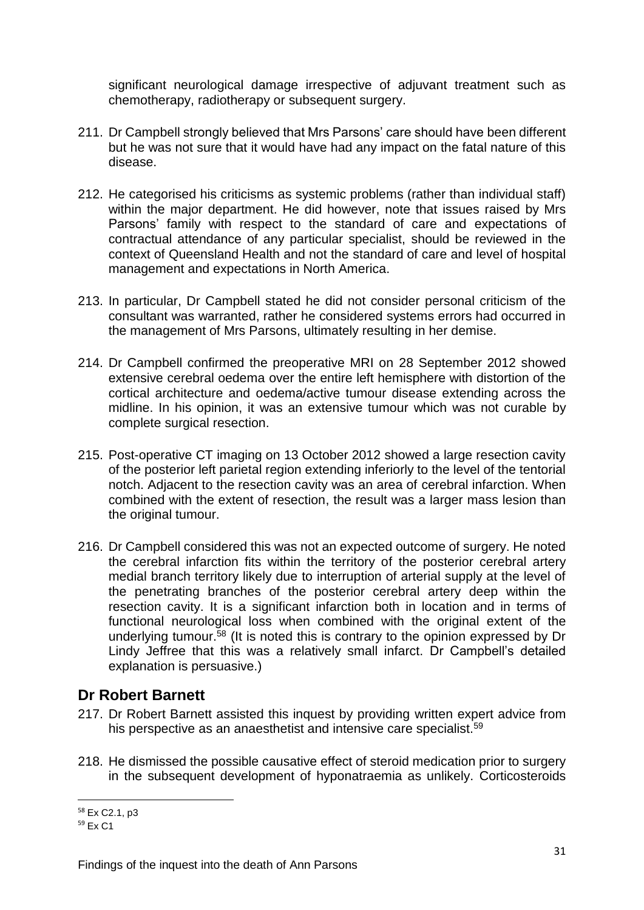significant neurological damage irrespective of adjuvant treatment such as chemotherapy, radiotherapy or subsequent surgery.

211. Dr Campbell strongly believed that Mrs Parsons' care should have been different but he was not sure that it would have had any impact on the fatal nature of this disease.

212. He categorised his criticisms as systemic problems (rather than individual staff) within the major department. He did however, note that issues raised by Mrs Parsons' family with respect to the standard of care and expectations of contractual attendance of any particular specialist, should be reviewed in the context of Queensland Health and not the standard of care and level of hospital management and expectations in North America.

213. In particular, Dr Campbell stated he did not consider personal criticism of the consultant was warranted, rather he considered systems errors had occurred in the management of Mrs Parsons, ultimately resulting in her demise.

214. Dr Campbell confirmed the preoperative MRI on 28 September 2012 showed extensive cerebral oedema over the entire left hemisphere with distortion of the cortical architecture and oedema/active tumour disease extending across the midline. In his opinion, it was an extensive tumour which was not curable by complete surgical resection.

215. Post-operative CT imaging on 13 October 2012 showed a large resection cavity of the posterior left parietal region extending inferiorly to the level of the tentorial notch. Adjacent to the resection cavity was an area of cerebral infarction. When combined with the extent of resection, the result was a larger mass lesion than the original tumour.

216. Dr Campbell considered this was not an expected outcome of surgery. He noted the cerebral infarction fits within the territory of the posterior cerebral artery medial branch territory likely due to interruption of arterial supply at the level of the penetrating branches of the posterior cerebral artery deep within the resection cavity. It is a significant infarction both in location and in terms of functional neurological loss when combined with the original extent of the underlying tumour.[58] (It is noted this is contrary to the opinion expressed by Dr Lindy Jeffree that this was a relatively small infarct. Dr Campbell's detailed explanation is persuasive.)

## Dr Robert Barnett

217. Dr Robert Barnett assisted this inquest by providing written expert advice from his perspective as an anaesthetist and intensive care specialist.[59]

218. He dismissed the possible causative effect of steroid medication prior to surgery in the subsequent development of hyponatraemia as unlikely. Corticosteroids

---

[58] Ex C2.1, p3

[59] Ex C1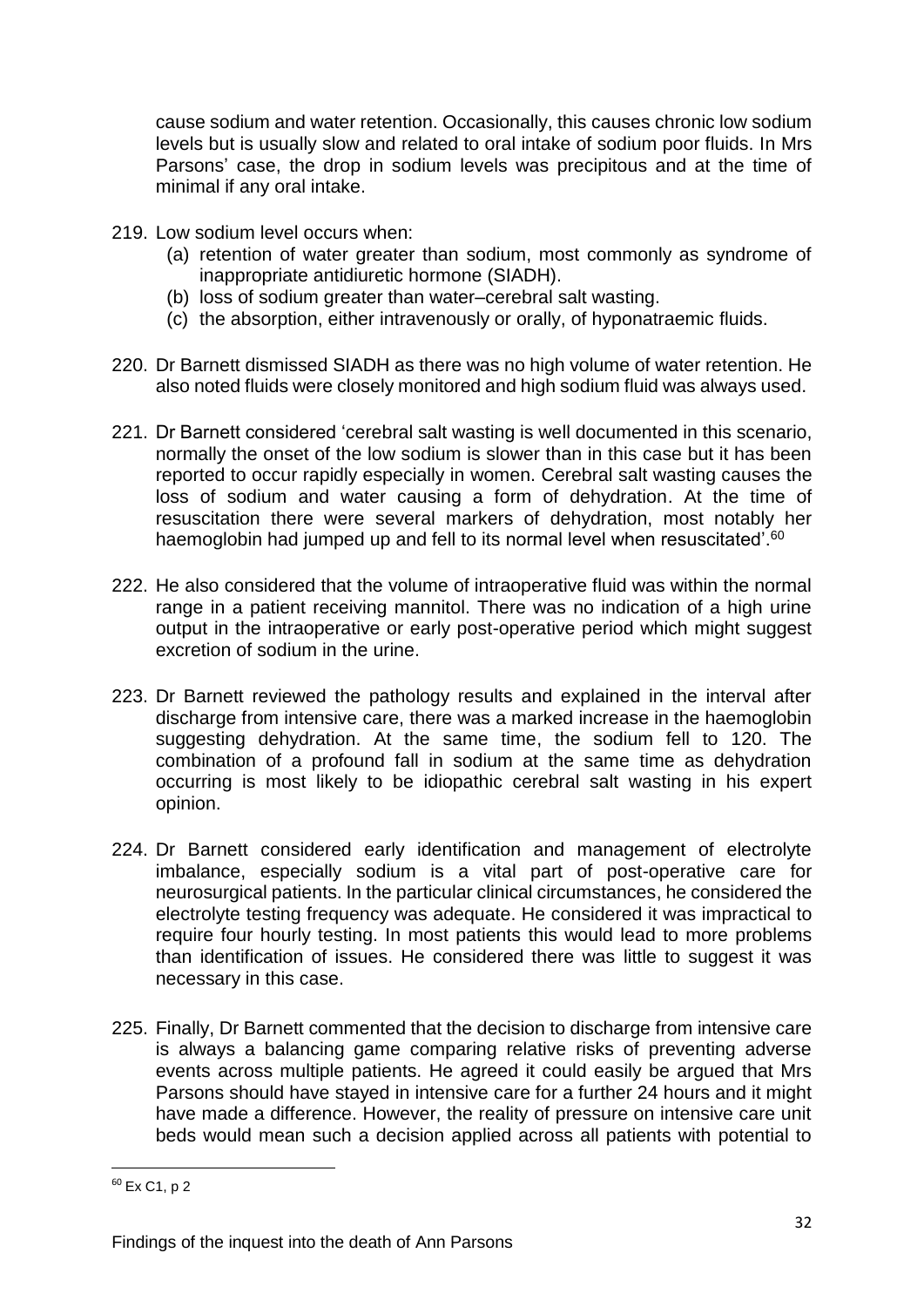cause sodium and water retention. Occasionally, this causes chronic low sodium levels but is usually slow and related to oral intake of sodium poor fluids. In Mrs Parsons' case, the drop in sodium levels was precipitous and at the time of minimal if any oral intake.

219. Low sodium level occurs when:
    (a) retention of water greater than sodium, most commonly as syndrome of inappropriate antidiuretic hormone (SIADH).
    (b) loss of sodium greater than water–cerebral salt wasting.
    (c) the absorption, either intravenously or orally, of hyponatraemic fluids.

220. Dr Barnett dismissed SIADH as there was no high volume of water retention. He also noted fluids were closely monitored and high sodium fluid was always used.

221. Dr Barnett considered 'cerebral salt wasting is well documented in this scenario, normally the onset of the low sodium is slower than in this case but it has been reported to occur rapidly especially in women. Cerebral salt wasting causes the loss of sodium and water causing a form of dehydration. At the time of resuscitation there were several markers of dehydration, most notably her haemoglobin had jumped up and fell to its normal level when resuscitated'.[60]

222. He also considered that the volume of intraoperative fluid was within the normal range in a patient receiving mannitol. There was no indication of a high urine output in the intraoperative or early post-operative period which might suggest excretion of sodium in the urine.

223. Dr Barnett reviewed the pathology results and explained in the interval after discharge from intensive care, there was a marked increase in the haemoglobin suggesting dehydration. At the same time, the sodium fell to 120. The combination of a profound fall in sodium at the same time as dehydration occurring is most likely to be idiopathic cerebral salt wasting in his expert opinion.

224. Dr Barnett considered early identification and management of electrolyte imbalance, especially sodium is a vital part of post-operative care for neurosurgical patients. In the particular clinical circumstances, he considered the electrolyte testing frequency was adequate. He considered it was impractical to require four hourly testing. In most patients this would lead to more problems than identification of issues. He considered there was little to suggest it was necessary in this case.

225. Finally, Dr Barnett commented that the decision to discharge from intensive care is always a balancing game comparing relative risks of preventing adverse events across multiple patients. He agreed it could easily be argued that Mrs Parsons should have stayed in intensive care for a further 24 hours and it might have made a difference. However, the reality of pressure on intensive care unit beds would mean such a decision applied across all patients with potential to

[60] Ex C1, p 2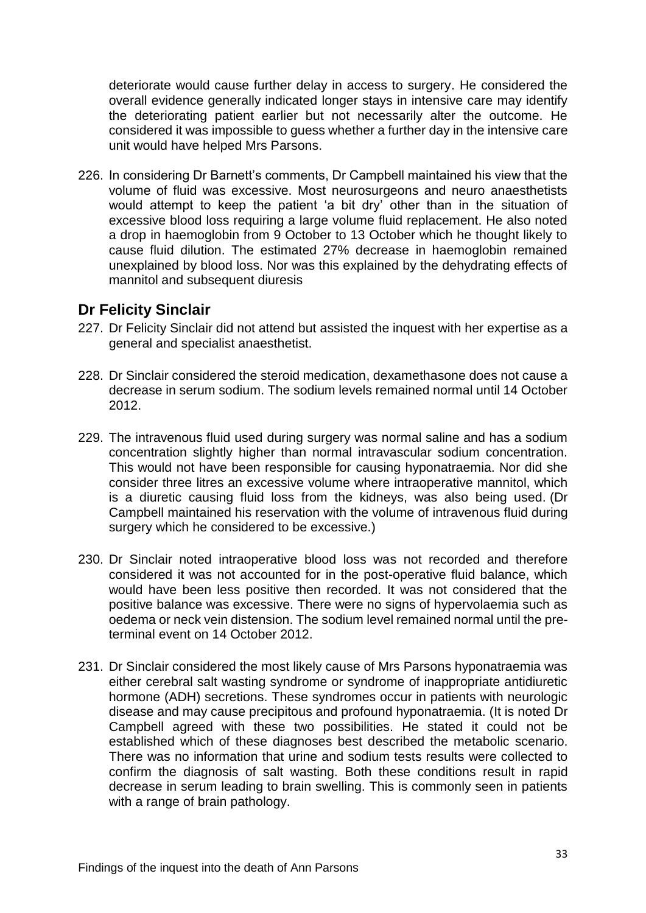deteriorate would cause further delay in access to surgery. He considered the overall evidence generally indicated longer stays in intensive care may identify the deteriorating patient earlier but not necessarily alter the outcome. He considered it was impossible to guess whether a further day in the intensive care unit would have helped Mrs Parsons.

226. In considering Dr Barnett's comments, Dr Campbell maintained his view that the volume of fluid was excessive. Most neurosurgeons and neuro anaesthetists would attempt to keep the patient 'a bit dry' other than in the situation of excessive blood loss requiring a large volume fluid replacement. He also noted a drop in haemoglobin from 9 October to 13 October which he thought likely to cause fluid dilution. The estimated 27% decrease in haemoglobin remained unexplained by blood loss. Nor was this explained by the dehydrating effects of mannitol and subsequent diuresis

## Dr Felicity Sinclair

227. Dr Felicity Sinclair did not attend but assisted the inquest with her expertise as a general and specialist anaesthetist.

228. Dr Sinclair considered the steroid medication, dexamethasone does not cause a decrease in serum sodium. The sodium levels remained normal until 14 October 2012.

229. The intravenous fluid used during surgery was normal saline and has a sodium concentration slightly higher than normal intravascular sodium concentration. This would not have been responsible for causing hyponatraemia. Nor did she consider three litres an excessive volume where intraoperative mannitol, which is a diuretic causing fluid loss from the kidneys, was also being used. (Dr Campbell maintained his reservation with the volume of intravenous fluid during surgery which he considered to be excessive.)

230. Dr Sinclair noted intraoperative blood loss was not recorded and therefore considered it was not accounted for in the post-operative fluid balance, which would have been less positive then recorded. It was not considered that the positive balance was excessive. There were no signs of hypervolaemia such as oedema or neck vein distension. The sodium level remained normal until the pre-terminal event on 14 October 2012.

231. Dr Sinclair considered the most likely cause of Mrs Parsons hyponatraemia was either cerebral salt wasting syndrome or syndrome of inappropriate antidiuretic hormone (ADH) secretions. These syndromes occur in patients with neurologic disease and may cause precipitous and profound hyponatraemia. (It is noted Dr Campbell agreed with these two possibilities. He stated it could not be established which of these diagnoses best described the metabolic scenario. There was no information that urine and sodium tests results were collected to confirm the diagnosis of salt wasting. Both these conditions result in rapid decrease in serum leading to brain swelling. This is commonly seen in patients with a range of brain pathology.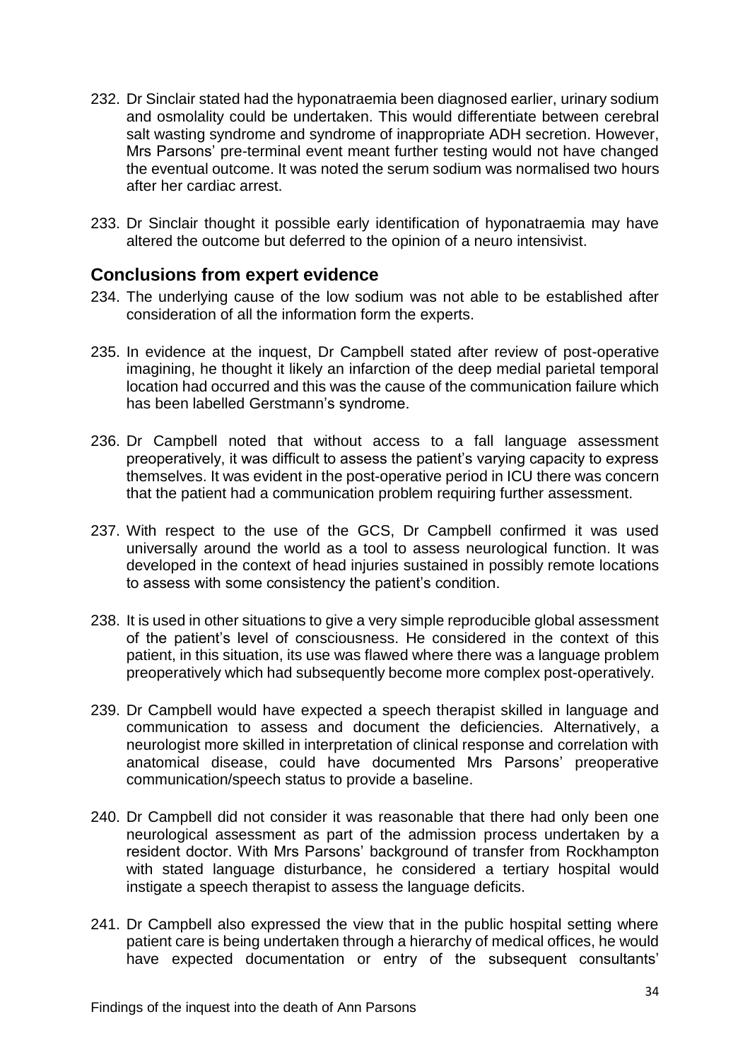232. Dr Sinclair stated had the hyponatraemia been diagnosed earlier, urinary sodium and osmolality could be undertaken. This would differentiate between cerebral salt wasting syndrome and syndrome of inappropriate ADH secretion. However, Mrs Parsons' pre-terminal event meant further testing would not have changed the eventual outcome. It was noted the serum sodium was normalised two hours after her cardiac arrest.

233. Dr Sinclair thought it possible early identification of hyponatraemia may have altered the outcome but deferred to the opinion of a neuro intensivist.

## Conclusions from expert evidence

234. The underlying cause of the low sodium was not able to be established after consideration of all the information form the experts.

235. In evidence at the inquest, Dr Campbell stated after review of post-operative imagining, he thought it likely an infarction of the deep medial parietal temporal location had occurred and this was the cause of the communication failure which has been labelled Gerstmann's syndrome.

236. Dr Campbell noted that without access to a fall language assessment preoperatively, it was difficult to assess the patient's varying capacity to express themselves. It was evident in the post-operative period in ICU there was concern that the patient had a communication problem requiring further assessment.

237. With respect to the use of the GCS, Dr Campbell confirmed it was used universally around the world as a tool to assess neurological function. It was developed in the context of head injuries sustained in possibly remote locations to assess with some consistency the patient's condition.

238. It is used in other situations to give a very simple reproducible global assessment of the patient's level of consciousness. He considered in the context of this patient, in this situation, its use was flawed where there was a language problem preoperatively which had subsequently become more complex post-operatively.

239. Dr Campbell would have expected a speech therapist skilled in language and communication to assess and document the deficiencies. Alternatively, a neurologist more skilled in interpretation of clinical response and correlation with anatomical disease, could have documented Mrs Parsons' preoperative communication/speech status to provide a baseline.

240. Dr Campbell did not consider it was reasonable that there had only been one neurological assessment as part of the admission process undertaken by a resident doctor. With Mrs Parsons' background of transfer from Rockhampton with stated language disturbance, he considered a tertiary hospital would instigate a speech therapist to assess the language deficits.

241. Dr Campbell also expressed the view that in the public hospital setting where patient care is being undertaken through a hierarchy of medical offices, he would have expected documentation or entry of the subsequent consultants'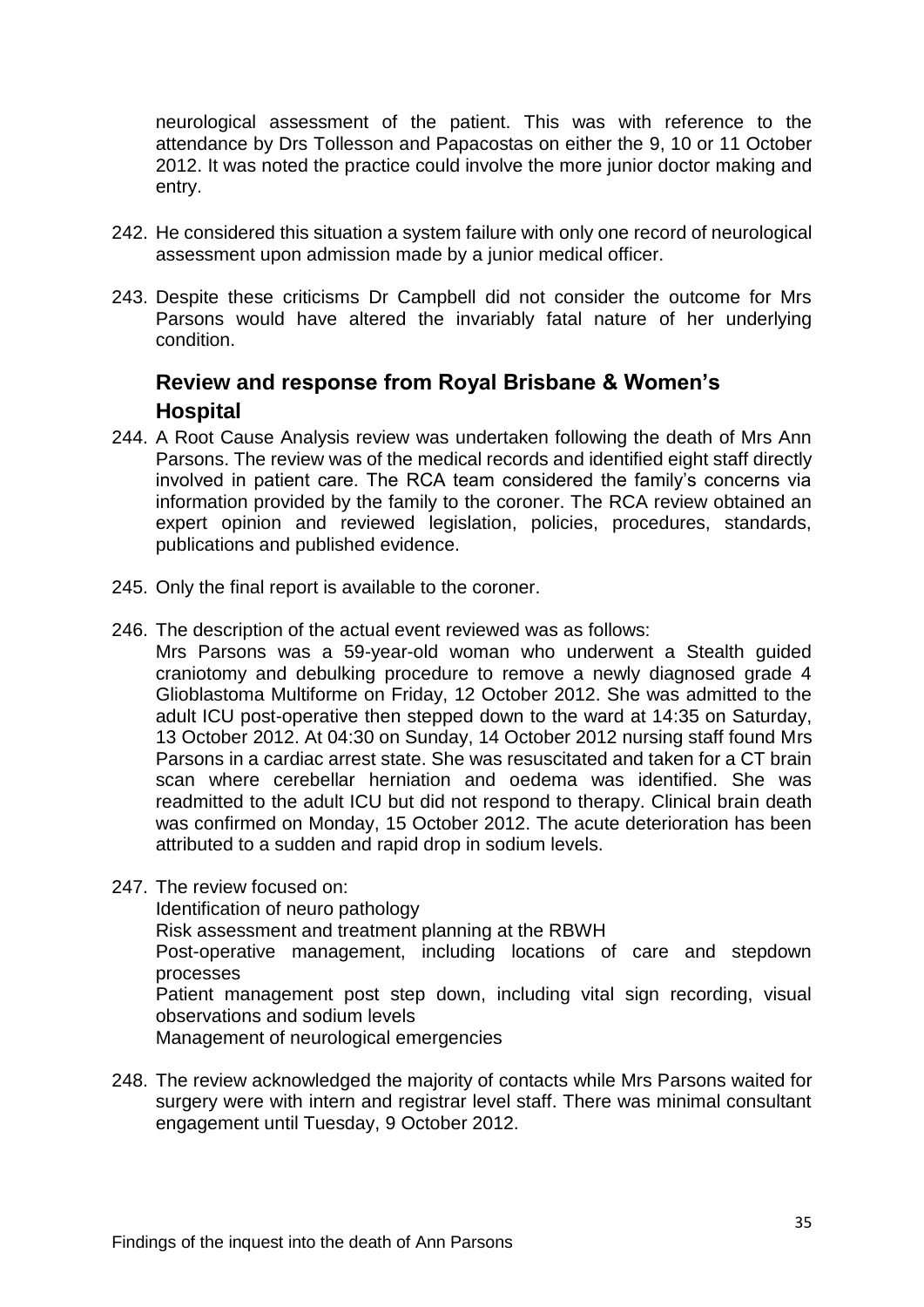neurological assessment of the patient. This was with reference to the attendance by Drs Tollesson and Papacostas on either the 9, 10 or 11 October 2012. It was noted the practice could involve the more junior doctor making and entry.

242. He considered this situation a system failure with only one record of neurological assessment upon admission made by a junior medical officer.

243. Despite these criticisms Dr Campbell did not consider the outcome for Mrs Parsons would have altered the invariably fatal nature of her underlying condition.

## Review and response from Royal Brisbane & Women's Hospital

244. A Root Cause Analysis review was undertaken following the death of Mrs Ann Parsons. The review was of the medical records and identified eight staff directly involved in patient care. The RCA team considered the family's concerns via information provided by the family to the coroner. The RCA review obtained an expert opinion and reviewed legislation, policies, procedures, standards, publications and published evidence.

245. Only the final report is available to the coroner.

246. The description of the actual event reviewed was as follows:
    Mrs Parsons was a 59-year-old woman who underwent a Stealth guided craniotomy and debulking procedure to remove a newly diagnosed grade 4 Glioblastoma Multiforme on Friday, 12 October 2012. She was admitted to the adult ICU post-operative then stepped down to the ward at 14:35 on Saturday, 13 October 2012. At 04:30 on Sunday, 14 October 2012 nursing staff found Mrs Parsons in a cardiac arrest state. She was resuscitated and taken for a CT brain scan where cerebellar herniation and oedema was identified. She was readmitted to the adult ICU but did not respond to therapy. Clinical brain death was confirmed on Monday, 15 October 2012. The acute deterioration has been attributed to a sudden and rapid drop in sodium levels.

247. The review focused on:
    Identification of neuro pathology
    Risk assessment and treatment planning at the RBWH
    Post-operative management, including locations of care and stepdown processes
    Patient management post step down, including vital sign recording, visual observations and sodium levels
    Management of neurological emergencies

248. The review acknowledged the majority of contacts while Mrs Parsons waited for surgery were with intern and registrar level staff. There was minimal consultant engagement until Tuesday, 9 October 2012.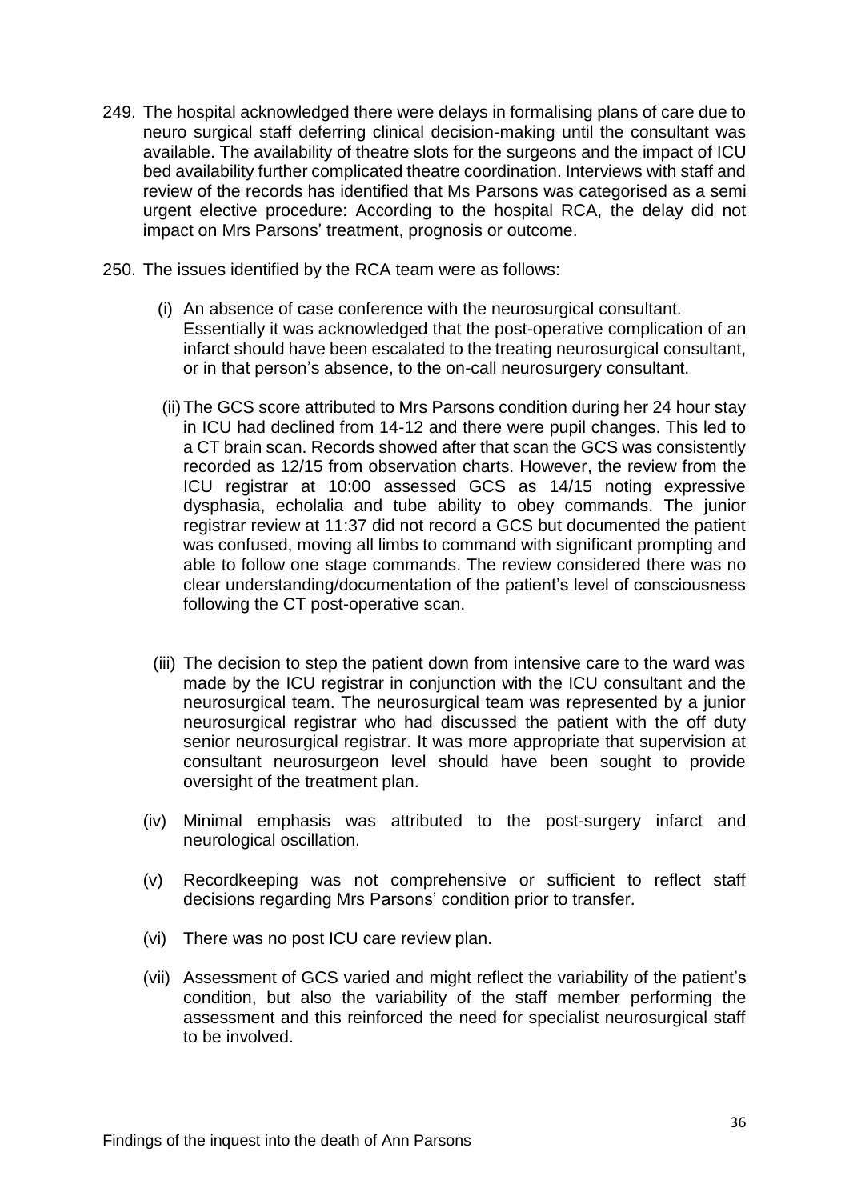249. The hospital acknowledged there were delays in formalising plans of care due to neuro surgical staff deferring clinical decision-making until the consultant was available. The availability of theatre slots for the surgeons and the impact of ICU bed availability further complicated theatre coordination. Interviews with staff and review of the records has identified that Ms Parsons was categorised as a semi urgent elective procedure: According to the hospital RCA, the delay did not impact on Mrs Parsons' treatment, prognosis or outcome.

250. The issues identified by the RCA team were as follows:

   (i) An absence of case conference with the neurosurgical consultant. Essentially it was acknowledged that the post-operative complication of an infarct should have been escalated to the treating neurosurgical consultant, or in that person's absence, to the on-call neurosurgery consultant.

   (ii) The GCS score attributed to Mrs Parsons condition during her 24 hour stay in ICU had declined from 14-12 and there were pupil changes. This led to a CT brain scan. Records showed after that scan the GCS was consistently recorded as 12/15 from observation charts. However, the review from the ICU registrar at 10:00 assessed GCS as 14/15 noting expressive dysphasia, echolalia and tube ability to obey commands. The junior registrar review at 11:37 did not record a GCS but documented the patient was confused, moving all limbs to command with significant prompting and able to follow one stage commands. The review considered there was no clear understanding/documentation of the patient's level of consciousness following the CT post-operative scan.

   (iii) The decision to step the patient down from intensive care to the ward was made by the ICU registrar in conjunction with the ICU consultant and the neurosurgical team. The neurosurgical team was represented by a junior neurosurgical registrar who had discussed the patient with the off duty senior neurosurgical registrar. It was more appropriate that supervision at consultant neurosurgeon level should have been sought to provide oversight of the treatment plan.

   (iv) Minimal emphasis was attributed to the post-surgery infarct and neurological oscillation.

   (v) Recordkeeping was not comprehensive or sufficient to reflect staff decisions regarding Mrs Parsons' condition prior to transfer.

   (vi) There was no post ICU care review plan.

   (vii) Assessment of GCS varied and might reflect the variability of the patient's condition, but also the variability of the staff member performing the assessment and this reinforced the need for specialist neurosurgical staff to be involved.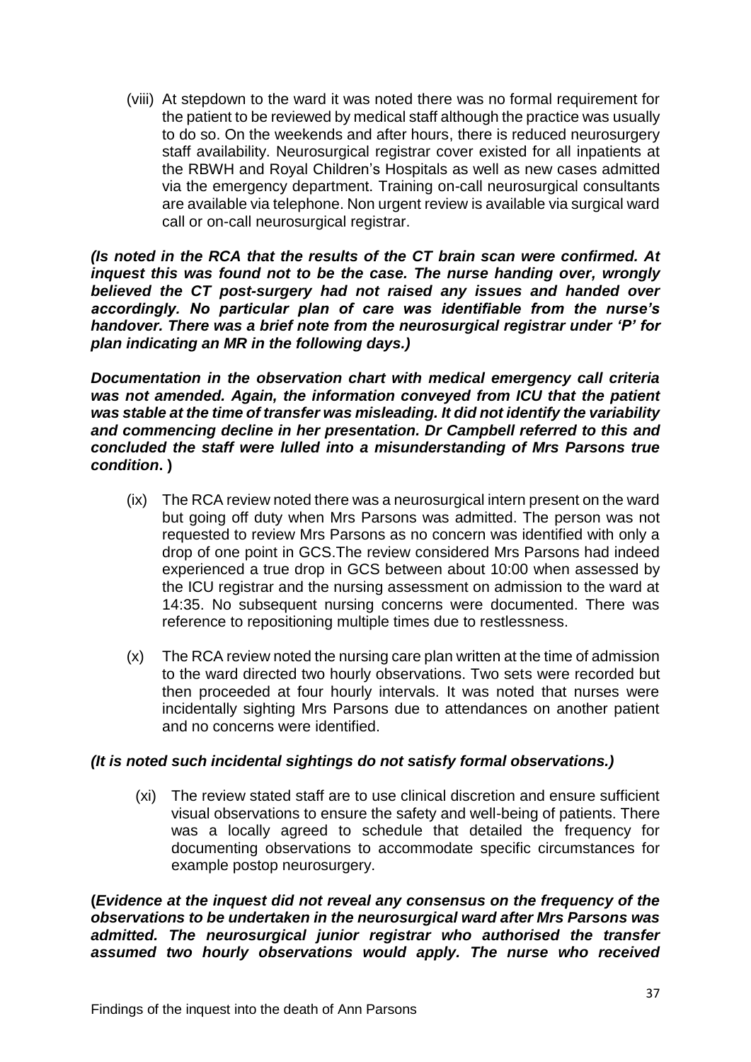(viii) At stepdown to the ward it was noted there was no formal requirement for the patient to be reviewed by medical staff although the practice was usually to do so. On the weekends and after hours, there is reduced neurosurgery staff availability. Neurosurgical registrar cover existed for all inpatients at the RBWH and Royal Children's Hospitals as well as new cases admitted via the emergency department. Training on-call neurosurgical consultants are available via telephone. Non urgent review is available via surgical ward call or on-call neurosurgical registrar.

***(Is noted in the RCA that the results of the CT brain scan were confirmed. At inquest this was found not to be the case. The nurse handing over, wrongly believed the CT post-surgery had not raised any issues and handed over accordingly. No particular plan of care was identifiable from the nurse's handover. There was a brief note from the neurosurgical registrar under 'P' for plan indicating an MR in the following days.)***

***Documentation in the observation chart with medical emergency call criteria was not amended. Again, the information conveyed from ICU that the patient was stable at the time of transfer was misleading. It did not identify the variability and commencing decline in her presentation. Dr Campbell referred to this and concluded the staff were lulled into a misunderstanding of Mrs Parsons true condition*. )**

(ix) The RCA review noted there was a neurosurgical intern present on the ward but going off duty when Mrs Parsons was admitted. The person was not requested to review Mrs Parsons as no concern was identified with only a drop of one point in GCS.The review considered Mrs Parsons had indeed experienced a true drop in GCS between about 10:00 when assessed by the ICU registrar and the nursing assessment on admission to the ward at 14:35. No subsequent nursing concerns were documented. There was reference to repositioning multiple times due to restlessness.

(x) The RCA review noted the nursing care plan written at the time of admission to the ward directed two hourly observations. Two sets were recorded but then proceeded at four hourly intervals. It was noted that nurses were incidentally sighting Mrs Parsons due to attendances on another patient and no concerns were identified.

***(It is noted such incidental sightings do not satisfy formal observations.)***

(xi) The review stated staff are to use clinical discretion and ensure sufficient visual observations to ensure the safety and well-being of patients. There was a locally agreed to schedule that detailed the frequency for documenting observations to accommodate specific circumstances for example postop neurosurgery.

**(*Evidence at the inquest did not reveal any consensus on the frequency of the observations to be undertaken in the neurosurgical ward after Mrs Parsons was admitted. The neurosurgical junior registrar who authorised the transfer assumed two hourly observations would apply. The nurse who received***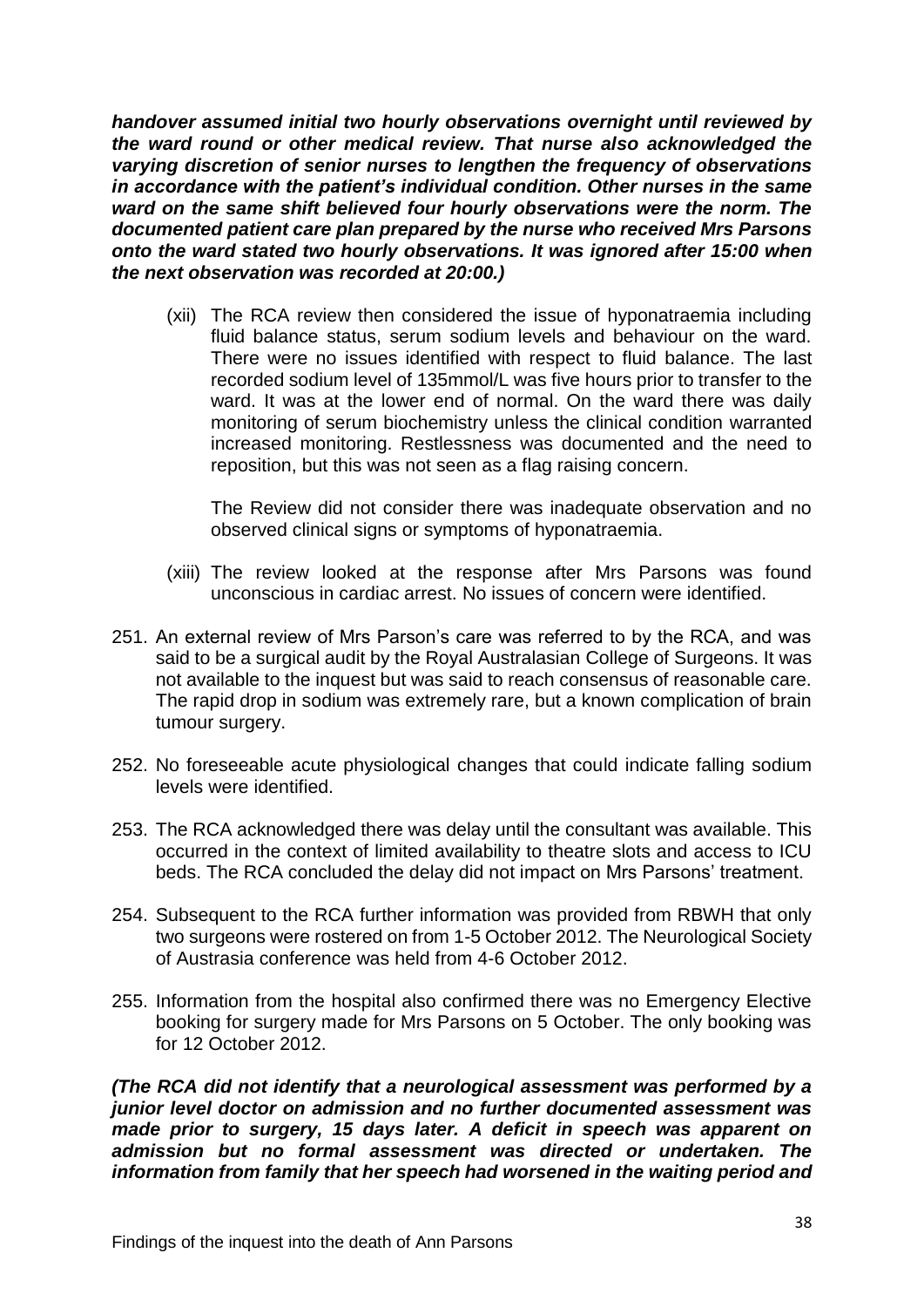***handover assumed initial two hourly observations overnight until reviewed by the ward round or other medical review. That nurse also acknowledged the varying discretion of senior nurses to lengthen the frequency of observations in accordance with the patient's individual condition. Other nurses in the same ward on the same shift believed four hourly observations were the norm. The documented patient care plan prepared by the nurse who received Mrs Parsons onto the ward stated two hourly observations. It was ignored after 15:00 when the next observation was recorded at 20:00.)***

(xii) The RCA review then considered the issue of hyponatraemia including fluid balance status, serum sodium levels and behaviour on the ward. There were no issues identified with respect to fluid balance. The last recorded sodium level of 135mmol/L was five hours prior to transfer to the ward. It was at the lower end of normal. On the ward there was daily monitoring of serum biochemistry unless the clinical condition warranted increased monitoring. Restlessness was documented and the need to reposition, but this was not seen as a flag raising concern.

The Review did not consider there was inadequate observation and no observed clinical signs or symptoms of hyponatraemia.

(xiii) The review looked at the response after Mrs Parsons was found unconscious in cardiac arrest. No issues of concern were identified.

251. An external review of Mrs Parson's care was referred to by the RCA, and was said to be a surgical audit by the Royal Australasian College of Surgeons. It was not available to the inquest but was said to reach consensus of reasonable care. The rapid drop in sodium was extremely rare, but a known complication of brain tumour surgery.

252. No foreseeable acute physiological changes that could indicate falling sodium levels were identified.

253. The RCA acknowledged there was delay until the consultant was available. This occurred in the context of limited availability to theatre slots and access to ICU beds. The RCA concluded the delay did not impact on Mrs Parsons' treatment.

254. Subsequent to the RCA further information was provided from RBWH that only two surgeons were rostered on from 1-5 October 2012. The Neurological Society of Austrasia conference was held from 4-6 October 2012.

255. Information from the hospital also confirmed there was no Emergency Elective booking for surgery made for Mrs Parsons on 5 October. The only booking was for 12 October 2012.

***(The RCA did not identify that a neurological assessment was performed by a junior level doctor on admission and no further documented assessment was made prior to surgery, 15 days later. A deficit in speech was apparent on admission but no formal assessment was directed or undertaken. The information from family that her speech had worsened in the waiting period and***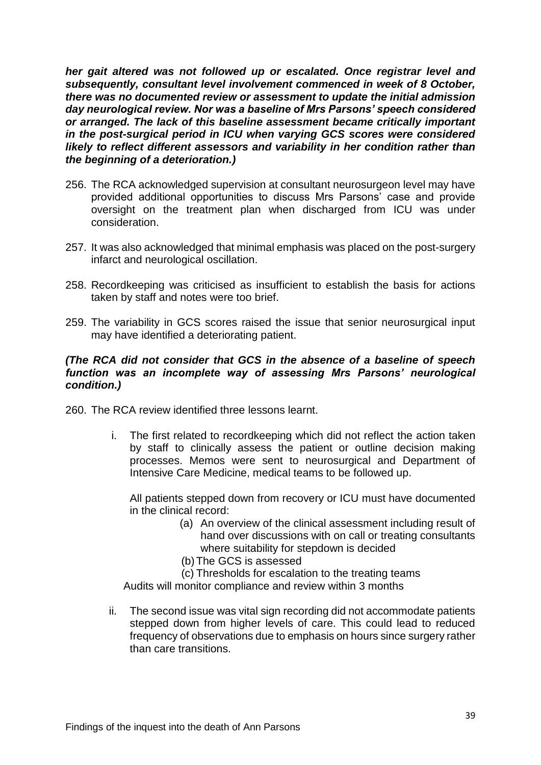***her gait altered was not followed up or escalated. Once registrar level and subsequently, consultant level involvement commenced in week of 8 October, there was no documented review or assessment to update the initial admission day neurological review. Nor was a baseline of Mrs Parsons' speech considered or arranged. The lack of this baseline assessment became critically important in the post-surgical period in ICU when varying GCS scores were considered likely to reflect different assessors and variability in her condition rather than the beginning of a deterioration.)***

256. The RCA acknowledged supervision at consultant neurosurgeon level may have provided additional opportunities to discuss Mrs Parsons' case and provide oversight on the treatment plan when discharged from ICU was under consideration.

257. It was also acknowledged that minimal emphasis was placed on the post-surgery infarct and neurological oscillation.

258. Recordkeeping was criticised as insufficient to establish the basis for actions taken by staff and notes were too brief.

259. The variability in GCS scores raised the issue that senior neurosurgical input may have identified a deteriorating patient.

***(The RCA did not consider that GCS in the absence of a baseline of speech function was an incomplete way of assessing Mrs Parsons' neurological condition.)***

260. The RCA review identified three lessons learnt.

   i. The first related to recordkeeping which did not reflect the action taken by staff to clinically assess the patient or outline decision making processes. Memos were sent to neurosurgical and Department of Intensive Care Medicine, medical teams to be followed up.

      All patients stepped down from recovery or ICU must have documented in the clinical record:

      (a) An overview of the clinical assessment including result of hand over discussions with on call or treating consultants where suitability for stepdown is decided
      (b) The GCS is assessed
      (c) Thresholds for escalation to the treating teams

      Audits will monitor compliance and review within 3 months

   ii. The second issue was vital sign recording did not accommodate patients stepped down from higher levels of care. This could lead to reduced frequency of observations due to emphasis on hours since surgery rather than care transitions.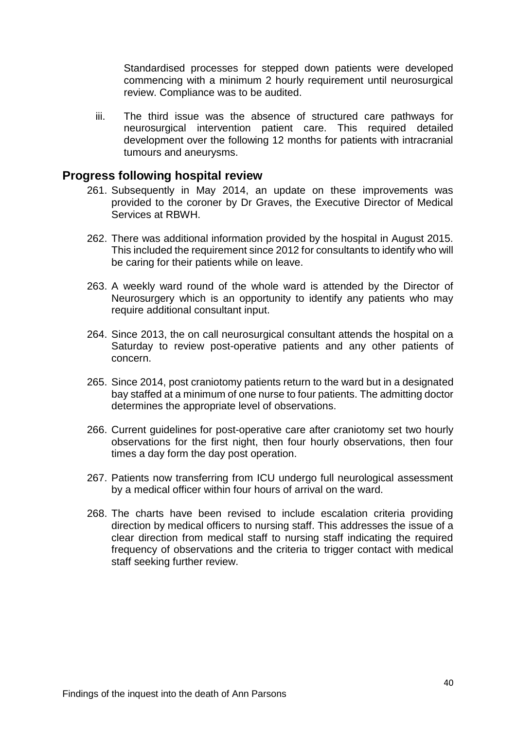Standardised processes for stepped down patients were developed commencing with a minimum 2 hourly requirement until neurosurgical review. Compliance was to be audited.

iii. The third issue was the absence of structured care pathways for neurosurgical intervention patient care. This required detailed development over the following 12 months for patients with intracranial tumours and aneurysms.

## Progress following hospital review

261. Subsequently in May 2014, an update on these improvements was provided to the coroner by Dr Graves, the Executive Director of Medical Services at RBWH.

262. There was additional information provided by the hospital in August 2015. This included the requirement since 2012 for consultants to identify who will be caring for their patients while on leave.

263. A weekly ward round of the whole ward is attended by the Director of Neurosurgery which is an opportunity to identify any patients who may require additional consultant input.

264. Since 2013, the on call neurosurgical consultant attends the hospital on a Saturday to review post-operative patients and any other patients of concern.

265. Since 2014, post craniotomy patients return to the ward but in a designated bay staffed at a minimum of one nurse to four patients. The admitting doctor determines the appropriate level of observations.

266. Current guidelines for post-operative care after craniotomy set two hourly observations for the first night, then four hourly observations, then four times a day form the day post operation.

267. Patients now transferring from ICU undergo full neurological assessment by a medical officer within four hours of arrival on the ward.

268. The charts have been revised to include escalation criteria providing direction by medical officers to nursing staff. This addresses the issue of a clear direction from medical staff to nursing staff indicating the required frequency of observations and the criteria to trigger contact with medical staff seeking further review.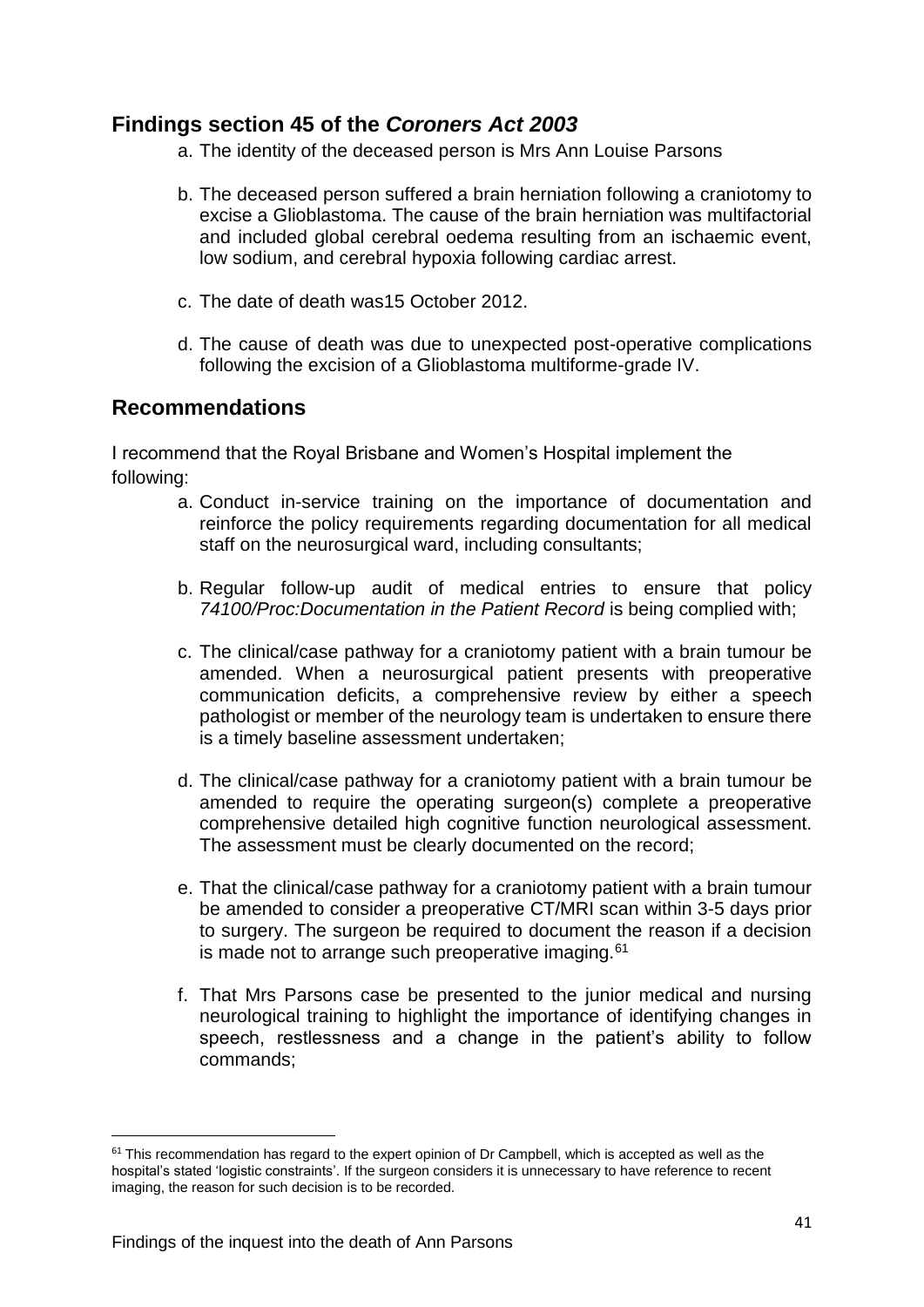## Findings section 45 of the *Coroners Act 2003*

a. The identity of the deceased person is Mrs Ann Louise Parsons

b. The deceased person suffered a brain herniation following a craniotomy to excise a Glioblastoma. The cause of the brain herniation was multifactorial and included global cerebral oedema resulting from an ischaemic event, low sodium, and cerebral hypoxia following cardiac arrest.

c. The date of death was15 October 2012.

d. The cause of death was due to unexpected post-operative complications following the excision of a Glioblastoma multiforme-grade IV.

## Recommendations

I recommend that the Royal Brisbane and Women's Hospital implement the following:

a. Conduct in-service training on the importance of documentation and reinforce the policy requirements regarding documentation for all medical staff on the neurosurgical ward, including consultants;

b. Regular follow-up audit of medical entries to ensure that policy *74100/Proc:Documentation in the Patient Record* is being complied with;

c. The clinical/case pathway for a craniotomy patient with a brain tumour be amended. When a neurosurgical patient presents with preoperative communication deficits, a comprehensive review by either a speech pathologist or member of the neurology team is undertaken to ensure there is a timely baseline assessment undertaken;

d. The clinical/case pathway for a craniotomy patient with a brain tumour be amended to require the operating surgeon(s) complete a preoperative comprehensive detailed high cognitive function neurological assessment. The assessment must be clearly documented on the record;

e. That the clinical/case pathway for a craniotomy patient with a brain tumour be amended to consider a preoperative CT/MRI scan within 3-5 days prior to surgery. The surgeon be required to document the reason if a decision is made not to arrange such preoperative imaging.[61]

f. That Mrs Parsons case be presented to the junior medical and nursing neurological training to highlight the importance of identifying changes in speech, restlessness and a change in the patient's ability to follow commands;

[61] This recommendation has regard to the expert opinion of Dr Campbell, which is accepted as well as the hospital's stated 'logistic constraints'. If the surgeon considers it is unnecessary to have reference to recent imaging, the reason for such decision is to be recorded.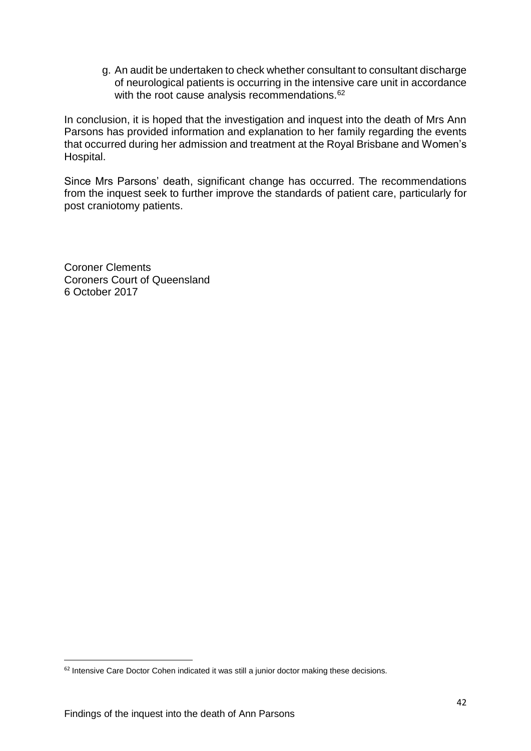g. An audit be undertaken to check whether consultant to consultant discharge of neurological patients is occurring in the intensive care unit in accordance with the root cause analysis recommendations.[62]

In conclusion, it is hoped that the investigation and inquest into the death of Mrs Ann Parsons has provided information and explanation to her family regarding the events that occurred during her admission and treatment at the Royal Brisbane and Women's Hospital.

Since Mrs Parsons' death, significant change has occurred. The recommendations from the inquest seek to further improve the standards of patient care, particularly for post craniotomy patients.

Coroner Clements
Coroners Court of Queensland
6 October 2017

[62] Intensive Care Doctor Cohen indicated it was still a junior doctor making these decisions.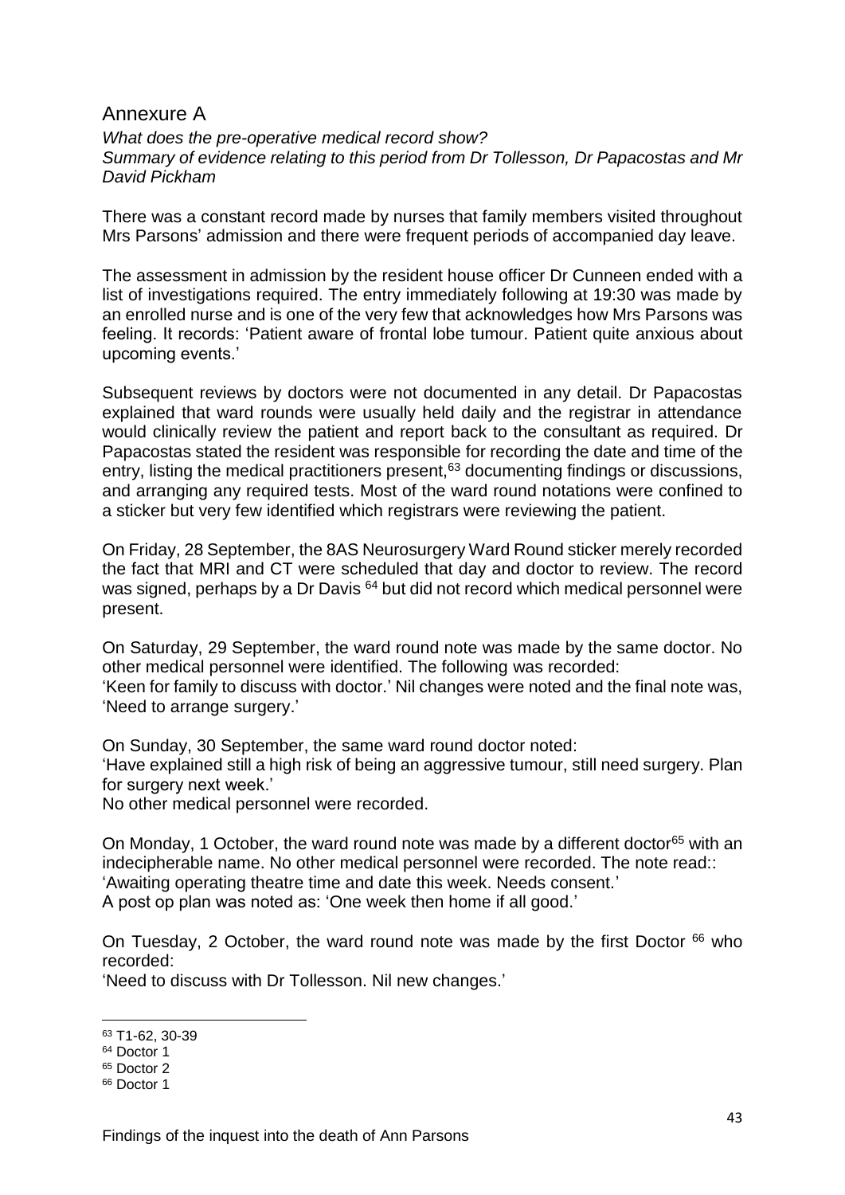## Annexure A

*What does the pre-operative medical record show?*
*Summary of evidence relating to this period from Dr Tollesson, Dr Papacostas and Mr David Pickham*

There was a constant record made by nurses that family members visited throughout Mrs Parsons' admission and there were frequent periods of accompanied day leave.

The assessment in admission by the resident house officer Dr Cunneen ended with a list of investigations required. The entry immediately following at 19:30 was made by an enrolled nurse and is one of the very few that acknowledges how Mrs Parsons was feeling. It records: 'Patient aware of frontal lobe tumour. Patient quite anxious about upcoming events.'

Subsequent reviews by doctors were not documented in any detail. Dr Papacostas explained that ward rounds were usually held daily and the registrar in attendance would clinically review the patient and report back to the consultant as required. Dr Papacostas stated the resident was responsible for recording the date and time of the entry, listing the medical practitioners present,[63] documenting findings or discussions, and arranging any required tests. Most of the ward round notations were confined to a sticker but very few identified which registrars were reviewing the patient.

On Friday, 28 September, the 8AS Neurosurgery Ward Round sticker merely recorded the fact that MRI and CT were scheduled that day and doctor to review. The record was signed, perhaps by a Dr Davis [64] but did not record which medical personnel were present.

On Saturday, 29 September, the ward round note was made by the same doctor. No other medical personnel were identified. The following was recorded:
'Keen for family to discuss with doctor.' Nil changes were noted and the final note was, 'Need to arrange surgery.'

On Sunday, 30 September, the same ward round doctor noted:
'Have explained still a high risk of being an aggressive tumour, still need surgery. Plan for surgery next week.'
No other medical personnel were recorded.

On Monday, 1 October, the ward round note was made by a different doctor[65] with an indecipherable name. No other medical personnel were recorded. The note read::
'Awaiting operating theatre time and date this week. Needs consent.'
A post op plan was noted as: 'One week then home if all good.'

On Tuesday, 2 October, the ward round note was made by the first Doctor [66] who recorded:
'Need to discuss with Dr Tollesson. Nil new changes.'

---

[63] T1-62, 30-39
[64] Doctor 1
[65] Doctor 2
[66] Doctor 1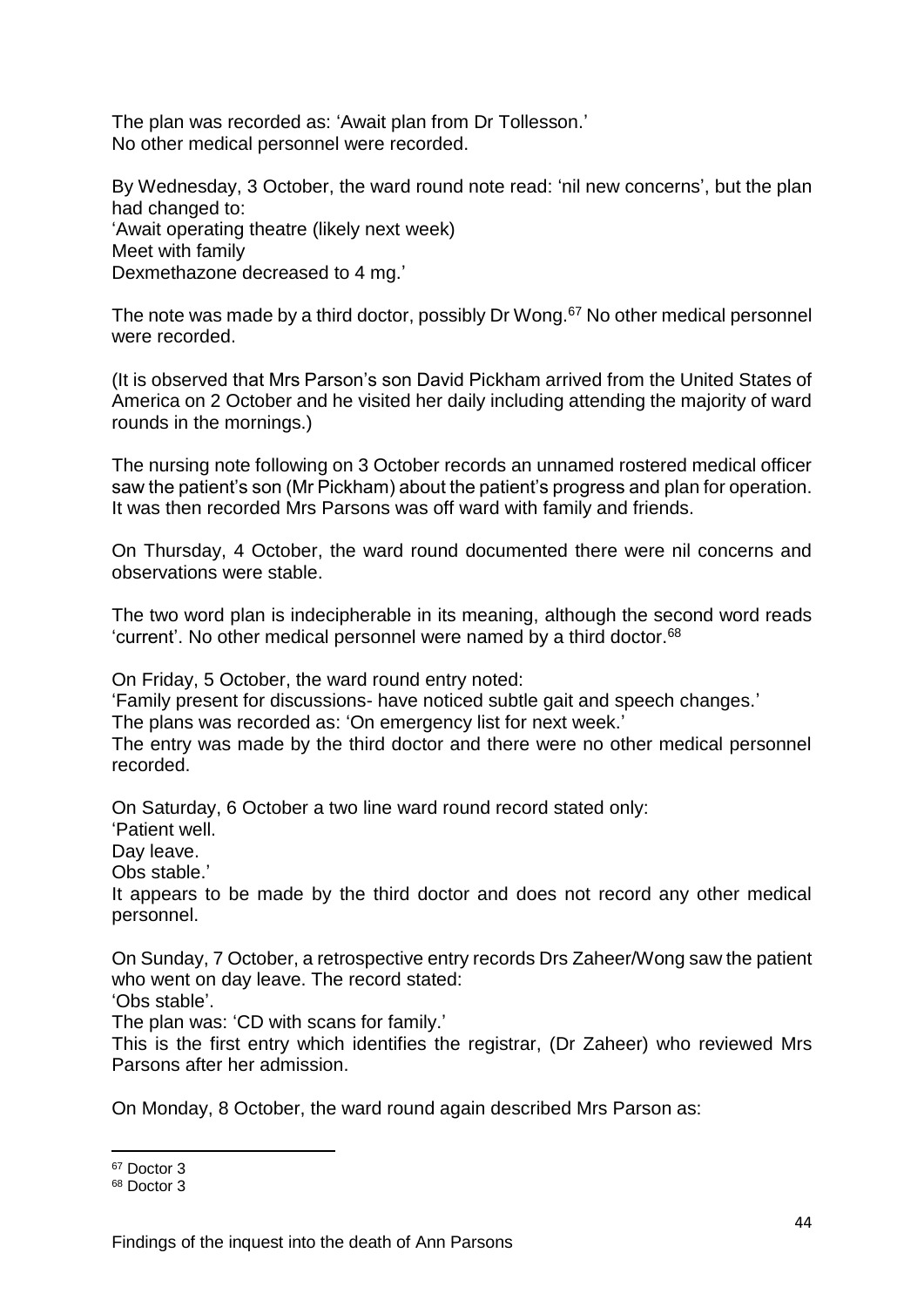The plan was recorded as: 'Await plan from Dr Tollesson.'
No other medical personnel were recorded.

By Wednesday, 3 October, the ward round note read: 'nil new concerns', but the plan had changed to:
'Await operating theatre (likely next week)
Meet with family
Dexmethazone decreased to 4 mg.'

The note was made by a third doctor, possibly Dr Wong.[67] No other medical personnel were recorded.

(It is observed that Mrs Parson's son David Pickham arrived from the United States of America on 2 October and he visited her daily including attending the majority of ward rounds in the mornings.)

The nursing note following on 3 October records an unnamed rostered medical officer saw the patient's son (Mr Pickham) about the patient's progress and plan for operation. It was then recorded Mrs Parsons was off ward with family and friends.

On Thursday, 4 October, the ward round documented there were nil concerns and observations were stable.

The two word plan is indecipherable in its meaning, although the second word reads 'current'. No other medical personnel were named by a third doctor.[68]

On Friday, 5 October, the ward round entry noted:
'Family present for discussions- have noticed subtle gait and speech changes.'
The plans was recorded as: 'On emergency list for next week.'
The entry was made by the third doctor and there were no other medical personnel recorded.

On Saturday, 6 October a two line ward round record stated only:
'Patient well.
Day leave.
Obs stable.'
It appears to be made by the third doctor and does not record any other medical personnel.

On Sunday, 7 October, a retrospective entry records Drs Zaheer/Wong saw the patient who went on day leave. The record stated:
'Obs stable'.
The plan was: 'CD with scans for family.'
This is the first entry which identifies the registrar, (Dr Zaheer) who reviewed Mrs Parsons after her admission.

On Monday, 8 October, the ward round again described Mrs Parson as:

[67] Doctor 3
[68] Doctor 3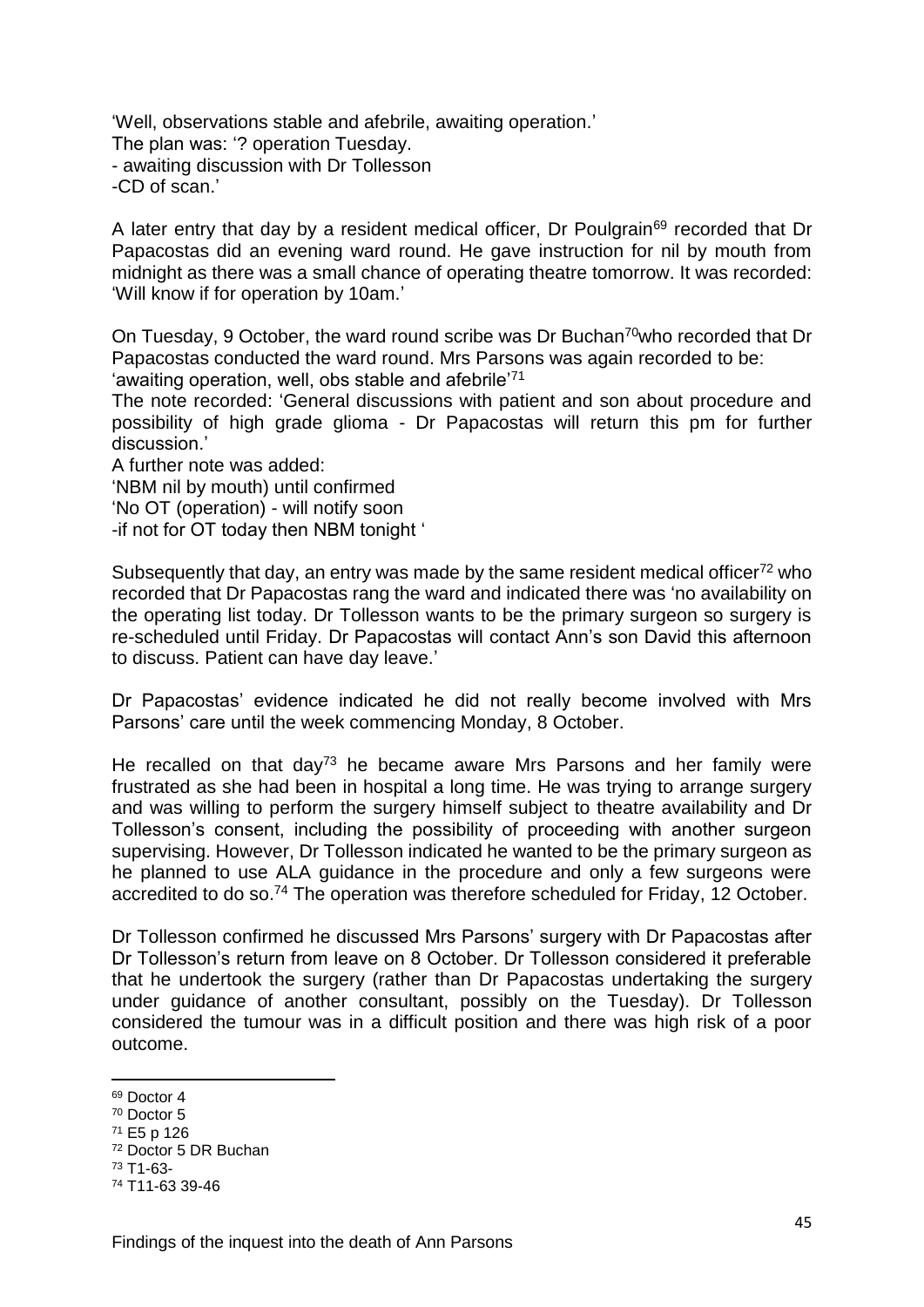'Well, observations stable and afebrile, awaiting operation.'
The plan was: '? operation Tuesday.
- awaiting discussion with Dr Tollesson
-CD of scan.'

A later entry that day by a resident medical officer, Dr Poulgrain[69] recorded that Dr Papacostas did an evening ward round. He gave instruction for nil by mouth from midnight as there was a small chance of operating theatre tomorrow. It was recorded: 'Will know if for operation by 10am.'

On Tuesday, 9 October, the ward round scribe was Dr Buchan[70]who recorded that Dr Papacostas conducted the ward round. Mrs Parsons was again recorded to be: 'awaiting operation, well, obs stable and afebrile'[71]

The note recorded: 'General discussions with patient and son about procedure and possibility of high grade glioma - Dr Papacostas will return this pm for further discussion.'

A further note was added:
'NBM nil by mouth) until confirmed
'No OT (operation) - will notify soon
-if not for OT today then NBM tonight '

Subsequently that day, an entry was made by the same resident medical officer[72] who recorded that Dr Papacostas rang the ward and indicated there was 'no availability on the operating list today. Dr Tollesson wants to be the primary surgeon so surgery is re-scheduled until Friday. Dr Papacostas will contact Ann's son David this afternoon to discuss. Patient can have day leave.'

Dr Papacostas' evidence indicated he did not really become involved with Mrs Parsons' care until the week commencing Monday, 8 October.

He recalled on that day[73] he became aware Mrs Parsons and her family were frustrated as she had been in hospital a long time. He was trying to arrange surgery and was willing to perform the surgery himself subject to theatre availability and Dr Tollesson's consent, including the possibility of proceeding with another surgeon supervising. However, Dr Tollesson indicated he wanted to be the primary surgeon as he planned to use ALA guidance in the procedure and only a few surgeons were accredited to do so.[74] The operation was therefore scheduled for Friday, 12 October.

Dr Tollesson confirmed he discussed Mrs Parsons' surgery with Dr Papacostas after Dr Tollesson's return from leave on 8 October. Dr Tollesson considered it preferable that he undertook the surgery (rather than Dr Papacostas undertaking the surgery under guidance of another consultant, possibly on the Tuesday). Dr Tollesson considered the tumour was in a difficult position and there was high risk of a poor outcome.

---

[69] Doctor 4
[70] Doctor 5
[71] E5 p 126
[72] Doctor 5 DR Buchan
[73] T1-63-
[74] T11-63 39-46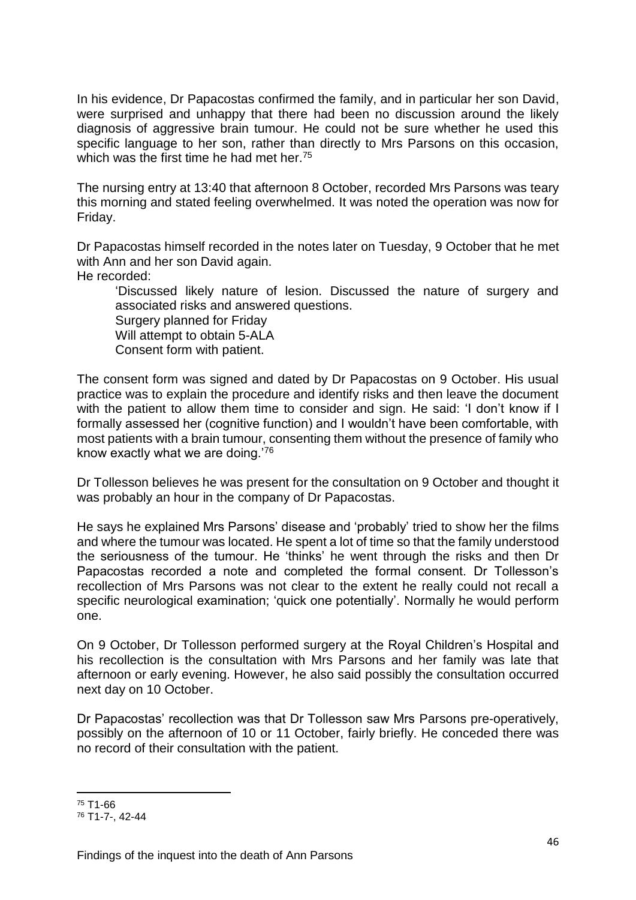In his evidence, Dr Papacostas confirmed the family, and in particular her son David, were surprised and unhappy that there had been no discussion around the likely diagnosis of aggressive brain tumour. He could not be sure whether he used this specific language to her son, rather than directly to Mrs Parsons on this occasion, which was the first time he had met her.[75]

The nursing entry at 13:40 that afternoon 8 October, recorded Mrs Parsons was teary this morning and stated feeling overwhelmed. It was noted the operation was now for Friday.

Dr Papacostas himself recorded in the notes later on Tuesday, 9 October that he met with Ann and her son David again.
He recorded:

> 'Discussed likely nature of lesion. Discussed the nature of surgery and associated risks and answered questions.
> Surgery planned for Friday
> Will attempt to obtain 5-ALA
> Consent form with patient.

The consent form was signed and dated by Dr Papacostas on 9 October. His usual practice was to explain the procedure and identify risks and then leave the document with the patient to allow them time to consider and sign. He said: 'I don't know if I formally assessed her (cognitive function) and I wouldn't have been comfortable, with most patients with a brain tumour, consenting them without the presence of family who know exactly what we are doing.'[76]

Dr Tollesson believes he was present for the consultation on 9 October and thought it was probably an hour in the company of Dr Papacostas.

He says he explained Mrs Parsons' disease and 'probably' tried to show her the films and where the tumour was located. He spent a lot of time so that the family understood the seriousness of the tumour. He 'thinks' he went through the risks and then Dr Papacostas recorded a note and completed the formal consent. Dr Tollesson's recollection of Mrs Parsons was not clear to the extent he really could not recall a specific neurological examination; 'quick one potentially'. Normally he would perform one.

On 9 October, Dr Tollesson performed surgery at the Royal Children's Hospital and his recollection is the consultation with Mrs Parsons and her family was late that afternoon or early evening. However, he also said possibly the consultation occurred next day on 10 October.

Dr Papacostas' recollection was that Dr Tollesson saw Mrs Parsons pre-operatively, possibly on the afternoon of 10 or 11 October, fairly briefly. He conceded there was no record of their consultation with the patient.

---

[75] T1-66

[76] T1-7-, 42-44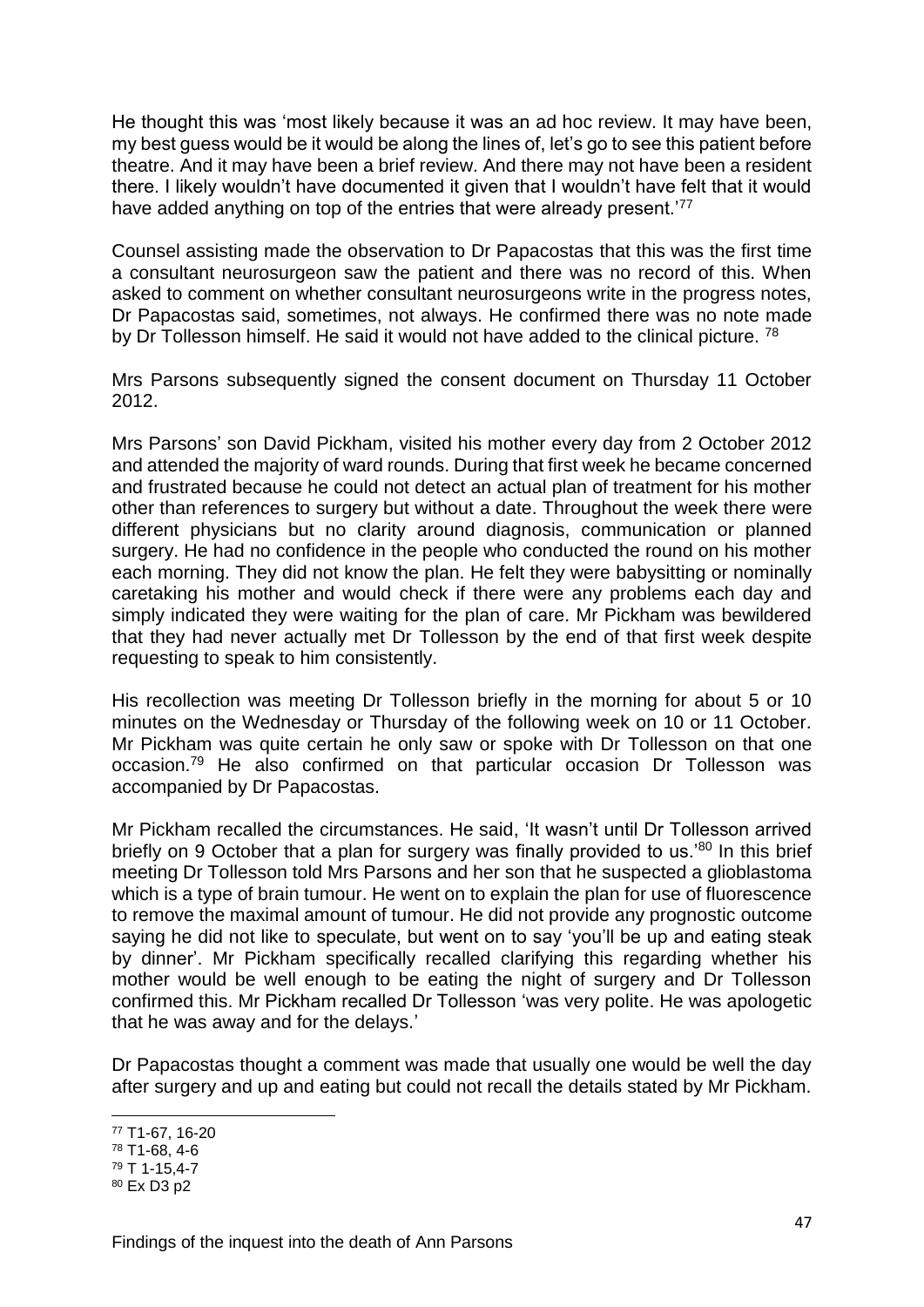He thought this was 'most likely because it was an ad hoc review. It may have been, my best guess would be it would be along the lines of, let's go to see this patient before theatre. And it may have been a brief review. And there may not have been a resident there. I likely wouldn't have documented it given that I wouldn't have felt that it would have added anything on top of the entries that were already present.'[77]

Counsel assisting made the observation to Dr Papacostas that this was the first time a consultant neurosurgeon saw the patient and there was no record of this. When asked to comment on whether consultant neurosurgeons write in the progress notes, Dr Papacostas said, sometimes, not always. He confirmed there was no note made by Dr Tollesson himself. He said it would not have added to the clinical picture. [78]

Mrs Parsons subsequently signed the consent document on Thursday 11 October 2012.

Mrs Parsons' son David Pickham, visited his mother every day from 2 October 2012 and attended the majority of ward rounds. During that first week he became concerned and frustrated because he could not detect an actual plan of treatment for his mother other than references to surgery but without a date. Throughout the week there were different physicians but no clarity around diagnosis, communication or planned surgery. He had no confidence in the people who conducted the round on his mother each morning. They did not know the plan. He felt they were babysitting or nominally caretaking his mother and would check if there were any problems each day and simply indicated they were waiting for the plan of care. Mr Pickham was bewildered that they had never actually met Dr Tollesson by the end of that first week despite requesting to speak to him consistently.

His recollection was meeting Dr Tollesson briefly in the morning for about 5 or 10 minutes on the Wednesday or Thursday of the following week on 10 or 11 October. Mr Pickham was quite certain he only saw or spoke with Dr Tollesson on that one occasion.[79] He also confirmed on that particular occasion Dr Tollesson was accompanied by Dr Papacostas.

Mr Pickham recalled the circumstances. He said, 'It wasn't until Dr Tollesson arrived briefly on 9 October that a plan for surgery was finally provided to us.'[80] In this brief meeting Dr Tollesson told Mrs Parsons and her son that he suspected a glioblastoma which is a type of brain tumour. He went on to explain the plan for use of fluorescence to remove the maximal amount of tumour. He did not provide any prognostic outcome saying he did not like to speculate, but went on to say 'you'll be up and eating steak by dinner'. Mr Pickham specifically recalled clarifying this regarding whether his mother would be well enough to be eating the night of surgery and Dr Tollesson confirmed this. Mr Pickham recalled Dr Tollesson 'was very polite. He was apologetic that he was away and for the delays.'

Dr Papacostas thought a comment was made that usually one would be well the day after surgery and up and eating but could not recall the details stated by Mr Pickham.

---

[77] T1-67, 16-20
[78] T1-68, 4-6
[79] T 1-15,4-7
[80] Ex D3 p2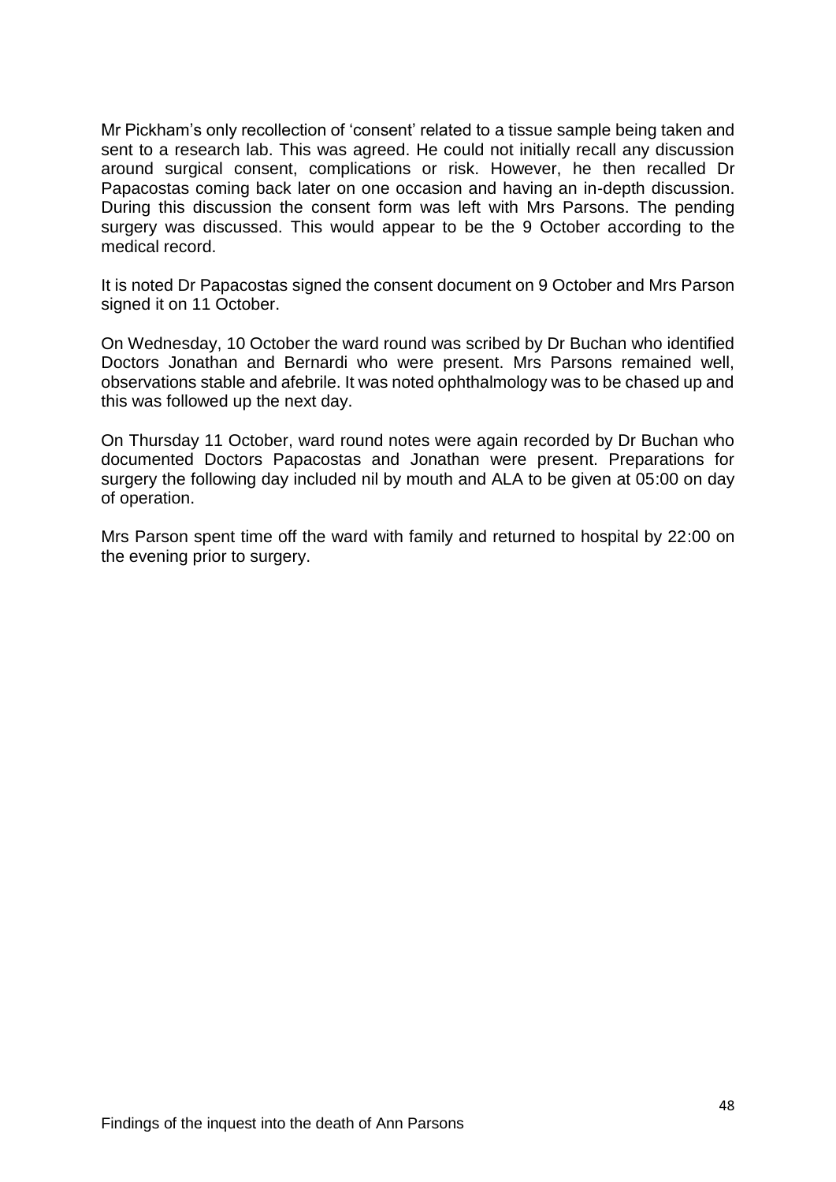Mr Pickham's only recollection of 'consent' related to a tissue sample being taken and sent to a research lab. This was agreed. He could not initially recall any discussion around surgical consent, complications or risk. However, he then recalled Dr Papacostas coming back later on one occasion and having an in-depth discussion. During this discussion the consent form was left with Mrs Parsons. The pending surgery was discussed. This would appear to be the 9 October according to the medical record.

It is noted Dr Papacostas signed the consent document on 9 October and Mrs Parson signed it on 11 October.

On Wednesday, 10 October the ward round was scribed by Dr Buchan who identified Doctors Jonathan and Bernardi who were present. Mrs Parsons remained well, observations stable and afebrile. It was noted ophthalmology was to be chased up and this was followed up the next day.

On Thursday 11 October, ward round notes were again recorded by Dr Buchan who documented Doctors Papacostas and Jonathan were present. Preparations for surgery the following day included nil by mouth and ALA to be given at 05:00 on day of operation.

Mrs Parson spent time off the ward with family and returned to hospital by 22:00 on the evening prior to surgery.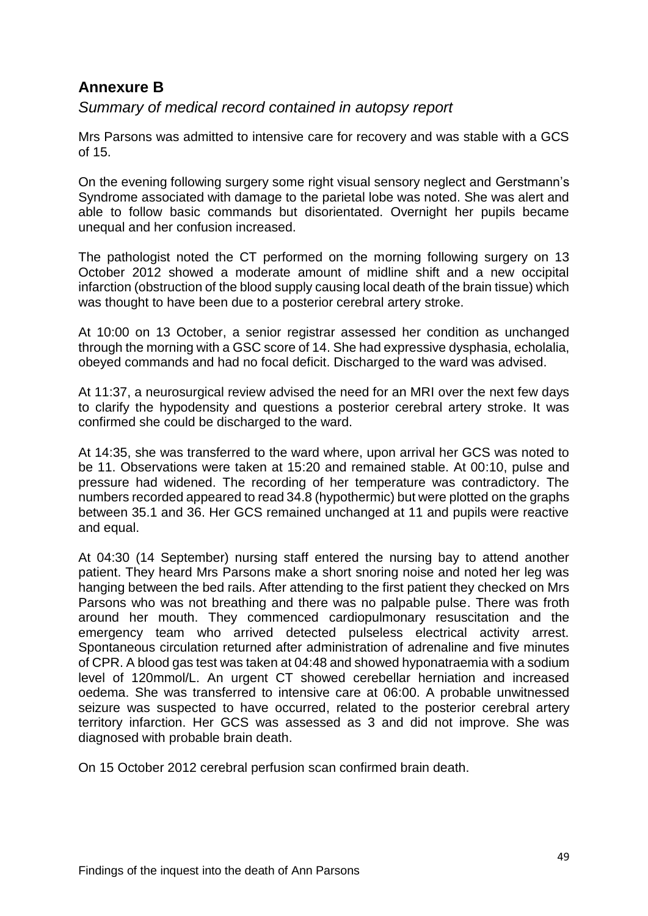## Annexure B

*Summary of medical record contained in autopsy report*

Mrs Parsons was admitted to intensive care for recovery and was stable with a GCS of 15.

On the evening following surgery some right visual sensory neglect and Gerstmann's Syndrome associated with damage to the parietal lobe was noted. She was alert and able to follow basic commands but disorientated. Overnight her pupils became unequal and her confusion increased.

The pathologist noted the CT performed on the morning following surgery on 13 October 2012 showed a moderate amount of midline shift and a new occipital infarction (obstruction of the blood supply causing local death of the brain tissue) which was thought to have been due to a posterior cerebral artery stroke.

At 10:00 on 13 October, a senior registrar assessed her condition as unchanged through the morning with a GSC score of 14. She had expressive dysphasia, echolalia, obeyed commands and had no focal deficit. Discharged to the ward was advised.

At 11:37, a neurosurgical review advised the need for an MRI over the next few days to clarify the hypodensity and questions a posterior cerebral artery stroke. It was confirmed she could be discharged to the ward.

At 14:35, she was transferred to the ward where, upon arrival her GCS was noted to be 11. Observations were taken at 15:20 and remained stable. At 00:10, pulse and pressure had widened. The recording of her temperature was contradictory. The numbers recorded appeared to read 34.8 (hypothermic) but were plotted on the graphs between 35.1 and 36. Her GCS remained unchanged at 11 and pupils were reactive and equal.

At 04:30 (14 September) nursing staff entered the nursing bay to attend another patient. They heard Mrs Parsons make a short snoring noise and noted her leg was hanging between the bed rails. After attending to the first patient they checked on Mrs Parsons who was not breathing and there was no palpable pulse. There was froth around her mouth. They commenced cardiopulmonary resuscitation and the emergency team who arrived detected pulseless electrical activity arrest. Spontaneous circulation returned after administration of adrenaline and five minutes of CPR. A blood gas test was taken at 04:48 and showed hyponatraemia with a sodium level of 120mmol/L. An urgent CT showed cerebellar herniation and increased oedema. She was transferred to intensive care at 06:00. A probable unwitnessed seizure was suspected to have occurred, related to the posterior cerebral artery territory infarction. Her GCS was assessed as 3 and did not improve. She was diagnosed with probable brain death.

On 15 October 2012 cerebral perfusion scan confirmed brain death.